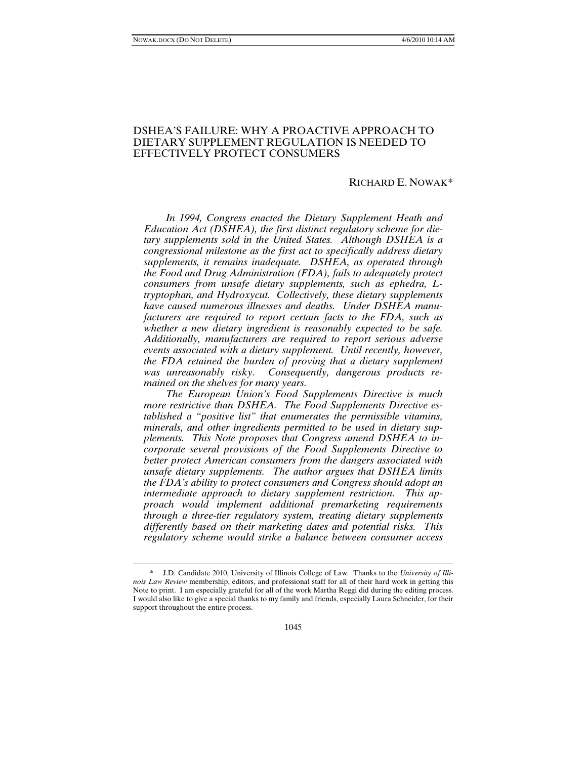# DSHEA'S FAILURE: WHY A PROACTIVE APPROACH TO DIETARY SUPPLEMENT REGULATION IS NEEDED TO EFFECTIVELY PROTECT CONSUMERS

RICHARD E. NOWAK*

*In 1994, Congress enacted the Dietary Supplement Heath and Education Act (DSHEA), the first distinct regulatory scheme for dietary supplements sold in the United States. Although DSHEA is a congressional milestone as the first act to specifically address dietary supplements, it remains inadequate. DSHEA, as operated through the Food and Drug Administration (FDA), fails to adequately protect consumers from unsafe dietary supplements, such as ephedra, L-tryptophan, and Hydroxycut. Collectively, these dietary supplements have caused numerous illnesses and deaths. Under DSHEA manufacturers are required to report certain facts to the FDA, such as whether a new dietary ingredient is reasonably expected to be safe. Additionally, manufacturers are required to report serious adverse events associated with a dietary supplement. Until recently, however, the FDA retained the burden of proving that a dietary supplement was unreasonably risky. Consequently, dangerous products remained on the shelves for many years.*

*The European Union's Food Supplements Directive is much more restrictive than DSHEA. The Food Supplements Directive established a "positive list" that enumerates the permissible vitamins, minerals, and other ingredients permitted to be used in dietary supplements. This Note proposes that Congress amend DSHEA to incorporate several provisions of the Food Supplements Directive to better protect American consumers from the dangers associated with unsafe dietary supplements. The author argues that DSHEA limits the FDA's ability to protect consumers and Congress should adopt an intermediate approach to dietary supplement restriction. This approach would implement additional premarketing requirements through a three-tier regulatory system, treating dietary supplements differently based on their marketing dates and potential risks. This regulatory scheme would strike a balance between consumer access*

---

\* J.D. Candidate 2010, University of Illinois College of Law. Thanks to the *University of Illinois Law Review* membership, editors, and professional staff for all of their hard work in getting this Note to print. I am especially grateful for all of the work Martha Reggi did during the editing process. I would also like to give a special thanks to my family and friends, especially Laura Schneider, for their support throughout the entire process.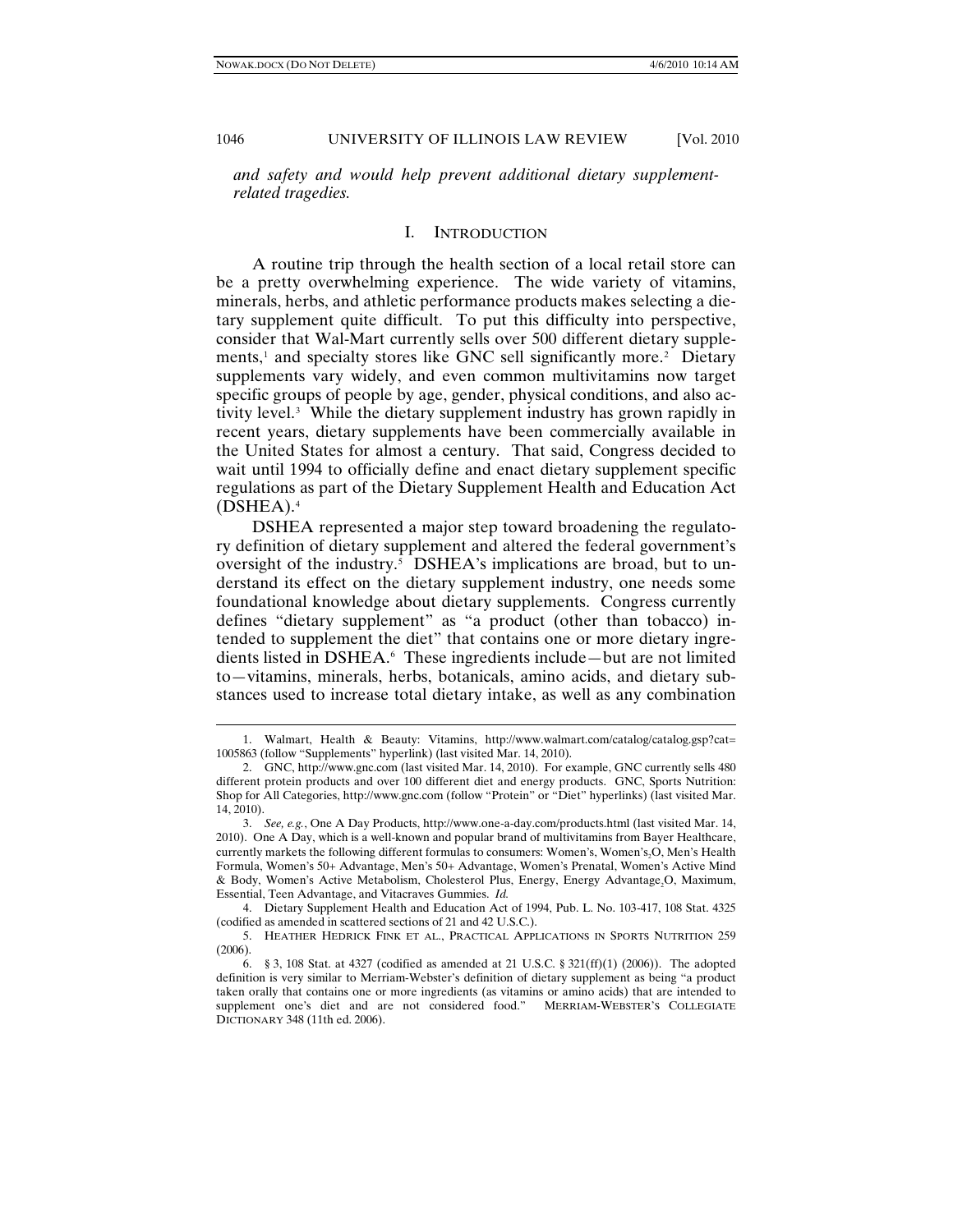*and safety and would help prevent additional dietary supplement-related tragedies.*

## I. INTRODUCTION

A routine trip through the health section of a local retail store can be a pretty overwhelming experience. The wide variety of vitamins, minerals, herbs, and athletic performance products makes selecting a dietary supplement quite difficult. To put this difficulty into perspective, consider that Wal-Mart currently sells over 500 different dietary supplements,[1] and specialty stores like GNC sell significantly more.[2] Dietary supplements vary widely, and even common multivitamins now target specific groups of people by age, gender, physical conditions, and also activity level.[3] While the dietary supplement industry has grown rapidly in recent years, dietary supplements have been commercially available in the United States for almost a century. That said, Congress decided to wait until 1994 to officially define and enact dietary supplement specific regulations as part of the Dietary Supplement Health and Education Act (DSHEA).[4]

DSHEA represented a major step toward broadening the regulatory definition of dietary supplement and altered the federal government's oversight of the industry.[5] DSHEA's implications are broad, but to understand its effect on the dietary supplement industry, one needs some foundational knowledge about dietary supplements. Congress currently defines "dietary supplement" as "a product (other than tobacco) intended to supplement the diet" that contains one or more dietary ingredients listed in DSHEA.[6] These ingredients include—but are not limited to—vitamins, minerals, herbs, botanicals, amino acids, and dietary substances used to increase total dietary intake, as well as any combination

---

1. Walmart, Health & Beauty: Vitamins, http://www.walmart.com/catalog/catalog.gsp?cat=1005863 (follow "Supplements" hyperlink) (last visited Mar. 14, 2010).

2. GNC, http://www.gnc.com (last visited Mar. 14, 2010). For example, GNC currently sells 480 different protein products and over 100 different diet and energy products. GNC, Sports Nutrition: Shop for All Categories, http://www.gnc.com (follow "Protein" or "Diet" hyperlinks) (last visited Mar. 14, 2010).

3. *See, e.g.*, One A Day Products, http://www.one-a-day.com/products.html (last visited Mar. 14, 2010). One A Day, which is a well-known and popular brand of multivitamins from Bayer Healthcare, currently markets the following different formulas to consumers: Women's, Women's$_2$O, Men's Health Formula, Women's 50+ Advantage, Men's 50+ Advantage, Women's Prenatal, Women's Active Mind & Body, Women's Active Metabolism, Cholesterol Plus, Energy, Energy Advantage$_2$O, Maximum, Essential, Teen Advantage, and Vitacraves Gummies. *Id.*

4. Dietary Supplement Health and Education Act of 1994, Pub. L. No. 103-417, 108 Stat. 4325 (codified as amended in scattered sections of 21 and 42 U.S.C.).

5. HEATHER HEDRICK FINK ET AL., PRACTICAL APPLICATIONS IN SPORTS NUTRITION 259 (2006).

6. § 3, 108 Stat. at 4327 (codified as amended at 21 U.S.C. § 321(ff)(1) (2006)). The adopted definition is very similar to Merriam-Webster's definition of dietary supplement as being "a product taken orally that contains one or more ingredients (as vitamins or amino acids) that are intended to supplement one's diet and are not considered food." MERRIAM-WEBSTER'S COLLEGIATE DICTIONARY 348 (11th ed. 2006).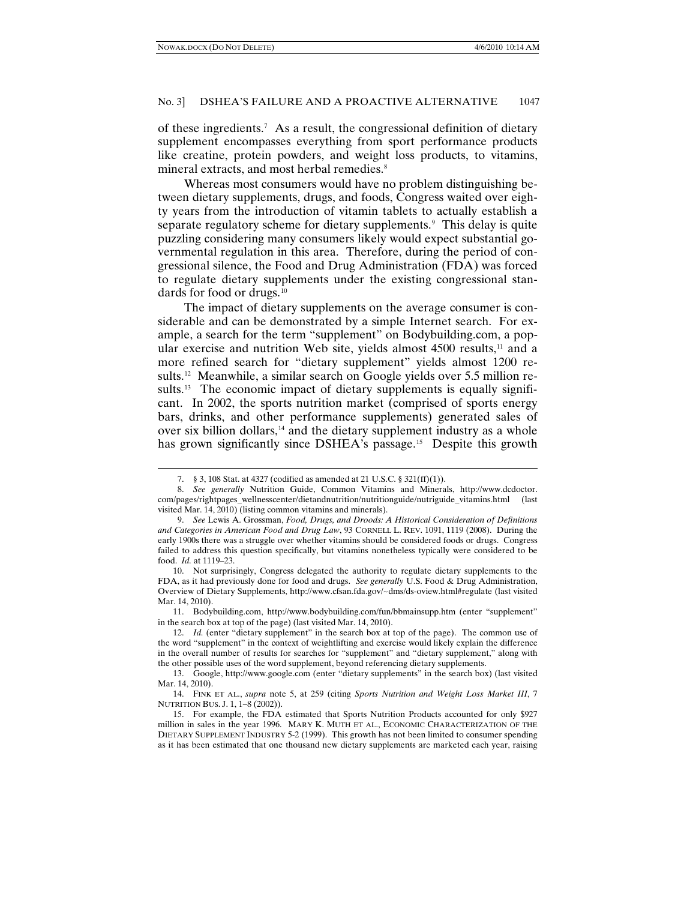of these ingredients.[7] As a result, the congressional definition of dietary supplement encompasses everything from sport performance products like creatine, protein powders, and weight loss products, to vitamins, mineral extracts, and most herbal remedies.[8]

Whereas most consumers would have no problem distinguishing between dietary supplements, drugs, and foods, Congress waited over eighty years from the introduction of vitamin tablets to actually establish a separate regulatory scheme for dietary supplements.[9] This delay is quite puzzling considering many consumers likely would expect substantial governmental regulation in this area. Therefore, during the period of congressional silence, the Food and Drug Administration (FDA) was forced to regulate dietary supplements under the existing congressional standards for food or drugs.[10]

The impact of dietary supplements on the average consumer is considerable and can be demonstrated by a simple Internet search. For example, a search for the term "supplement" on Bodybuilding.com, a popular exercise and nutrition Web site, yields almost 4500 results,[11] and a more refined search for "dietary supplement" yields almost 1200 results.[12] Meanwhile, a similar search on Google yields over 5.5 million results.[13] The economic impact of dietary supplements is equally significant. In 2002, the sports nutrition market (comprised of sports energy bars, drinks, and other performance supplements) generated sales of over six billion dollars,[14] and the dietary supplement industry as a whole has grown significantly since DSHEA's passage.[15] Despite this growth

---

7. § 3, 108 Stat. at 4327 (codified as amended at 21 U.S.C. § 321(ff)(1)).

8. *See generally* Nutrition Guide, Common Vitamins and Minerals, http://www.dcdoctor.com/pages/rightpages_wellnesscenter/dietandnutrition/nutritionguide/nutriguide_vitamins.html (last visited Mar. 14, 2010) (listing common vitamins and minerals).

9. *See* Lewis A. Grossman, *Food, Drugs, and Droods: A Historical Consideration of Definitions and Categories in American Food and Drug Law*, 93 CORNELL L. REV. 1091, 1119 (2008). During the early 1900s there was a struggle over whether vitamins should be considered foods or drugs. Congress failed to address this question specifically, but vitamins nonetheless typically were considered to be food. *Id.* at 1119–23.

10. Not surprisingly, Congress delegated the authority to regulate dietary supplements to the FDA, as it had previously done for food and drugs. *See generally* U.S. Food & Drug Administration, Overview of Dietary Supplements, http://www.cfsan.fda.gov/~dms/ds-oview.html#regulate (last visited Mar. 14, 2010).

11. Bodybuilding.com, http://www.bodybuilding.com/fun/bbmainsupp.htm (enter "supplement" in the search box at top of the page) (last visited Mar. 14, 2010).

12. *Id.* (enter "dietary supplement" in the search box at top of the page). The common use of the word "supplement" in the context of weightlifting and exercise would likely explain the difference in the overall number of results for searches for "supplement" and "dietary supplement," along with the other possible uses of the word supplement, beyond referencing dietary supplements.

13. Google, http://www.google.com (enter "dietary supplements" in the search box) (last visited Mar. 14, 2010).

14. FINK ET AL., *supra* note 5, at 259 (citing *Sports Nutrition and Weight Loss Market III*, 7 NUTRITION BUS. J. 1, 1–8 (2002)).

15. For example, the FDA estimated that Sports Nutrition Products accounted for only $927 million in sales in the year 1996. MARY K. MUTH ET AL., ECONOMIC CHARACTERIZATION OF THE DIETARY SUPPLEMENT INDUSTRY 5-2 (1999). This growth has not been limited to consumer spending as it has been estimated that one thousand new dietary supplements are marketed each year, raising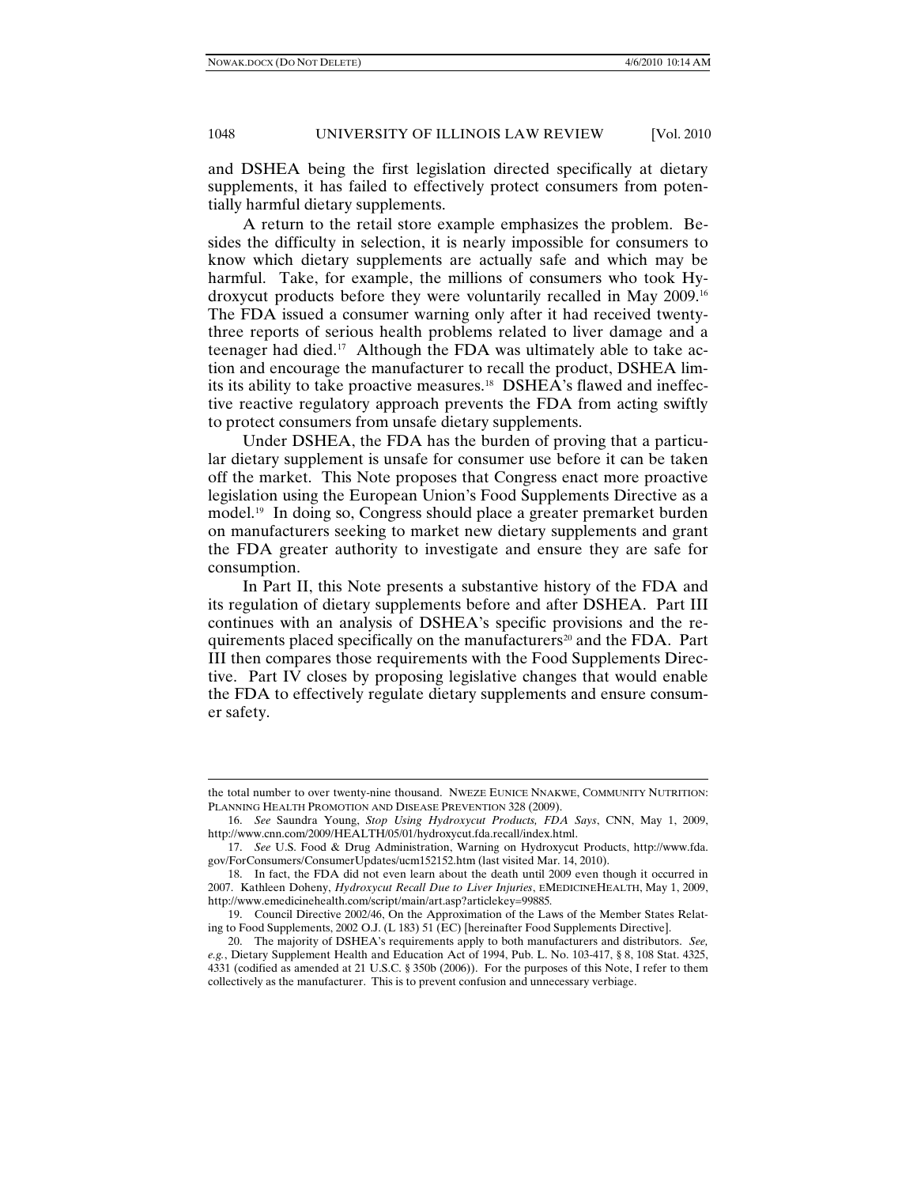and DSHEA being the first legislation directed specifically at dietary supplements, it has failed to effectively protect consumers from potentially harmful dietary supplements.

A return to the retail store example emphasizes the problem. Besides the difficulty in selection, it is nearly impossible for consumers to know which dietary supplements are actually safe and which may be harmful. Take, for example, the millions of consumers who took Hydroxycut products before they were voluntarily recalled in May 2009.[16] The FDA issued a consumer warning only after it had received twenty-three reports of serious health problems related to liver damage and a teenager had died.[17] Although the FDA was ultimately able to take action and encourage the manufacturer to recall the product, DSHEA limits its ability to take proactive measures.[18] DSHEA's flawed and ineffective reactive regulatory approach prevents the FDA from acting swiftly to protect consumers from unsafe dietary supplements.

Under DSHEA, the FDA has the burden of proving that a particular dietary supplement is unsafe for consumer use before it can be taken off the market. This Note proposes that Congress enact more proactive legislation using the European Union's Food Supplements Directive as a model.[19] In doing so, Congress should place a greater premarket burden on manufacturers seeking to market new dietary supplements and grant the FDA greater authority to investigate and ensure they are safe for consumption.

In Part II, this Note presents a substantive history of the FDA and its regulation of dietary supplements before and after DSHEA. Part III continues with an analysis of DSHEA's specific provisions and the requirements placed specifically on the manufacturers[20] and the FDA. Part III then compares those requirements with the Food Supplements Directive. Part IV closes by proposing legislative changes that would enable the FDA to effectively regulate dietary supplements and ensure consumer safety.

---

the total number to over twenty-nine thousand. NWEZE EUNICE NNAKWE, COMMUNITY NUTRITION: PLANNING HEALTH PROMOTION AND DISEASE PREVENTION 328 (2009).

16. *See* Saundra Young, *Stop Using Hydroxycut Products, FDA Says*, CNN, May 1, 2009, http://www.cnn.com/2009/HEALTH/05/01/hydroxycut.fda.recall/index.html.

17. *See* U.S. Food & Drug Administration, Warning on Hydroxycut Products, http://www.fda.gov/ForConsumers/ConsumerUpdates/ucm152152.htm (last visited Mar. 14, 2010).

18. In fact, the FDA did not even learn about the death until 2009 even though it occurred in 2007. Kathleen Doheny, *Hydroxycut Recall Due to Liver Injuries*, EMEDICINEHEALTH, May 1, 2009, http://www.emedicinehealth.com/script/main/art.asp?articlekey=99885.

19. Council Directive 2002/46, On the Approximation of the Laws of the Member States Relating to Food Supplements, 2002 O.J. (L 183) 51 (EC) [hereinafter Food Supplements Directive].

20. The majority of DSHEA's requirements apply to both manufacturers and distributors. *See, e.g.*, Dietary Supplement Health and Education Act of 1994, Pub. L. No. 103-417, § 8, 108 Stat. 4325, 4331 (codified as amended at 21 U.S.C. § 350b (2006)). For the purposes of this Note, I refer to them collectively as the manufacturer. This is to prevent confusion and unnecessary verbiage.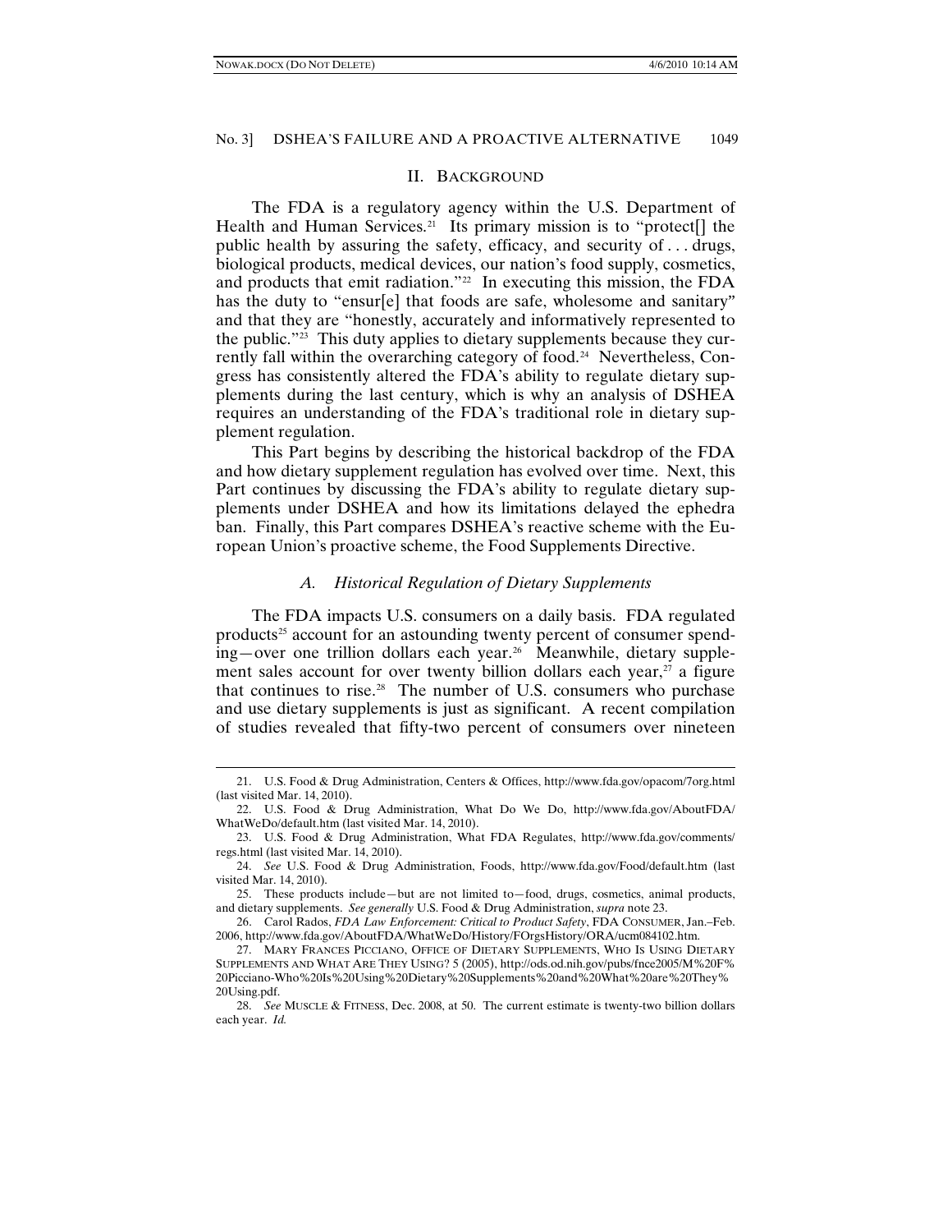## II. Background

The FDA is a regulatory agency within the U.S. Department of Health and Human Services.[21] Its primary mission is to "protect[] the public health by assuring the safety, efficacy, and security of . . . drugs, biological products, medical devices, our nation's food supply, cosmetics, and products that emit radiation."[22] In executing this mission, the FDA has the duty to "ensur[e] that foods are safe, wholesome and sanitary" and that they are "honestly, accurately and informatively represented to the public."[23] This duty applies to dietary supplements because they currently fall within the overarching category of food.[24] Nevertheless, Congress has consistently altered the FDA's ability to regulate dietary supplements during the last century, which is why an analysis of DSHEA requires an understanding of the FDA's traditional role in dietary supplement regulation.

This Part begins by describing the historical backdrop of the FDA and how dietary supplement regulation has evolved over time. Next, this Part continues by discussing the FDA's ability to regulate dietary supplements under DSHEA and how its limitations delayed the ephedra ban. Finally, this Part compares DSHEA's reactive scheme with the European Union's proactive scheme, the Food Supplements Directive.

### *A. Historical Regulation of Dietary Supplements*

The FDA impacts U.S. consumers on a daily basis. FDA regulated products[25] account for an astounding twenty percent of consumer spending—over one trillion dollars each year.[26] Meanwhile, dietary supplement sales account for over twenty billion dollars each year,[27] a figure that continues to rise.[28] The number of U.S. consumers who purchase and use dietary supplements is just as significant. A recent compilation of studies revealed that fifty-two percent of consumers over nineteen

---

21. U.S. Food & Drug Administration, Centers & Offices, http://www.fda.gov/opacom/7org.html (last visited Mar. 14, 2010).

22. U.S. Food & Drug Administration, What Do We Do, http://www.fda.gov/AboutFDA/WhatWeDo/default.htm (last visited Mar. 14, 2010).

23. U.S. Food & Drug Administration, What FDA Regulates, http://www.fda.gov/comments/regs.html (last visited Mar. 14, 2010).

24. *See* U.S. Food & Drug Administration, Foods, http://www.fda.gov/Food/default.htm (last visited Mar. 14, 2010).

25. These products include—but are not limited to—food, drugs, cosmetics, animal products, and dietary supplements. *See generally* U.S. Food & Drug Administration, *supra* note 23.

26. Carol Rados, *FDA Law Enforcement: Critical to Product Safety*, FDA CONSUMER, Jan.–Feb. 2006, http://www.fda.gov/AboutFDA/WhatWeDo/History/FOrgsHistory/ORA/ucm084102.htm.

27. MARY FRANCES PICCIANO, OFFICE OF DIETARY SUPPLEMENTS, WHO IS USING DIETARY SUPPLEMENTS AND WHAT ARE THEY USING? 5 (2005), http://ods.od.nih.gov/pubs/fnce2005/M%20F%20Picciano-Who%20Is%20Using%20Dietary%20Supplements%20and%20What%20are%20They%20Using.pdf.

28. *See* MUSCLE & FITNESS, Dec. 2008, at 50. The current estimate is twenty-two billion dollars each year. *Id.*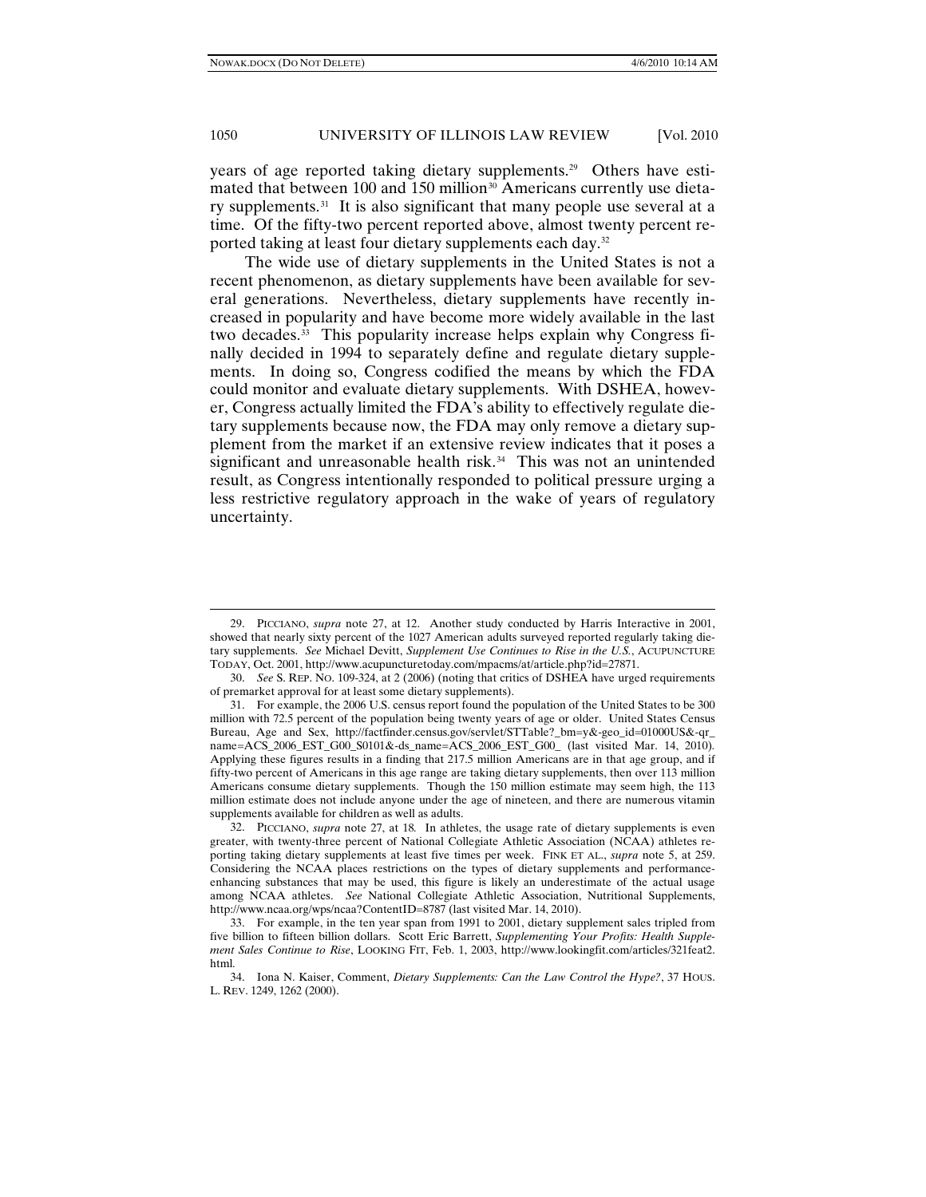years of age reported taking dietary supplements.[29] Others have estimated that between 100 and 150 million[30] Americans currently use dietary supplements.[31] It is also significant that many people use several at a time. Of the fifty-two percent reported above, almost twenty percent reported taking at least four dietary supplements each day.[32]

The wide use of dietary supplements in the United States is not a recent phenomenon, as dietary supplements have been available for several generations. Nevertheless, dietary supplements have recently increased in popularity and have become more widely available in the last two decades.[33] This popularity increase helps explain why Congress finally decided in 1994 to separately define and regulate dietary supplements. In doing so, Congress codified the means by which the FDA could monitor and evaluate dietary supplements. With DSHEA, however, Congress actually limited the FDA's ability to effectively regulate dietary supplements because now, the FDA may only remove a dietary supplement from the market if an extensive review indicates that it poses a significant and unreasonable health risk.[34] This was not an unintended result, as Congress intentionally responded to political pressure urging a less restrictive regulatory approach in the wake of years of regulatory uncertainty.

---

29. PICCIANO, *supra* note 27, at 12. Another study conducted by Harris Interactive in 2001, showed that nearly sixty percent of the 1027 American adults surveyed reported regularly taking dietary supplements. *See* Michael Devitt, *Supplement Use Continues to Rise in the U.S.*, ACUPUNCTURE TODAY, Oct. 2001, http://www.acupuncturetoday.com/mpacms/at/article.php?id=27871.

30. *See* S. REP. NO. 109-324, at 2 (2006) (noting that critics of DSHEA have urged requirements of premarket approval for at least some dietary supplements).

31. For example, the 2006 U.S. census report found the population of the United States to be 300 million with 72.5 percent of the population being twenty years of age or older. United States Census Bureau, Age and Sex, http://factfinder.census.gov/servlet/STTable?_bm=y&-geo_id=01000US&-qr_name=ACS_2006_EST_G00_S0101&-ds_name=ACS_2006_EST_G00_ (last visited Mar. 14, 2010). Applying these figures results in a finding that 217.5 million Americans are in that age group, and if fifty-two percent of Americans in this age range are taking dietary supplements, then over 113 million Americans consume dietary supplements. Though the 150 million estimate may seem high, the 113 million estimate does not include anyone under the age of nineteen, and there are numerous vitamin supplements available for children as well as adults.

32. PICCIANO, *supra* note 27, at 18. In athletes, the usage rate of dietary supplements is even greater, with twenty-three percent of National Collegiate Athletic Association (NCAA) athletes reporting taking dietary supplements at least five times per week. FINK ET AL., *supra* note 5, at 259. Considering the NCAA places restrictions on the types of dietary supplements and performance-enhancing substances that may be used, this figure is likely an underestimate of the actual usage among NCAA athletes. *See* National Collegiate Athletic Association, Nutritional Supplements, http://www.ncaa.org/wps/ncaa?ContentID=8787 (last visited Mar. 14, 2010).

33. For example, in the ten year span from 1991 to 2001, dietary supplement sales tripled from five billion to fifteen billion dollars. Scott Eric Barrett, *Supplementing Your Profits: Health Supplement Sales Continue to Rise*, LOOKING FIT, Feb. 1, 2003, http://www.lookingfit.com/articles/321feat2.html.

34. Iona N. Kaiser, Comment, *Dietary Supplements: Can the Law Control the Hype?*, 37 HOUS. L. REV. 1249, 1262 (2000).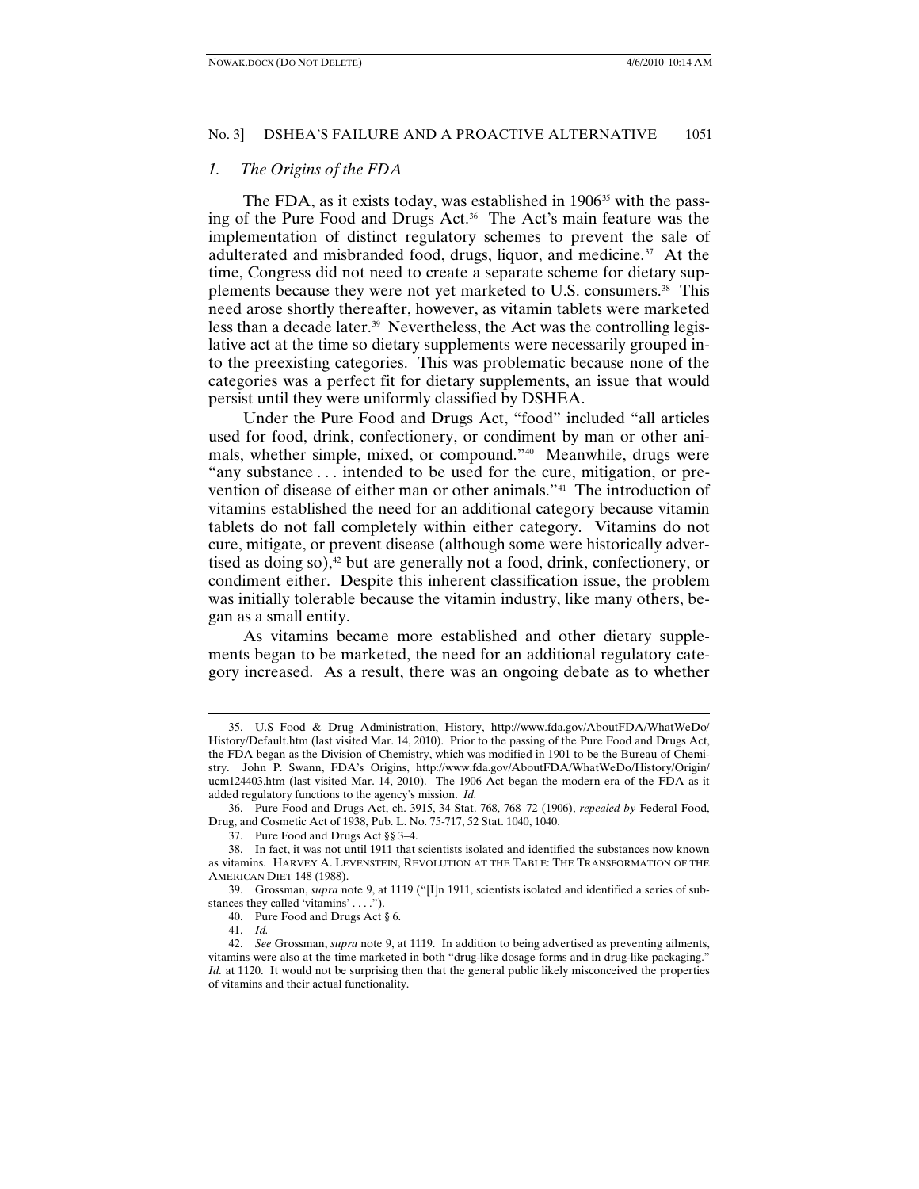### *1. The Origins of the FDA*

The FDA, as it exists today, was established in 1906[35] with the passing of the Pure Food and Drugs Act.[36] The Act's main feature was the implementation of distinct regulatory schemes to prevent the sale of adulterated and misbranded food, drugs, liquor, and medicine.[37] At the time, Congress did not need to create a separate scheme for dietary supplements because they were not yet marketed to U.S. consumers.[38] This need arose shortly thereafter, however, as vitamin tablets were marketed less than a decade later.[39] Nevertheless, the Act was the controlling legislative act at the time so dietary supplements were necessarily grouped into the preexisting categories. This was problematic because none of the categories was a perfect fit for dietary supplements, an issue that would persist until they were uniformly classified by DSHEA.

Under the Pure Food and Drugs Act, "food" included "all articles used for food, drink, confectionery, or condiment by man or other animals, whether simple, mixed, or compound."[40] Meanwhile, drugs were "any substance . . . intended to be used for the cure, mitigation, or prevention of disease of either man or other animals."[41] The introduction of vitamins established the need for an additional category because vitamin tablets do not fall completely within either category. Vitamins do not cure, mitigate, or prevent disease (although some were historically advertised as doing so),[42] but are generally not a food, drink, confectionery, or condiment either. Despite this inherent classification issue, the problem was initially tolerable because the vitamin industry, like many others, began as a small entity.

As vitamins became more established and other dietary supplements began to be marketed, the need for an additional regulatory category increased. As a result, there was an ongoing debate as to whether

---

35. U.S Food & Drug Administration, History, http://www.fda.gov/AboutFDA/WhatWeDo/History/Default.htm (last visited Mar. 14, 2010). Prior to the passing of the Pure Food and Drugs Act, the FDA began as the Division of Chemistry, which was modified in 1901 to be the Bureau of Chemistry. John P. Swann, FDA's Origins, http://www.fda.gov/AboutFDA/WhatWeDo/History/Origin/ucm124403.htm (last visited Mar. 14, 2010). The 1906 Act began the modern era of the FDA as it added regulatory functions to the agency's mission. *Id.*

36. Pure Food and Drugs Act, ch. 3915, 34 Stat. 768, 768–72 (1906), *repealed by* Federal Food, Drug, and Cosmetic Act of 1938, Pub. L. No. 75-717, 52 Stat. 1040, 1040.

37. Pure Food and Drugs Act §§ 3–4.

38. In fact, it was not until 1911 that scientists isolated and identified the substances now known as vitamins. HARVEY A. LEVENSTEIN, REVOLUTION AT THE TABLE: THE TRANSFORMATION OF THE AMERICAN DIET 148 (1988).

39. Grossman, *supra* note 9, at 1119 ("[I]n 1911, scientists isolated and identified a series of substances they called 'vitamins' . . . .").

40. Pure Food and Drugs Act § 6.

41. *Id.*

42. *See* Grossman, *supra* note 9, at 1119. In addition to being advertised as preventing ailments, vitamins were also at the time marketed in both "drug-like dosage forms and in drug-like packaging." *Id.* at 1120. It would not be surprising then that the general public likely misconceived the properties of vitamins and their actual functionality.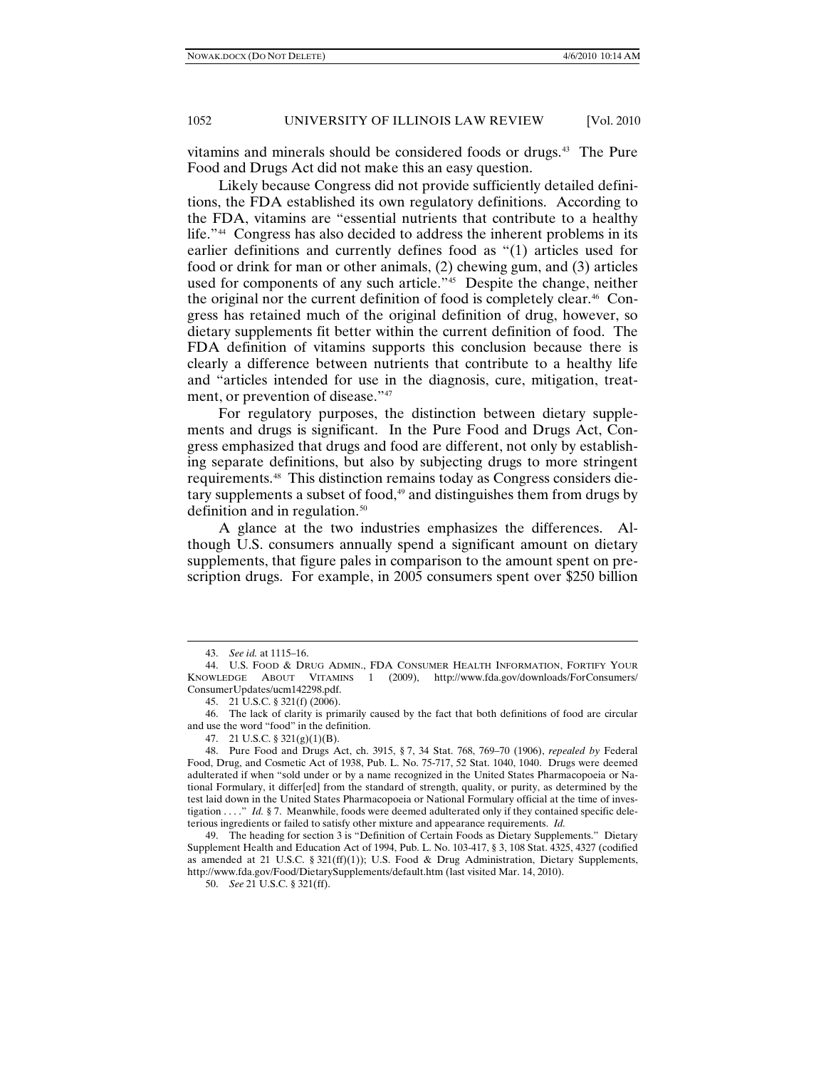vitamins and minerals should be considered foods or drugs.[43] The Pure Food and Drugs Act did not make this an easy question.

Likely because Congress did not provide sufficiently detailed definitions, the FDA established its own regulatory definitions. According to the FDA, vitamins are "essential nutrients that contribute to a healthy life."[44] Congress has also decided to address the inherent problems in its earlier definitions and currently defines food as "(1) articles used for food or drink for man or other animals, (2) chewing gum, and (3) articles used for components of any such article."[45] Despite the change, neither the original nor the current definition of food is completely clear.[46] Congress has retained much of the original definition of drug, however, so dietary supplements fit better within the current definition of food. The FDA definition of vitamins supports this conclusion because there is clearly a difference between nutrients that contribute to a healthy life and "articles intended for use in the diagnosis, cure, mitigation, treatment, or prevention of disease."[47]

For regulatory purposes, the distinction between dietary supplements and drugs is significant. In the Pure Food and Drugs Act, Congress emphasized that drugs and food are different, not only by establishing separate definitions, but also by subjecting drugs to more stringent requirements.[48] This distinction remains today as Congress considers dietary supplements a subset of food,[49] and distinguishes them from drugs by definition and in regulation.[50]

A glance at the two industries emphasizes the differences. Although U.S. consumers annually spend a significant amount on dietary supplements, that figure pales in comparison to the amount spent on prescription drugs. For example, in 2005 consumers spent over $250 billion

---

43. *See id.* at 1115–16.

44. U.S. FOOD & DRUG ADMIN., FDA CONSUMER HEALTH INFORMATION, FORTIFY YOUR KNOWLEDGE ABOUT VITAMINS 1 (2009), http://www.fda.gov/downloads/ForConsumers/ConsumerUpdates/ucm142298.pdf.

45. 21 U.S.C. § 321(f) (2006).

46. The lack of clarity is primarily caused by the fact that both definitions of food are circular and use the word "food" in the definition.

47. 21 U.S.C. § 321(g)(1)(B).

48. Pure Food and Drugs Act, ch. 3915, § 7, 34 Stat. 768, 769–70 (1906), *repealed by* Federal Food, Drug, and Cosmetic Act of 1938, Pub. L. No. 75-717, 52 Stat. 1040, 1040. Drugs were deemed adulterated if when "sold under or by a name recognized in the United States Pharmacopoeia or National Formulary, it differ[ed] from the standard of strength, quality, or purity, as determined by the test laid down in the United States Pharmacopoeia or National Formulary official at the time of investigation . . . ." *Id.* § 7. Meanwhile, foods were deemed adulterated only if they contained specific deleterious ingredients or failed to satisfy other mixture and appearance requirements. *Id.*

49. The heading for section 3 is "Definition of Certain Foods as Dietary Supplements." Dietary Supplement Health and Education Act of 1994, Pub. L. No. 103-417, § 3, 108 Stat. 4325, 4327 (codified as amended at 21 U.S.C. § 321(ff)(1)); U.S. Food & Drug Administration, Dietary Supplements, http://www.fda.gov/Food/DietarySupplements/default.htm (last visited Mar. 14, 2010).

50. *See* 21 U.S.C. § 321(ff).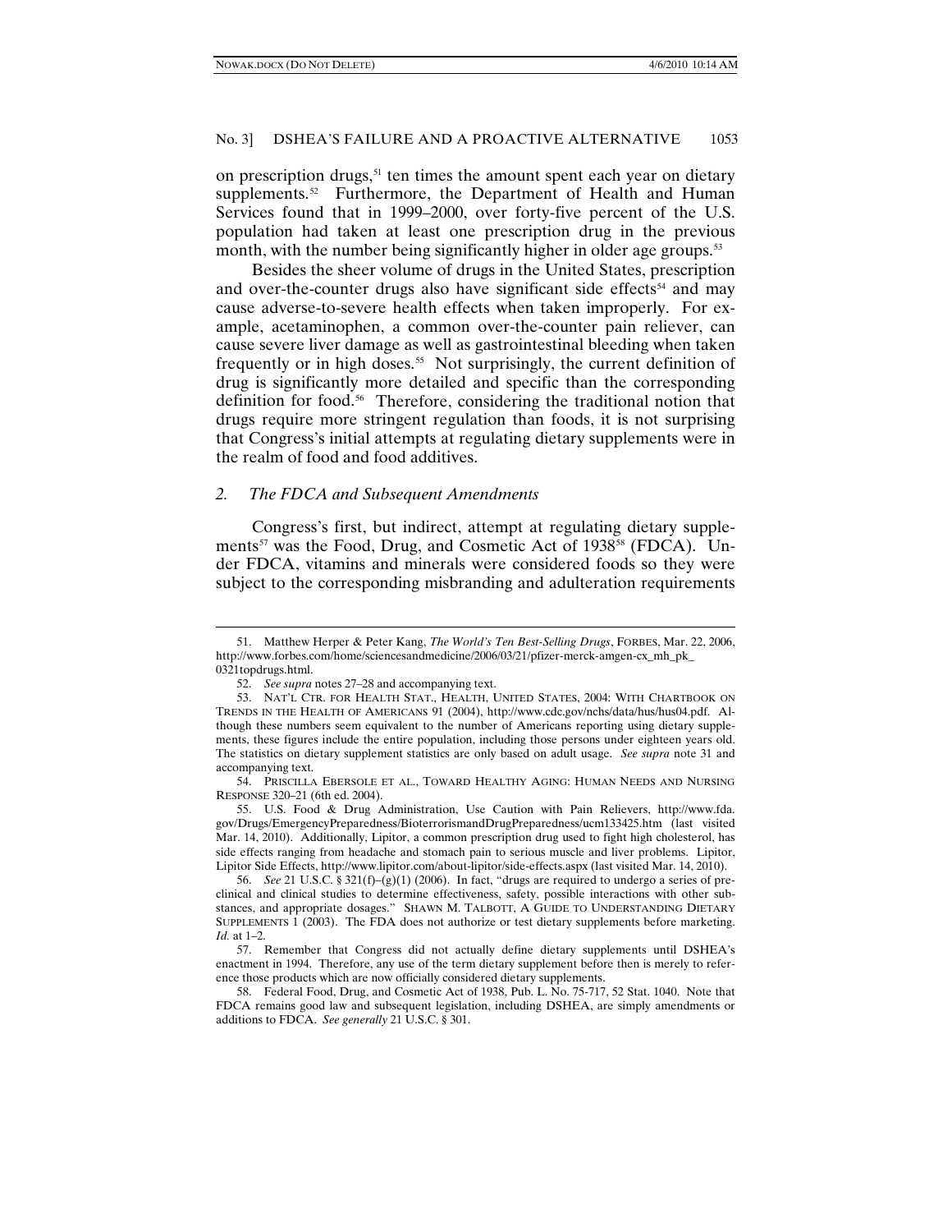on prescription drugs,[51] ten times the amount spent each year on dietary supplements.[52] Furthermore, the Department of Health and Human Services found that in 1999–2000, over forty-five percent of the U.S. population had taken at least one prescription drug in the previous month, with the number being significantly higher in older age groups.[53]

Besides the sheer volume of drugs in the United States, prescription and over-the-counter drugs also have significant side effects[54] and may cause adverse-to-severe health effects when taken improperly. For example, acetaminophen, a common over-the-counter pain reliever, can cause severe liver damage as well as gastrointestinal bleeding when taken frequently or in high doses.[55] Not surprisingly, the current definition of drug is significantly more detailed and specific than the corresponding definition for food.[56] Therefore, considering the traditional notion that drugs require more stringent regulation than foods, it is not surprising that Congress's initial attempts at regulating dietary supplements were in the realm of food and food additives.

### *2. The FDCA and Subsequent Amendments*

Congress's first, but indirect, attempt at regulating dietary supplements[57] was the Food, Drug, and Cosmetic Act of 1938[58] (FDCA). Under FDCA, vitamins and minerals were considered foods so they were subject to the corresponding misbranding and adulteration requirements

---

51. Matthew Herper & Peter Kang, *The World's Ten Best-Selling Drugs*, FORBES, Mar. 22, 2006, http://www.forbes.com/home/sciencesandmedicine/2006/03/21/pfizer-merck-amgen-cx_mh_pk_0321topdrugs.html.

52. *See supra* notes 27–28 and accompanying text.

53. NAT'L CTR. FOR HEALTH STAT., HEALTH, UNITED STATES, 2004: WITH CHARTBOOK ON TRENDS IN THE HEALTH OF AMERICANS 91 (2004), http://www.cdc.gov/nchs/data/hus/hus04.pdf. Although these numbers seem equivalent to the number of Americans reporting using dietary supplements, these figures include the entire population, including those persons under eighteen years old. The statistics on dietary supplement statistics are only based on adult usage. *See supra* note 31 and accompanying text.

54. PRISCILLA EBERSOLE ET AL., TOWARD HEALTHY AGING: HUMAN NEEDS AND NURSING RESPONSE 320–21 (6th ed. 2004).

55. U.S. Food & Drug Administration, Use Caution with Pain Relievers, http://www.fda.gov/Drugs/EmergencyPreparedness/BioterrorismandDrugPreparedness/ucm133425.htm (last visited Mar. 14, 2010). Additionally, Lipitor, a common prescription drug used to fight high cholesterol, has side effects ranging from headache and stomach pain to serious muscle and liver problems. Lipitor, Lipitor Side Effects, http://www.lipitor.com/about-lipitor/side-effects.aspx (last visited Mar. 14, 2010).

56. *See* 21 U.S.C. § 321(f)–(g)(1) (2006). In fact, "drugs are required to undergo a series of preclinical and clinical studies to determine effectiveness, safety, possible interactions with other substances, and appropriate dosages." SHAWN M. TALBOTT, A GUIDE TO UNDERSTANDING DIETARY SUPPLEMENTS 1 (2003). The FDA does not authorize or test dietary supplements before marketing. *Id.* at 1–2.

57. Remember that Congress did not actually define dietary supplements until DSHEA's enactment in 1994. Therefore, any use of the term dietary supplement before then is merely to reference those products which are now officially considered dietary supplements.

58. Federal Food, Drug, and Cosmetic Act of 1938, Pub. L. No. 75-717, 52 Stat. 1040. Note that FDCA remains good law and subsequent legislation, including DSHEA, are simply amendments or additions to FDCA. *See generally* 21 U.S.C. § 301.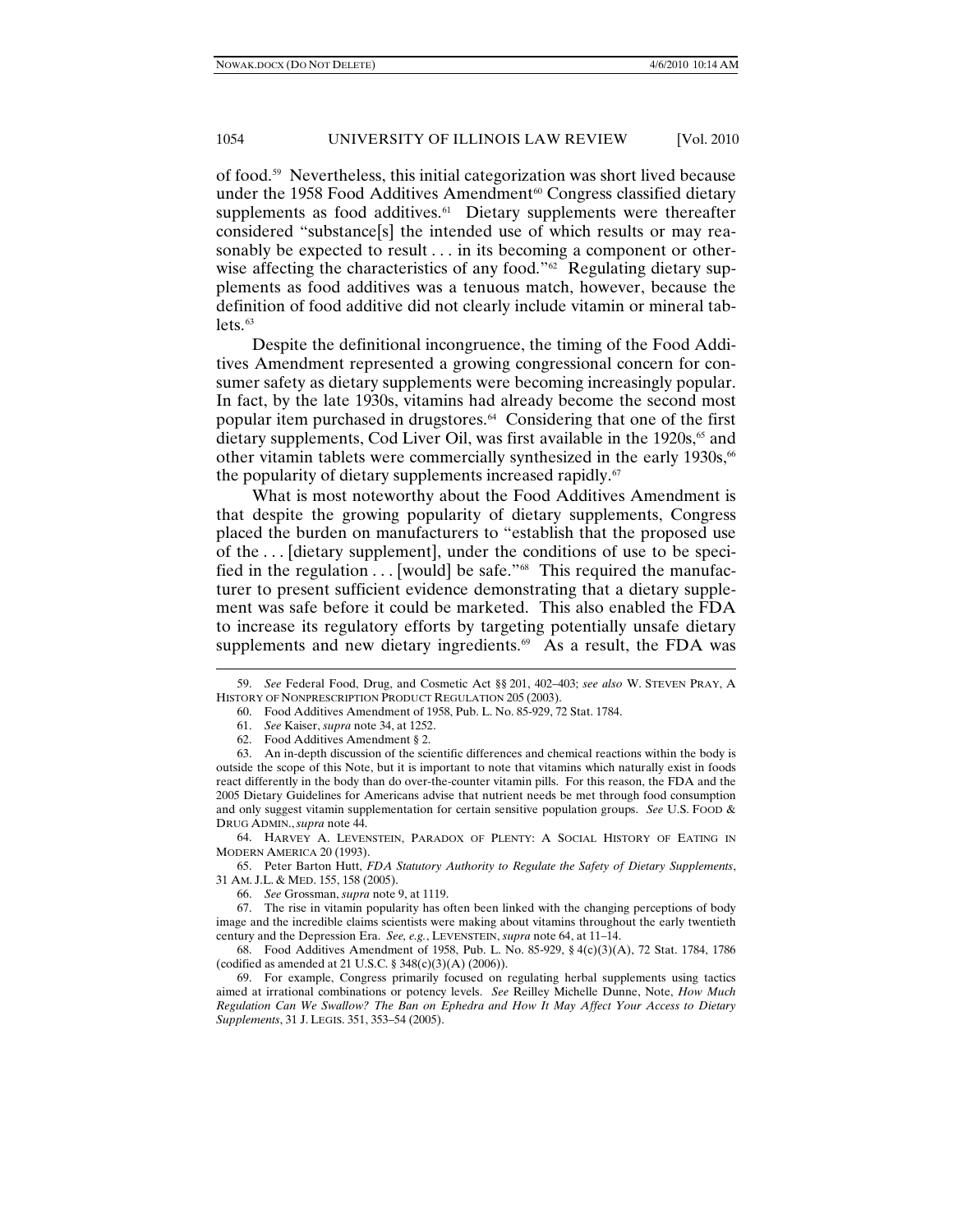of food.[59] Nevertheless, this initial categorization was short lived because under the 1958 Food Additives Amendment[60] Congress classified dietary supplements as food additives.[61] Dietary supplements were thereafter considered "substance[s] the intended use of which results or may reasonably be expected to result . . . in its becoming a component or otherwise affecting the characteristics of any food."[62] Regulating dietary supplements as food additives was a tenuous match, however, because the definition of food additive did not clearly include vitamin or mineral tablets.[63]

Despite the definitional incongruence, the timing of the Food Additives Amendment represented a growing congressional concern for consumer safety as dietary supplements were becoming increasingly popular. In fact, by the late 1930s, vitamins had already become the second most popular item purchased in drugstores.[64] Considering that one of the first dietary supplements, Cod Liver Oil, was first available in the 1920s,[65] and other vitamin tablets were commercially synthesized in the early 1930s,[66] the popularity of dietary supplements increased rapidly.[67]

What is most noteworthy about the Food Additives Amendment is that despite the growing popularity of dietary supplements, Congress placed the burden on manufacturers to "establish that the proposed use of the . . . [dietary supplement], under the conditions of use to be specified in the regulation . . . [would] be safe."[68] This required the manufacturer to present sufficient evidence demonstrating that a dietary supplement was safe before it could be marketed. This also enabled the FDA to increase its regulatory efforts by targeting potentially unsafe dietary supplements and new dietary ingredients.[69] As a result, the FDA was

---

59. *See* Federal Food, Drug, and Cosmetic Act §§ 201, 402–403; *see also* W. STEVEN PRAY, A HISTORY OF NONPRESCRIPTION PRODUCT REGULATION 205 (2003).

60. Food Additives Amendment of 1958, Pub. L. No. 85-929, 72 Stat. 1784.

61. *See* Kaiser, *supra* note 34, at 1252.

62. Food Additives Amendment § 2.

63. An in-depth discussion of the scientific differences and chemical reactions within the body is outside the scope of this Note, but it is important to note that vitamins which naturally exist in foods react differently in the body than do over-the-counter vitamin pills. For this reason, the FDA and the 2005 Dietary Guidelines for Americans advise that nutrient needs be met through food consumption and only suggest vitamin supplementation for certain sensitive population groups. *See* U.S. FOOD & DRUG ADMIN., *supra* note 44.

64. HARVEY A. LEVENSTEIN, PARADOX OF PLENTY: A SOCIAL HISTORY OF EATING IN MODERN AMERICA 20 (1993).

65. Peter Barton Hutt, *FDA Statutory Authority to Regulate the Safety of Dietary Supplements*, 31 AM. J.L. & MED. 155, 158 (2005).

66. *See* Grossman, *supra* note 9, at 1119.

67. The rise in vitamin popularity has often been linked with the changing perceptions of body image and the incredible claims scientists were making about vitamins throughout the early twentieth century and the Depression Era. *See, e.g.*, LEVENSTEIN, *supra* note 64, at 11–14.

68. Food Additives Amendment of 1958, Pub. L. No. 85-929, § 4(c)(3)(A), 72 Stat. 1784, 1786 (codified as amended at 21 U.S.C. § 348(c)(3)(A) (2006)).

69. For example, Congress primarily focused on regulating herbal supplements using tactics aimed at irrational combinations or potency levels. *See* Reilley Michelle Dunne, Note, *How Much Regulation Can We Swallow? The Ban on Ephedra and How It May Affect Your Access to Dietary Supplements*, 31 J. LEGIS. 351, 353–54 (2005).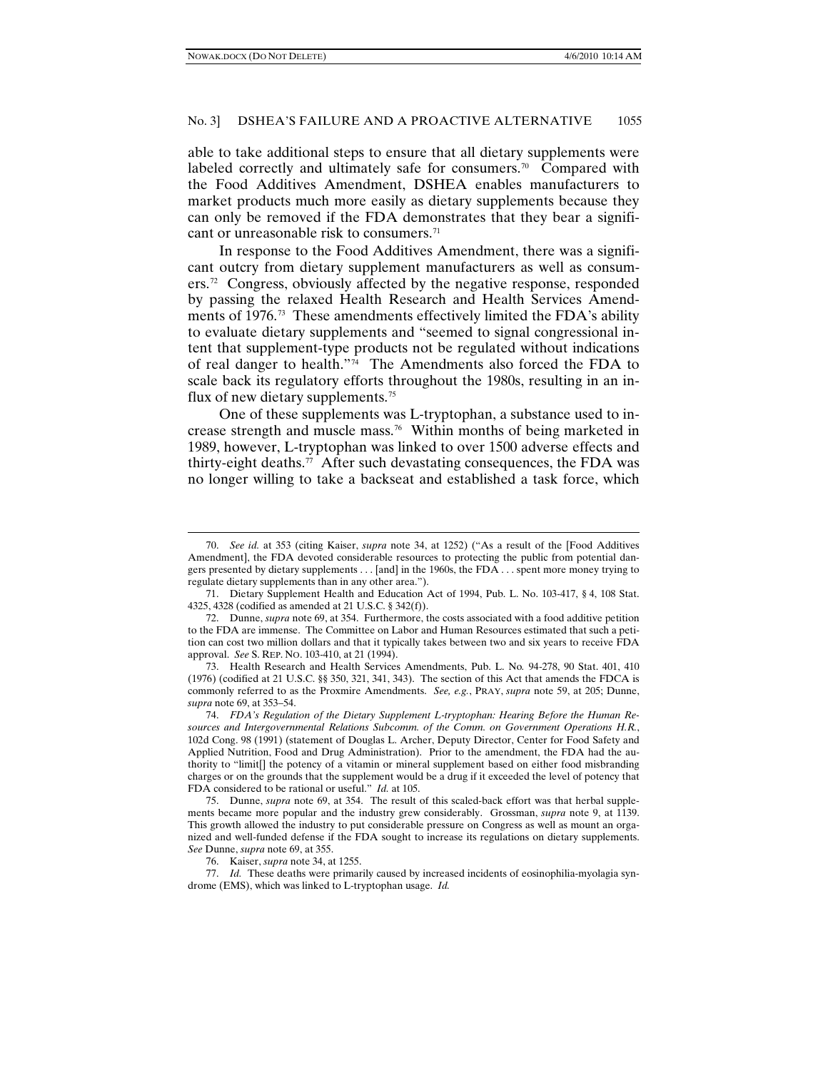able to take additional steps to ensure that all dietary supplements were labeled correctly and ultimately safe for consumers.[70] Compared with the Food Additives Amendment, DSHEA enables manufacturers to market products much more easily as dietary supplements because they can only be removed if the FDA demonstrates that they bear a significant or unreasonable risk to consumers.[71]

In response to the Food Additives Amendment, there was a significant outcry from dietary supplement manufacturers as well as consumers.[72] Congress, obviously affected by the negative response, responded by passing the relaxed Health Research and Health Services Amendments of 1976.[73] These amendments effectively limited the FDA's ability to evaluate dietary supplements and "seemed to signal congressional intent that supplement-type products not be regulated without indications of real danger to health."[74] The Amendments also forced the FDA to scale back its regulatory efforts throughout the 1980s, resulting in an influx of new dietary supplements.[75]

One of these supplements was L-tryptophan, a substance used to increase strength and muscle mass.[76] Within months of being marketed in 1989, however, L-tryptophan was linked to over 1500 adverse effects and thirty-eight deaths.[77] After such devastating consequences, the FDA was no longer willing to take a backseat and established a task force, which

---

70. *See id.* at 353 (citing Kaiser, *supra* note 34, at 1252) ("As a result of the [Food Additives Amendment], the FDA devoted considerable resources to protecting the public from potential dangers presented by dietary supplements . . . [and] in the 1960s, the FDA . . . spent more money trying to regulate dietary supplements than in any other area.").

71. Dietary Supplement Health and Education Act of 1994, Pub. L. No. 103-417, § 4, 108 Stat. 4325, 4328 (codified as amended at 21 U.S.C. § 342(f)).

72. Dunne, *supra* note 69, at 354. Furthermore, the costs associated with a food additive petition to the FDA are immense. The Committee on Labor and Human Resources estimated that such a petition can cost two million dollars and that it typically takes between two and six years to receive FDA approval. *See* S. REP. NO. 103-410, at 21 (1994).

73. Health Research and Health Services Amendments, Pub. L. No. 94-278, 90 Stat. 401, 410 (1976) (codified at 21 U.S.C. §§ 350, 321, 341, 343). The section of this Act that amends the FDCA is commonly referred to as the Proxmire Amendments. *See, e.g.*, PRAY, *supra* note 59, at 205; Dunne, *supra* note 69, at 353–54.

74. *FDA's Regulation of the Dietary Supplement L-tryptophan: Hearing Before the Human Resources and Intergovernmental Relations Subcomm. of the Comm. on Government Operations H.R.*, 102d Cong. 98 (1991) (statement of Douglas L. Archer, Deputy Director, Center for Food Safety and Applied Nutrition, Food and Drug Administration). Prior to the amendment, the FDA had the authority to "limit[] the potency of a vitamin or mineral supplement based on either food misbranding charges or on the grounds that the supplement would be a drug if it exceeded the level of potency that FDA considered to be rational or useful." *Id.* at 105.

75. Dunne, *supra* note 69, at 354. The result of this scaled-back effort was that herbal supplements became more popular and the industry grew considerably. Grossman, *supra* note 9, at 1139. This growth allowed the industry to put considerable pressure on Congress as well as mount an organized and well-funded defense if the FDA sought to increase its regulations on dietary supplements. *See* Dunne, *supra* note 69, at 355.

76. Kaiser, *supra* note 34, at 1255.

77. *Id.* These deaths were primarily caused by increased incidents of eosinophilia-myolagia syndrome (EMS), which was linked to L-tryptophan usage. *Id.*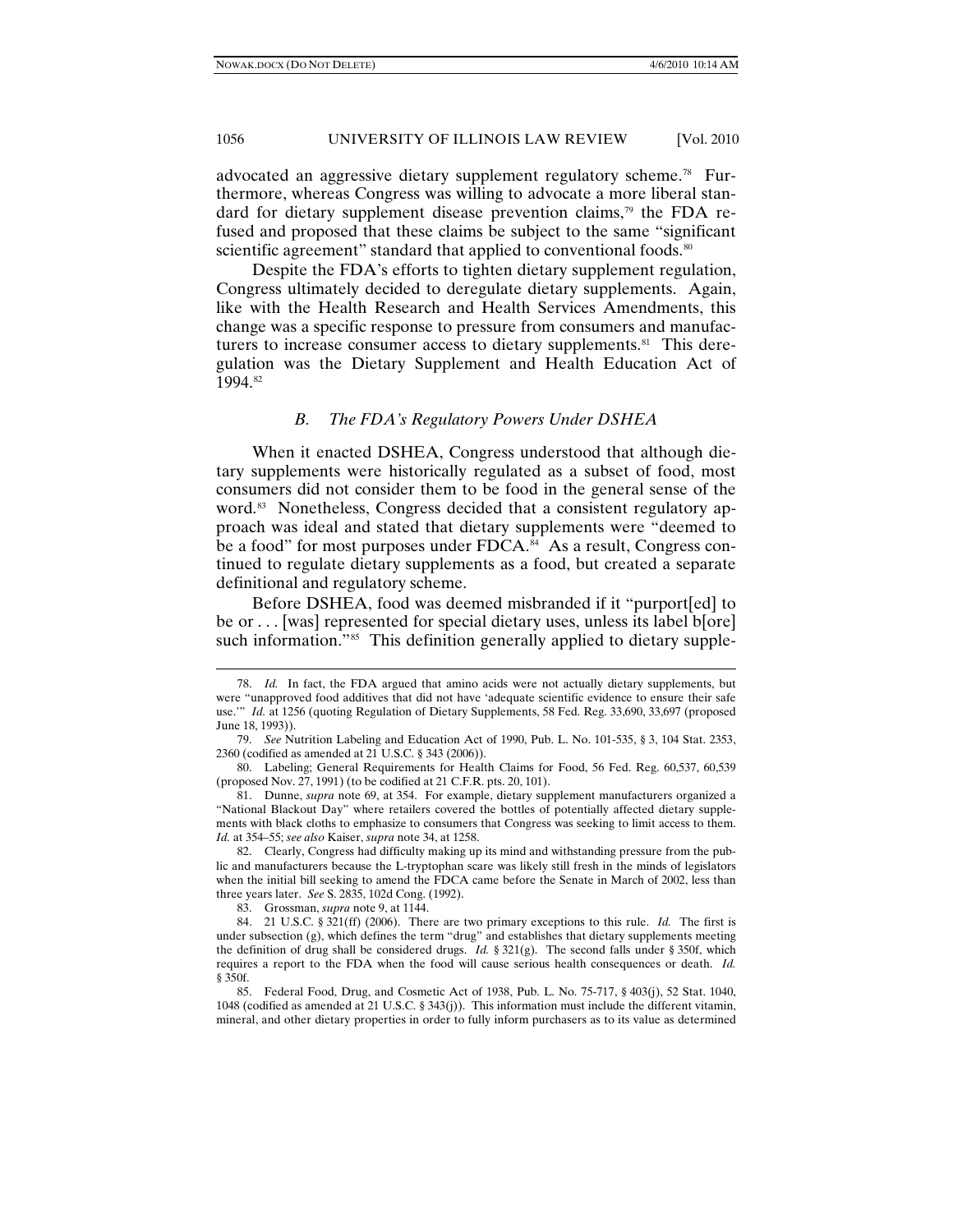advocated an aggressive dietary supplement regulatory scheme.[78] Furthermore, whereas Congress was willing to advocate a more liberal standard for dietary supplement disease prevention claims,[79] the FDA refused and proposed that these claims be subject to the same "significant scientific agreement" standard that applied to conventional foods.[80]

Despite the FDA's efforts to tighten dietary supplement regulation, Congress ultimately decided to deregulate dietary supplements. Again, like with the Health Research and Health Services Amendments, this change was a specific response to pressure from consumers and manufacturers to increase consumer access to dietary supplements.[81] This deregulation was the Dietary Supplement and Health Education Act of 1994.[82]

### *B. The FDA's Regulatory Powers Under DSHEA*

When it enacted DSHEA, Congress understood that although dietary supplements were historically regulated as a subset of food, most consumers did not consider them to be food in the general sense of the word.[83] Nonetheless, Congress decided that a consistent regulatory approach was ideal and stated that dietary supplements were "deemed to be a food" for most purposes under FDCA.[84] As a result, Congress continued to regulate dietary supplements as a food, but created a separate definitional and regulatory scheme.

Before DSHEA, food was deemed misbranded if it "purport[ed] to be or . . . [was] represented for special dietary uses, unless its label b[ore] such information."[85] This definition generally applied to dietary supple-

---

78. *Id.* In fact, the FDA argued that amino acids were not actually dietary supplements, but were "unapproved food additives that did not have 'adequate scientific evidence to ensure their safe use.'" *Id.* at 1256 (quoting Regulation of Dietary Supplements, 58 Fed. Reg. 33,690, 33,697 (proposed June 18, 1993)).

79. *See* Nutrition Labeling and Education Act of 1990, Pub. L. No. 101-535, § 3, 104 Stat. 2353, 2360 (codified as amended at 21 U.S.C. § 343 (2006)).

80. Labeling; General Requirements for Health Claims for Food, 56 Fed. Reg. 60,537, 60,539 (proposed Nov. 27, 1991) (to be codified at 21 C.F.R. pts. 20, 101).

81. Dunne, *supra* note 69, at 354. For example, dietary supplement manufacturers organized a "National Blackout Day" where retailers covered the bottles of potentially affected dietary supplements with black cloths to emphasize to consumers that Congress was seeking to limit access to them. *Id.* at 354–55; *see also* Kaiser, *supra* note 34, at 1258.

82. Clearly, Congress had difficulty making up its mind and withstanding pressure from the public and manufacturers because the L-tryptophan scare was likely still fresh in the minds of legislators when the initial bill seeking to amend the FDCA came before the Senate in March of 2002, less than three years later. *See* S. 2835, 102d Cong. (1992).

83. Grossman, *supra* note 9, at 1144.

84. 21 U.S.C. § 321(ff) (2006). There are two primary exceptions to this rule. *Id.* The first is under subsection (g), which defines the term "drug" and establishes that dietary supplements meeting the definition of drug shall be considered drugs. *Id.* § 321(g). The second falls under § 350f, which requires a report to the FDA when the food will cause serious health consequences or death. *Id.* § 350f.

85. Federal Food, Drug, and Cosmetic Act of 1938, Pub. L. No. 75-717, § 403(j), 52 Stat. 1040, 1048 (codified as amended at 21 U.S.C. § 343(j)). This information must include the different vitamin, mineral, and other dietary properties in order to fully inform purchasers as to its value as determined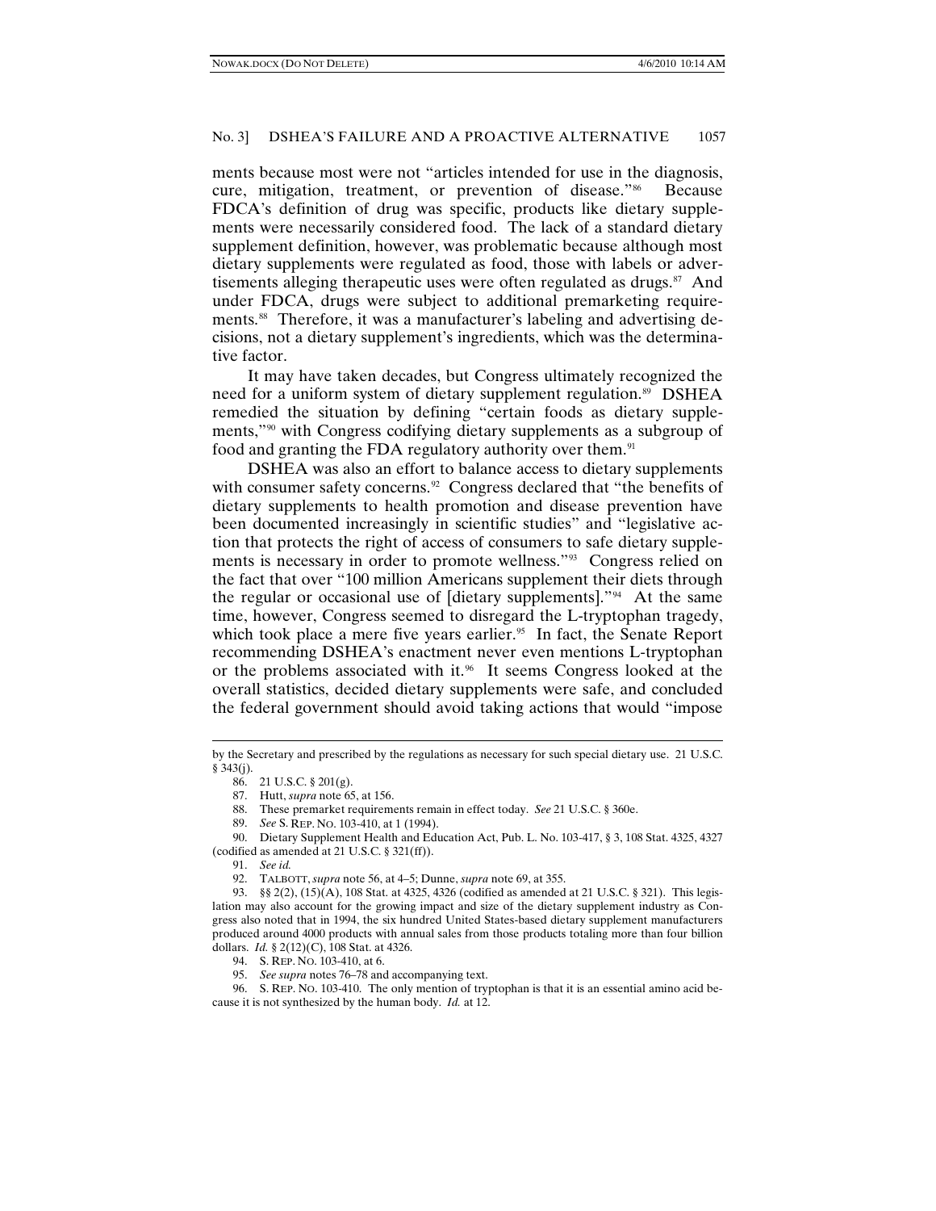ments because most were not "articles intended for use in the diagnosis, cure, mitigation, treatment, or prevention of disease."[86] Because FDCA's definition of drug was specific, products like dietary supplements were necessarily considered food. The lack of a standard dietary supplement definition, however, was problematic because although most dietary supplements were regulated as food, those with labels or advertisements alleging therapeutic uses were often regulated as drugs.[87] And under FDCA, drugs were subject to additional premarketing requirements.[88] Therefore, it was a manufacturer's labeling and advertising decisions, not a dietary supplement's ingredients, which was the determinative factor.

It may have taken decades, but Congress ultimately recognized the need for a uniform system of dietary supplement regulation.[89] DSHEA remedied the situation by defining "certain foods as dietary supplements,"[90] with Congress codifying dietary supplements as a subgroup of food and granting the FDA regulatory authority over them.[91]

DSHEA was also an effort to balance access to dietary supplements with consumer safety concerns.[92] Congress declared that "the benefits of dietary supplements to health promotion and disease prevention have been documented increasingly in scientific studies" and "legislative action that protects the right of access of consumers to safe dietary supplements is necessary in order to promote wellness."[93] Congress relied on the fact that over "100 million Americans supplement their diets through the regular or occasional use of [dietary supplements]."[94] At the same time, however, Congress seemed to disregard the L-tryptophan tragedy, which took place a mere five years earlier.[95] In fact, the Senate Report recommending DSHEA's enactment never even mentions L-tryptophan or the problems associated with it.[96] It seems Congress looked at the overall statistics, decided dietary supplements were safe, and concluded the federal government should avoid taking actions that would "impose

---

by the Secretary and prescribed by the regulations as necessary for such special dietary use. 21 U.S.C. § 343(j).

86. 21 U.S.C. § 201(g).

87. Hutt, *supra* note 65, at 156.

88. These premarket requirements remain in effect today. *See* 21 U.S.C. § 360e.

89. *See* S. REP. NO. 103-410, at 1 (1994).

90. Dietary Supplement Health and Education Act, Pub. L. No. 103-417, § 3, 108 Stat. 4325, 4327 (codified as amended at 21 U.S.C. § 321(ff)).

91. *See id.*

92. TALBOTT, *supra* note 56, at 4–5; Dunne, *supra* note 69, at 355.

93. §§ 2(2), (15)(A), 108 Stat. at 4325, 4326 (codified as amended at 21 U.S.C. § 321). This legislation may also account for the growing impact and size of the dietary supplement industry as Congress also noted that in 1994, the six hundred United States-based dietary supplement manufacturers produced around 4000 products with annual sales from those products totaling more than four billion dollars. *Id.* § 2(12)(C), 108 Stat. at 4326.

94. S. REP. NO. 103-410, at 6.

95. *See supra* notes 76–78 and accompanying text.

96. S. REP. NO. 103-410. The only mention of tryptophan is that it is an essential amino acid because it is not synthesized by the human body. *Id.* at 12.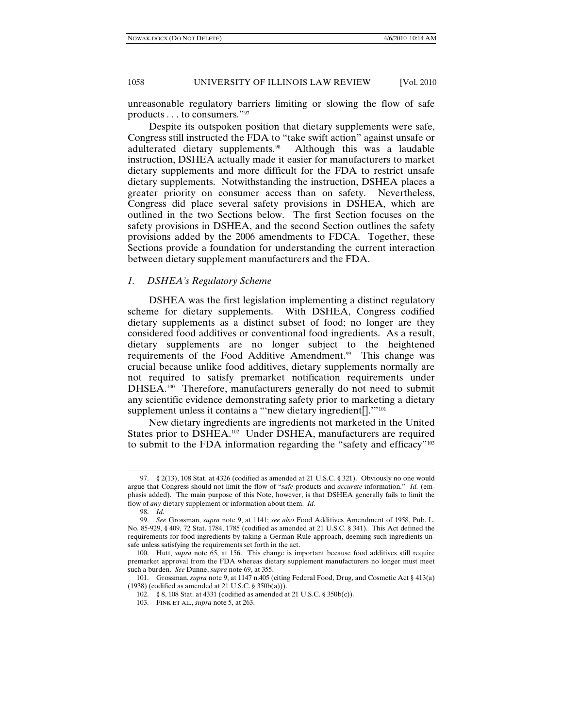unreasonable regulatory barriers limiting or slowing the flow of safe products . . . to consumers."[97]

Despite its outspoken position that dietary supplements were safe, Congress still instructed the FDA to "take swift action" against unsafe or adulterated dietary supplements.[98] Although this was a laudable instruction, DSHEA actually made it easier for manufacturers to market dietary supplements and more difficult for the FDA to restrict unsafe dietary supplements. Notwithstanding the instruction, DSHEA places a greater priority on consumer access than on safety. Nevertheless, Congress did place several safety provisions in DSHEA, which are outlined in the two Sections below. The first Section focuses on the safety provisions in DSHEA, and the second Section outlines the safety provisions added by the 2006 amendments to FDCA. Together, these Sections provide a foundation for understanding the current interaction between dietary supplement manufacturers and the FDA.

### *1. DSHEA's Regulatory Scheme*

DSHEA was the first legislation implementing a distinct regulatory scheme for dietary supplements. With DSHEA, Congress codified dietary supplements as a distinct subset of food; no longer are they considered food additives or conventional food ingredients. As a result, dietary supplements are no longer subject to the heightened requirements of the Food Additive Amendment.[99] This change was crucial because unlike food additives, dietary supplements normally are not required to satisfy premarket notification requirements under DHSEA.[100] Therefore, manufacturers generally do not need to submit any scientific evidence demonstrating safety prior to marketing a dietary supplement unless it contains a "'new dietary ingredient[].'"[101]

New dietary ingredients are ingredients not marketed in the United States prior to DSHEA.[102] Under DSHEA, manufacturers are required to submit to the FDA information regarding the "safety and efficacy"[103]

---

97. § 2(13), 108 Stat. at 4326 (codified as amended at 21 U.S.C. § 321). Obviously no one would argue that Congress should not limit the flow of "*safe* products and *accurate* information." *Id.* (emphasis added). The main purpose of this Note, however, is that DSHEA generally fails to limit the flow of *any* dietary supplement or information about them. *Id.*

98. *Id.*

99. *See* Grossman, *supra* note 9, at 1141; *see also* Food Additives Amendment of 1958, Pub. L. No. 85-929, § 409, 72 Stat. 1784, 1785 (codified as amended at 21 U.S.C. § 341). This Act defined the requirements for food ingredients by taking a German Rule approach, deeming such ingredients unsafe unless satisfying the requirements set forth in the act.

100. Hutt, *supra* note 65, at 156. This change is important because food additives still require premarket approval from the FDA whereas dietary supplement manufacturers no longer must meet such a burden. *See* Dunne, *supra* note 69, at 355.

101. Grossman, *supra* note 9, at 1147 n.405 (citing Federal Food, Drug, and Cosmetic Act § 413(a) (1938) (codified as amended at 21 U.S.C. § 350b(a))).

102. § 8, 108 Stat. at 4331 (codified as amended at 21 U.S.C. § 350b(c)).

103. FINK ET AL., *supra* note 5, at 263.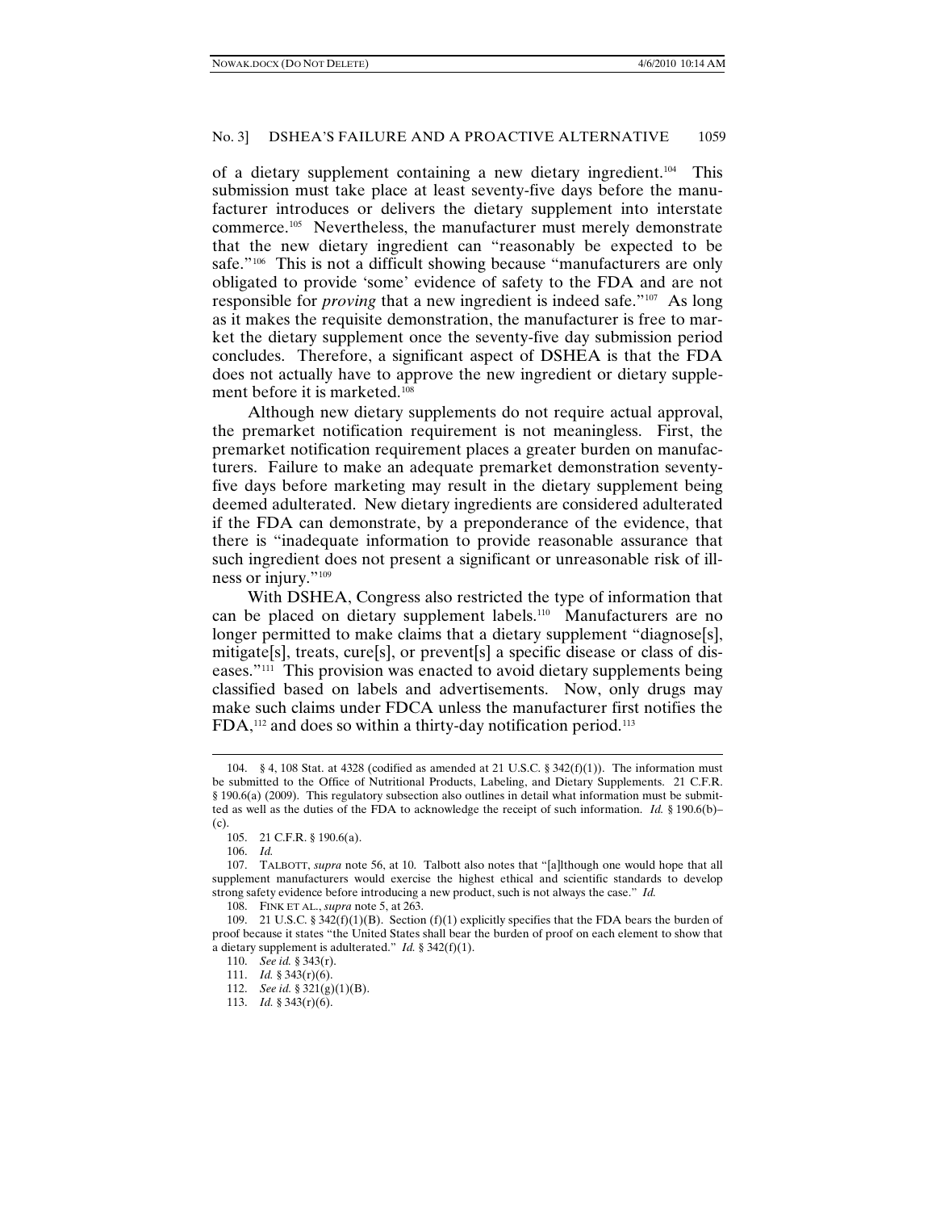of a dietary supplement containing a new dietary ingredient.[104] This submission must take place at least seventy-five days before the manufacturer introduces or delivers the dietary supplement into interstate commerce.[105] Nevertheless, the manufacturer must merely demonstrate that the new dietary ingredient can "reasonably be expected to be safe."[106] This is not a difficult showing because "manufacturers are only obligated to provide 'some' evidence of safety to the FDA and are not responsible for *proving* that a new ingredient is indeed safe."[107] As long as it makes the requisite demonstration, the manufacturer is free to market the dietary supplement once the seventy-five day submission period concludes. Therefore, a significant aspect of DSHEA is that the FDA does not actually have to approve the new ingredient or dietary supplement before it is marketed.[108]

Although new dietary supplements do not require actual approval, the premarket notification requirement is not meaningless. First, the premarket notification requirement places a greater burden on manufacturers. Failure to make an adequate premarket demonstration seventy-five days before marketing may result in the dietary supplement being deemed adulterated. New dietary ingredients are considered adulterated if the FDA can demonstrate, by a preponderance of the evidence, that there is "inadequate information to provide reasonable assurance that such ingredient does not present a significant or unreasonable risk of illness or injury."[109]

With DSHEA, Congress also restricted the type of information that can be placed on dietary supplement labels.[110] Manufacturers are no longer permitted to make claims that a dietary supplement "diagnose[s], mitigate[s], treats, cure[s], or prevent[s] a specific disease or class of diseases."[111] This provision was enacted to avoid dietary supplements being classified based on labels and advertisements. Now, only drugs may make such claims under FDCA unless the manufacturer first notifies the FDA,[112] and does so within a thirty-day notification period.[113]

---

104. § 4, 108 Stat. at 4328 (codified as amended at 21 U.S.C. § 342(f)(1)). The information must be submitted to the Office of Nutritional Products, Labeling, and Dietary Supplements. 21 C.F.R. § 190.6(a) (2009). This regulatory subsection also outlines in detail what information must be submitted as well as the duties of the FDA to acknowledge the receipt of such information. *Id.* § 190.6(b)–(c).

105. 21 C.F.R. § 190.6(a).

106. *Id.*

107. TALBOTT, *supra* note 56, at 10. Talbott also notes that "[a]lthough one would hope that all supplement manufacturers would exercise the highest ethical and scientific standards to develop strong safety evidence before introducing a new product, such is not always the case." *Id.*

108. FINK ET AL., *supra* note 5, at 263.

109. 21 U.S.C. § 342(f)(1)(B). Section (f)(1) explicitly specifies that the FDA bears the burden of proof because it states "the United States shall bear the burden of proof on each element to show that a dietary supplement is adulterated." *Id.* § 342(f)(1).

110. *See id.* § 343(r).

111. *Id.* § 343(r)(6).

112. *See id.* § 321(g)(1)(B).

113. *Id.* § 343(r)(6).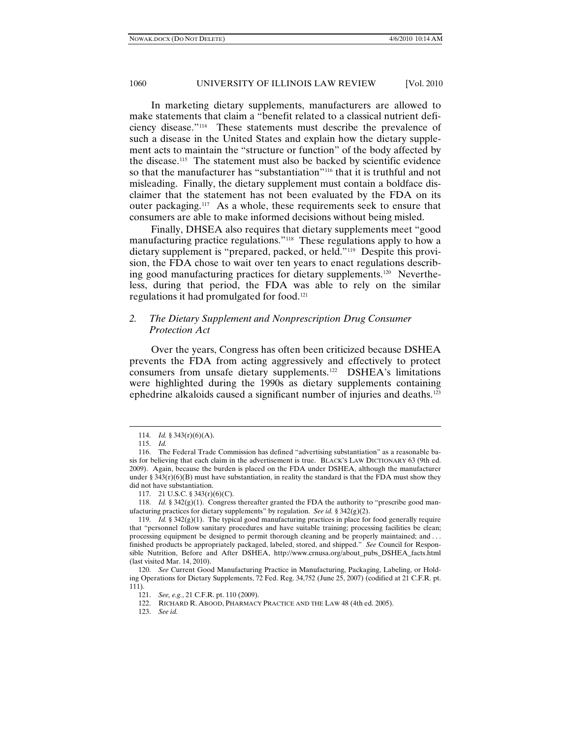In marketing dietary supplements, manufacturers are allowed to make statements that claim a "benefit related to a classical nutrient deficiency disease."[114] These statements must describe the prevalence of such a disease in the United States and explain how the dietary supplement acts to maintain the "structure or function" of the body affected by the disease.[115] The statement must also be backed by scientific evidence so that the manufacturer has "substantiation"[116] that it is truthful and not misleading. Finally, the dietary supplement must contain a boldface disclaimer that the statement has not been evaluated by the FDA on its outer packaging.[117] As a whole, these requirements seek to ensure that consumers are able to make informed decisions without being misled.

Finally, DHSEA also requires that dietary supplements meet "good manufacturing practice regulations."[118] These regulations apply to how a dietary supplement is "prepared, packed, or held."[119] Despite this provision, the FDA chose to wait over ten years to enact regulations describing good manufacturing practices for dietary supplements.[120] Nevertheless, during that period, the FDA was able to rely on the similar regulations it had promulgated for food.[121]

### *2. The Dietary Supplement and Nonprescription Drug Consumer Protection Act*

Over the years, Congress has often been criticized because DSHEA prevents the FDA from acting aggressively and effectively to protect consumers from unsafe dietary supplements.[122] DSHEA's limitations were highlighted during the 1990s as dietary supplements containing ephedrine alkaloids caused a significant number of injuries and deaths.[123]

---

114. *Id.* § 343(r)(6)(A).

115. *Id.*

116. The Federal Trade Commission has defined "advertising substantiation" as a reasonable basis for believing that each claim in the advertisement is true. BLACK'S LAW DICTIONARY 63 (9th ed. 2009). Again, because the burden is placed on the FDA under DSHEA, although the manufacturer under § 343(r)(6)(B) must have substantiation, in reality the standard is that the FDA must show they did not have substantiation.

117. 21 U.S.C. § 343(r)(6)(C).

118. *Id.* § 342(g)(1). Congress thereafter granted the FDA the authority to "prescribe good manufacturing practices for dietary supplements" by regulation. *See id.* § 342(g)(2).

119. *Id.* § 342(g)(1). The typical good manufacturing practices in place for food generally require that "personnel follow sanitary procedures and have suitable training; processing facilities be clean; processing equipment be designed to permit thorough cleaning and be properly maintained; and . . . finished products be appropriately packaged, labeled, stored, and shipped." *See* Council for Responsible Nutrition, Before and After DSHEA, http://www.crnusa.org/about_pubs_DSHEA_facts.html (last visited Mar. 14, 2010).

120. *See* Current Good Manufacturing Practice in Manufacturing, Packaging, Labeling, or Holding Operations for Dietary Supplements, 72 Fed. Reg. 34,752 (June 25, 2007) (codified at 21 C.F.R. pt. 111).

121. *See, e.g.*, 21 C.F.R. pt. 110 (2009).

122. RICHARD R. ABOOD, PHARMACY PRACTICE AND THE LAW 48 (4th ed. 2005).

123. *See id.*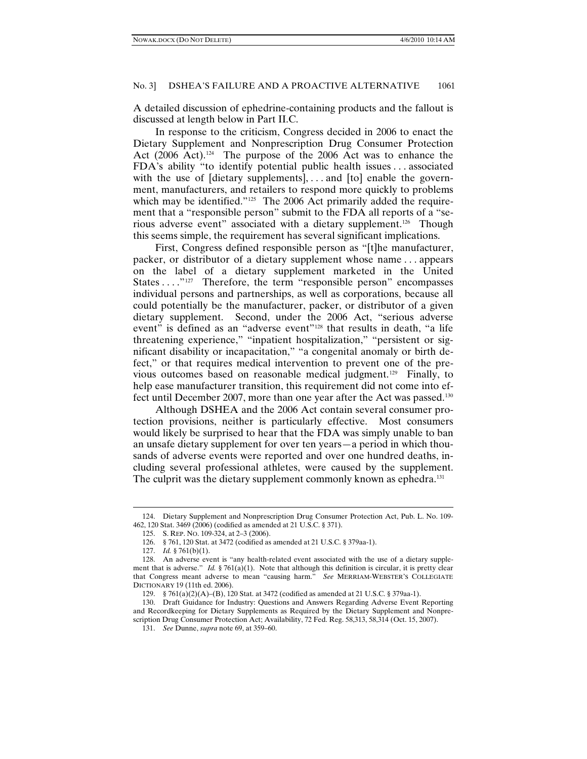A detailed discussion of ephedrine-containing products and the fallout is discussed at length below in Part II.C.

In response to the criticism, Congress decided in 2006 to enact the Dietary Supplement and Nonprescription Drug Consumer Protection Act (2006 Act).[124] The purpose of the 2006 Act was to enhance the FDA's ability "to identify potential public health issues . . . associated with the use of [dietary supplements], . . . and [to] enable the government, manufacturers, and retailers to respond more quickly to problems which may be identified."[125] The 2006 Act primarily added the requirement that a "responsible person" submit to the FDA all reports of a "serious adverse event" associated with a dietary supplement.[126] Though this seems simple, the requirement has several significant implications.

First, Congress defined responsible person as "[t]he manufacturer, packer, or distributor of a dietary supplement whose name . . . appears on the label of a dietary supplement marketed in the United States . . . ."[127] Therefore, the term "responsible person" encompasses individual persons and partnerships, as well as corporations, because all could potentially be the manufacturer, packer, or distributor of a given dietary supplement. Second, under the 2006 Act, "serious adverse event" is defined as an "adverse event"[128] that results in death, "a life threatening experience," "inpatient hospitalization," "persistent or significant disability or incapacitation," "a congenital anomaly or birth defect," or that requires medical intervention to prevent one of the previous outcomes based on reasonable medical judgment.[129] Finally, to help ease manufacturer transition, this requirement did not come into effect until December 2007, more than one year after the Act was passed.[130]

Although DSHEA and the 2006 Act contain several consumer protection provisions, neither is particularly effective. Most consumers would likely be surprised to hear that the FDA was simply unable to ban an unsafe dietary supplement for over ten years—a period in which thousands of adverse events were reported and over one hundred deaths, including several professional athletes, were caused by the supplement. The culprit was the dietary supplement commonly known as ephedra.[131]

---

124. Dietary Supplement and Nonprescription Drug Consumer Protection Act, Pub. L. No. 109-462, 120 Stat. 3469 (2006) (codified as amended at 21 U.S.C. § 371).

125. S. REP. NO. 109-324, at 2–3 (2006).

126. § 761, 120 Stat. at 3472 (codified as amended at 21 U.S.C. § 379aa-1).

127. *Id.* § 761(b)(1).

128. An adverse event is "any health-related event associated with the use of a dietary supplement that is adverse." *Id.* § 761(a)(1). Note that although this definition is circular, it is pretty clear that Congress meant adverse to mean "causing harm." *See* MERRIAM-WEBSTER'S COLLEGIATE DICTIONARY 19 (11th ed. 2006).

129. § 761(a)(2)(A)–(B), 120 Stat. at 3472 (codified as amended at 21 U.S.C. § 379aa-1).

130. Draft Guidance for Industry: Questions and Answers Regarding Adverse Event Reporting and Recordkeeping for Dietary Supplements as Required by the Dietary Supplement and Nonprescription Drug Consumer Protection Act; Availability, 72 Fed. Reg. 58,313, 58,314 (Oct. 15, 2007).

131. *See* Dunne, *supra* note 69, at 359–60.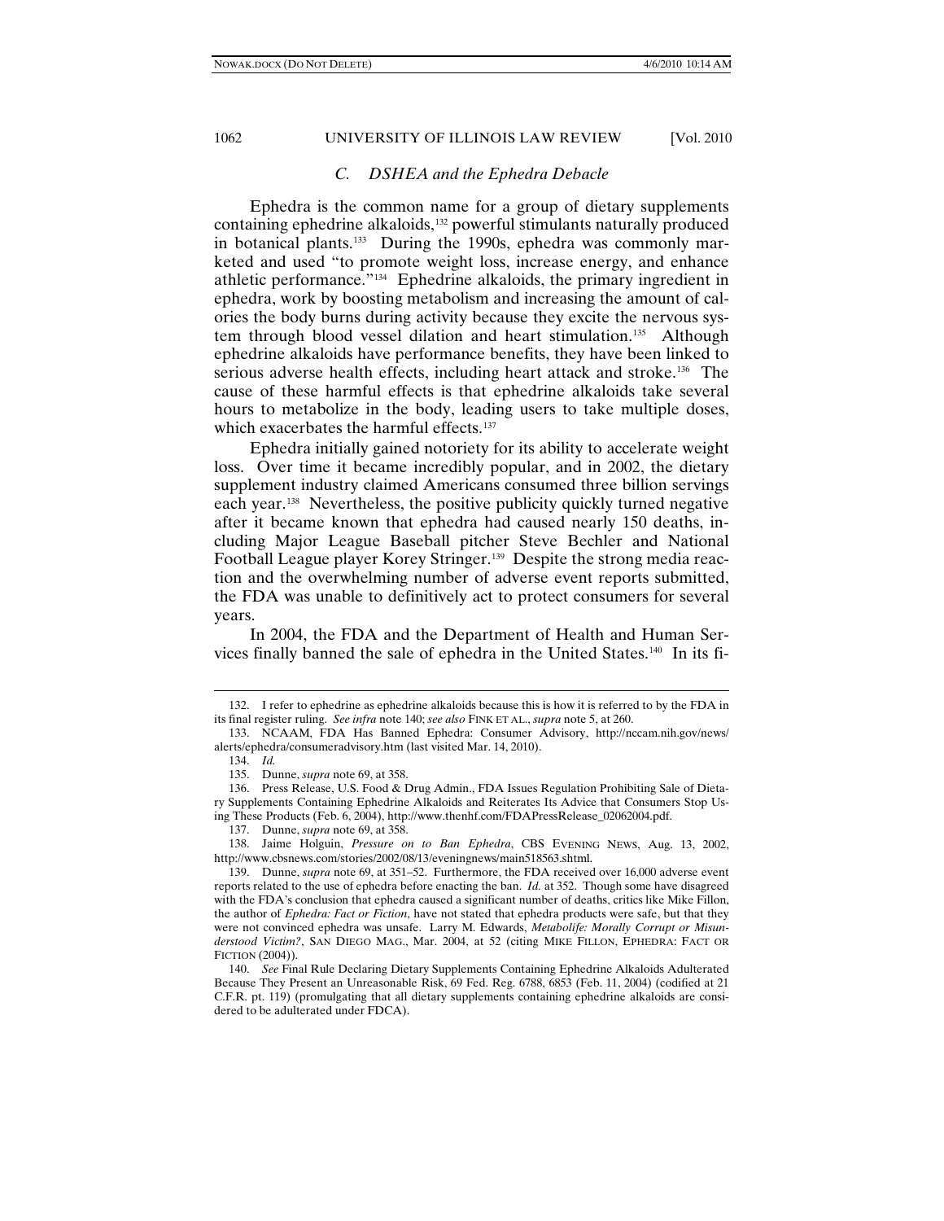### *C. DSHEA and the Ephedra Debacle*

Ephedra is the common name for a group of dietary supplements containing ephedrine alkaloids,[132] powerful stimulants naturally produced in botanical plants.[133] During the 1990s, ephedra was commonly marketed and used "to promote weight loss, increase energy, and enhance athletic performance."[134] Ephedrine alkaloids, the primary ingredient in ephedra, work by boosting metabolism and increasing the amount of calories the body burns during activity because they excite the nervous system through blood vessel dilation and heart stimulation.[135] Although ephedrine alkaloids have performance benefits, they have been linked to serious adverse health effects, including heart attack and stroke.[136] The cause of these harmful effects is that ephedrine alkaloids take several hours to metabolize in the body, leading users to take multiple doses, which exacerbates the harmful effects.[137]

Ephedra initially gained notoriety for its ability to accelerate weight loss. Over time it became incredibly popular, and in 2002, the dietary supplement industry claimed Americans consumed three billion servings each year.[138] Nevertheless, the positive publicity quickly turned negative after it became known that ephedra had caused nearly 150 deaths, including Major League Baseball pitcher Steve Bechler and National Football League player Korey Stringer.[139] Despite the strong media reaction and the overwhelming number of adverse event reports submitted, the FDA was unable to definitively act to protect consumers for several years.

In 2004, the FDA and the Department of Health and Human Services finally banned the sale of ephedra in the United States.[140] In its fi-

---

132. I refer to ephedrine as ephedrine alkaloids because this is how it is referred to by the FDA in its final register ruling. *See infra* note 140; *see also* FINK ET AL., *supra* note 5, at 260.

133. NCAAM, FDA Has Banned Ephedra: Consumer Advisory, http://nccam.nih.gov/news/alerts/ephedra/consumeradvisory.htm (last visited Mar. 14, 2010).

134. *Id.*

135. Dunne, *supra* note 69, at 358.

136. Press Release, U.S. Food & Drug Admin., FDA Issues Regulation Prohibiting Sale of Dietary Supplements Containing Ephedrine Alkaloids and Reiterates Its Advice that Consumers Stop Using These Products (Feb. 6, 2004), http://www.thenhf.com/FDAPressRelease_02062004.pdf.

137. Dunne, *supra* note 69, at 358.

138. Jaime Holguin, *Pressure on to Ban Ephedra*, CBS EVENING NEWS, Aug. 13, 2002, http://www.cbsnews.com/stories/2002/08/13/eveningnews/main518563.shtml.

139. Dunne, *supra* note 69, at 351–52. Furthermore, the FDA received over 16,000 adverse event reports related to the use of ephedra before enacting the ban. *Id.* at 352. Though some have disagreed with the FDA's conclusion that ephedra caused a significant number of deaths, critics like Mike Fillon, the author of *Ephedra: Fact or Fiction*, have not stated that ephedra products were safe, but that they were not convinced ephedra was unsafe. Larry M. Edwards, *Metabolife: Morally Corrupt or Misunderstood Victim?*, SAN DIEGO MAG., Mar. 2004, at 52 (citing MIKE FILLON, EPHEDRA: FACT OR FICTION (2004)).

140. *See* Final Rule Declaring Dietary Supplements Containing Ephedrine Alkaloids Adulterated Because They Present an Unreasonable Risk, 69 Fed. Reg. 6788, 6853 (Feb. 11, 2004) (codified at 21 C.F.R. pt. 119) (promulgating that all dietary supplements containing ephedrine alkaloids are considered to be adulterated under FDCA).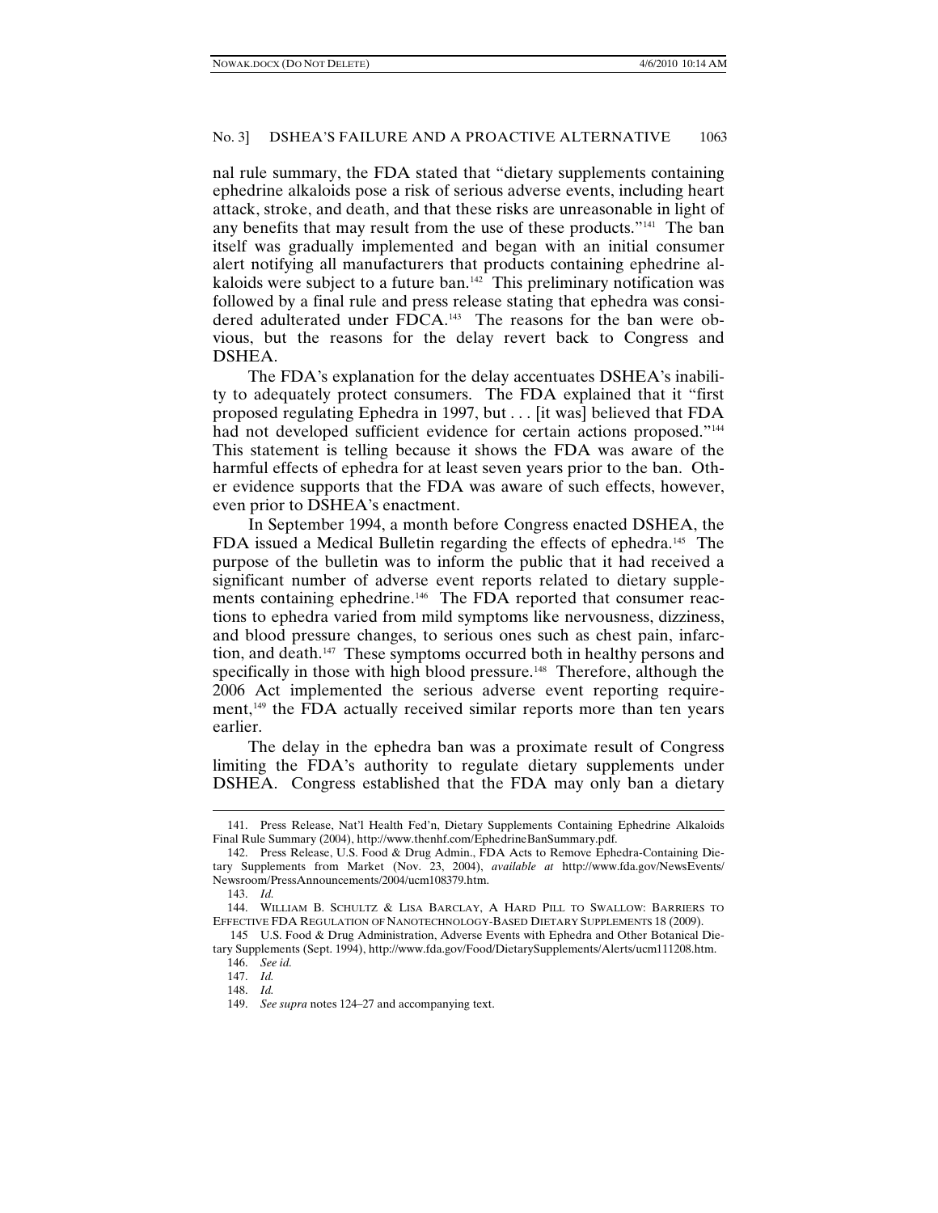nal rule summary, the FDA stated that "dietary supplements containing ephedrine alkaloids pose a risk of serious adverse events, including heart attack, stroke, and death, and that these risks are unreasonable in light of any benefits that may result from the use of these products."[141] The ban itself was gradually implemented and began with an initial consumer alert notifying all manufacturers that products containing ephedrine alkaloids were subject to a future ban.[142] This preliminary notification was followed by a final rule and press release stating that ephedra was considered adulterated under FDCA.[143] The reasons for the ban were obvious, but the reasons for the delay revert back to Congress and DSHEA.

The FDA's explanation for the delay accentuates DSHEA's inability to adequately protect consumers. The FDA explained that it "first proposed regulating Ephedra in 1997, but . . . [it was] believed that FDA had not developed sufficient evidence for certain actions proposed."[144] This statement is telling because it shows the FDA was aware of the harmful effects of ephedra for at least seven years prior to the ban. Other evidence supports that the FDA was aware of such effects, however, even prior to DSHEA's enactment.

In September 1994, a month before Congress enacted DSHEA, the FDA issued a Medical Bulletin regarding the effects of ephedra.[145] The purpose of the bulletin was to inform the public that it had received a significant number of adverse event reports related to dietary supplements containing ephedrine.[146] The FDA reported that consumer reactions to ephedra varied from mild symptoms like nervousness, dizziness, and blood pressure changes, to serious ones such as chest pain, infarction, and death.[147] These symptoms occurred both in healthy persons and specifically in those with high blood pressure.[148] Therefore, although the 2006 Act implemented the serious adverse event reporting requirement,[149] the FDA actually received similar reports more than ten years earlier.

The delay in the ephedra ban was a proximate result of Congress limiting the FDA's authority to regulate dietary supplements under DSHEA. Congress established that the FDA may only ban a dietary

---

141. Press Release, Nat'l Health Fed'n, Dietary Supplements Containing Ephedrine Alkaloids Final Rule Summary (2004), http://www.thenhf.com/EphedrineBanSummary.pdf.

142. Press Release, U.S. Food & Drug Admin., FDA Acts to Remove Ephedra-Containing Dietary Supplements from Market (Nov. 23, 2004), *available at* http://www.fda.gov/NewsEvents/Newsroom/PressAnnouncements/2004/ucm108379.htm.

143. *Id.*

144. WILLIAM B. SCHULTZ & LISA BARCLAY, A HARD PILL TO SWALLOW: BARRIERS TO EFFECTIVE FDA REGULATION OF NANOTECHNOLOGY-BASED DIETARY SUPPLEMENTS 18 (2009).

145 U.S. Food & Drug Administration, Adverse Events with Ephedra and Other Botanical Dietary Supplements (Sept. 1994), http://www.fda.gov/Food/DietarySupplements/Alerts/ucm111208.htm.

146. *See id.*

147. *Id.*

148. *Id.*

149. *See supra* notes 124–27 and accompanying text.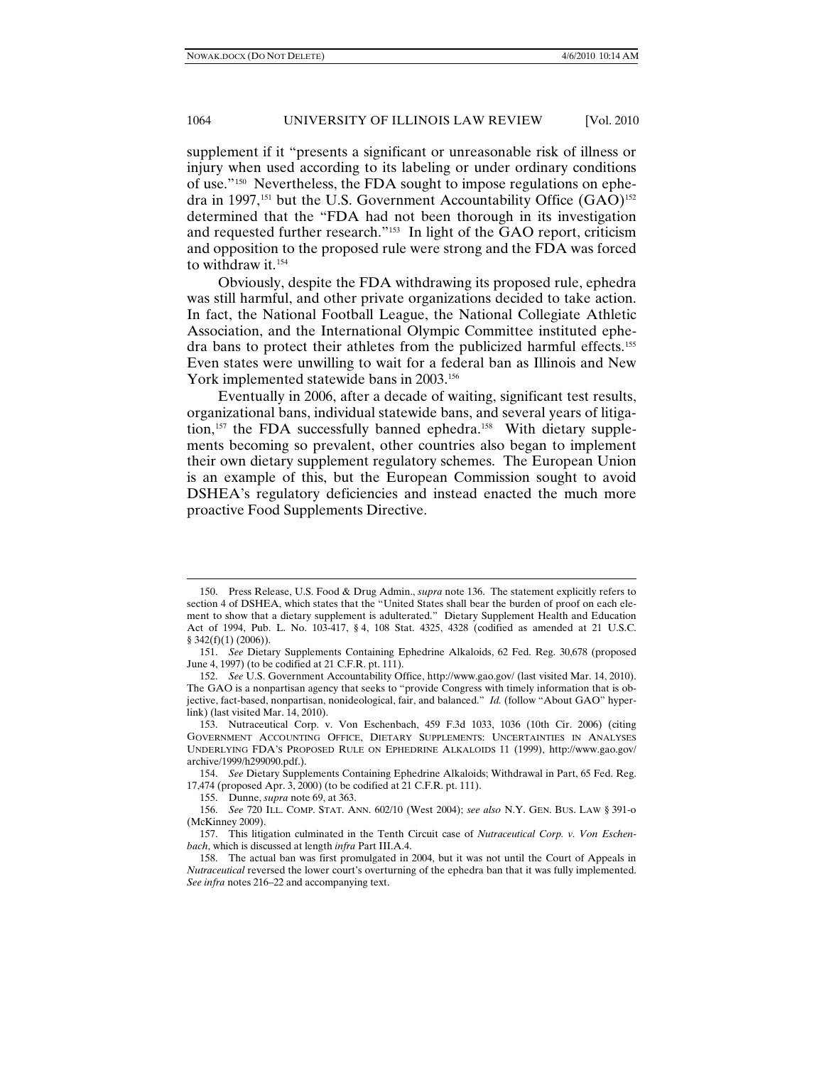supplement if it "presents a significant or unreasonable risk of illness or injury when used according to its labeling or under ordinary conditions of use."[150] Nevertheless, the FDA sought to impose regulations on ephedra in 1997,[151] but the U.S. Government Accountability Office (GAO)[152] determined that the "FDA had not been thorough in its investigation and requested further research."[153] In light of the GAO report, criticism and opposition to the proposed rule were strong and the FDA was forced to withdraw it.[154]

Obviously, despite the FDA withdrawing its proposed rule, ephedra was still harmful, and other private organizations decided to take action. In fact, the National Football League, the National Collegiate Athletic Association, and the International Olympic Committee instituted ephedra bans to protect their athletes from the publicized harmful effects.[155] Even states were unwilling to wait for a federal ban as Illinois and New York implemented statewide bans in 2003.[156]

Eventually in 2006, after a decade of waiting, significant test results, organizational bans, individual statewide bans, and several years of litigation,[157] the FDA successfully banned ephedra.[158] With dietary supplements becoming so prevalent, other countries also began to implement their own dietary supplement regulatory schemes. The European Union is an example of this, but the European Commission sought to avoid DSHEA's regulatory deficiencies and instead enacted the much more proactive Food Supplements Directive.

---

150. Press Release, U.S. Food & Drug Admin., *supra* note 136. The statement explicitly refers to section 4 of DSHEA, which states that the "United States shall bear the burden of proof on each element to show that a dietary supplement is adulterated." Dietary Supplement Health and Education Act of 1994, Pub. L. No. 103-417, § 4, 108 Stat. 4325, 4328 (codified as amended at 21 U.S.C. § 342(f)(1) (2006)).

151. *See* Dietary Supplements Containing Ephedrine Alkaloids, 62 Fed. Reg. 30,678 (proposed June 4, 1997) (to be codified at 21 C.F.R. pt. 111).

152. *See* U.S. Government Accountability Office, http://www.gao.gov/ (last visited Mar. 14, 2010). The GAO is a nonpartisan agency that seeks to "provide Congress with timely information that is objective, fact-based, nonpartisan, nonideological, fair, and balanced." *Id.* (follow "About GAO" hyperlink) (last visited Mar. 14, 2010).

153. Nutraceutical Corp. v. Von Eschenbach, 459 F.3d 1033, 1036 (10th Cir. 2006) (citing GOVERNMENT ACCOUNTING OFFICE, DIETARY SUPPLEMENTS: UNCERTAINTIES IN ANALYSES UNDERLYING FDA'S PROPOSED RULE ON EPHEDRINE ALKALOIDS 11 (1999), http://www.gao.gov/archive/1999/h299090.pdf.).

154. *See* Dietary Supplements Containing Ephedrine Alkaloids; Withdrawal in Part, 65 Fed. Reg. 17,474 (proposed Apr. 3, 2000) (to be codified at 21 C.F.R. pt. 111).

155. Dunne, *supra* note 69, at 363.

156. *See* 720 ILL. COMP. STAT. ANN. 602/10 (West 2004); *see also* N.Y. GEN. BUS. LAW § 391-o (McKinney 2009).

157. This litigation culminated in the Tenth Circuit case of *Nutraceutical Corp. v. Von Eschenbach*, which is discussed at length *infra* Part III.A.4.

158. The actual ban was first promulgated in 2004, but it was not until the Court of Appeals in *Nutraceutical* reversed the lower court's overturning of the ephedra ban that it was fully implemented. *See infra* notes 216–22 and accompanying text.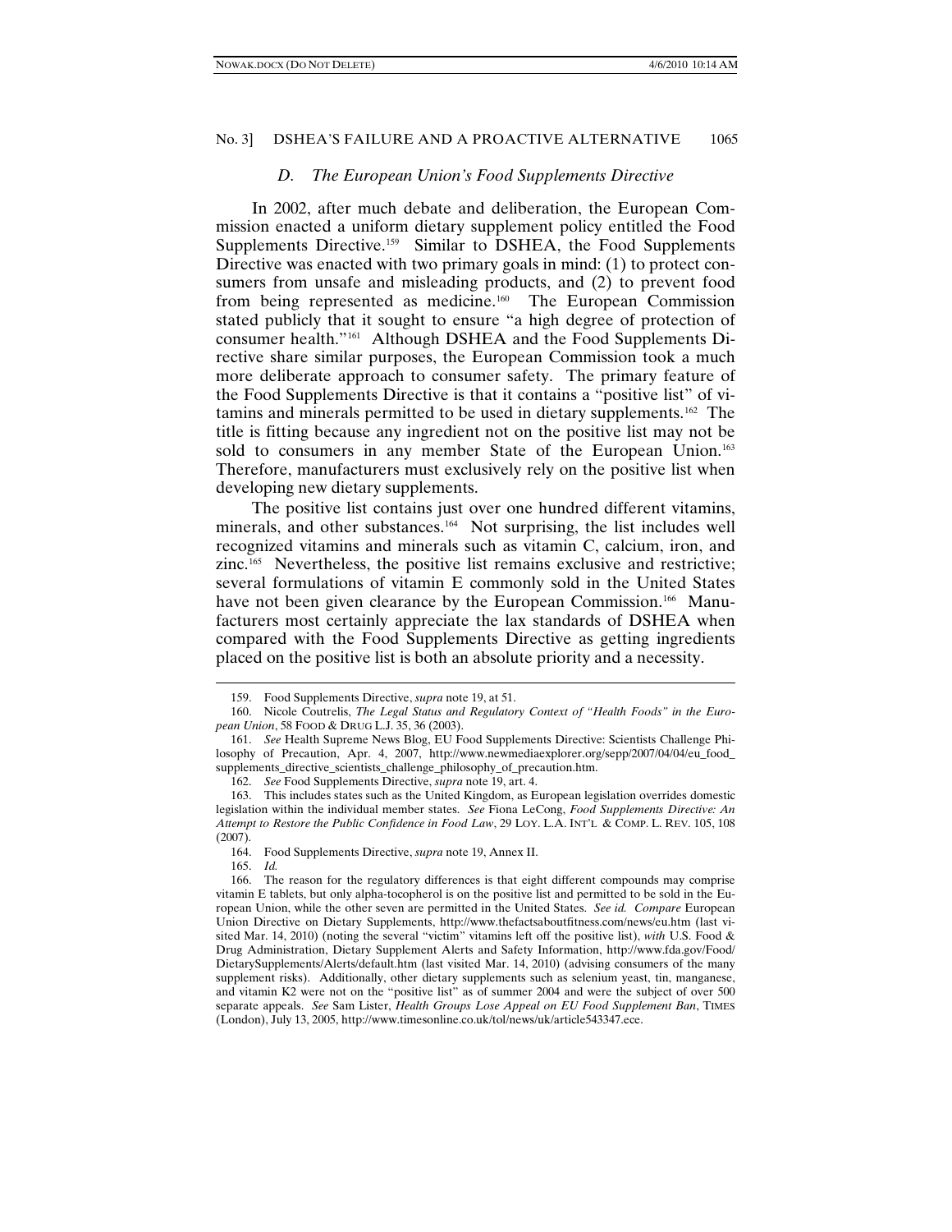### *D. The European Union's Food Supplements Directive*

In 2002, after much debate and deliberation, the European Commission enacted a uniform dietary supplement policy entitled the Food Supplements Directive.[159] Similar to DSHEA, the Food Supplements Directive was enacted with two primary goals in mind: (1) to protect consumers from unsafe and misleading products, and (2) to prevent food from being represented as medicine.[160] The European Commission stated publicly that it sought to ensure "a high degree of protection of consumer health."[161] Although DSHEA and the Food Supplements Directive share similar purposes, the European Commission took a much more deliberate approach to consumer safety. The primary feature of the Food Supplements Directive is that it contains a "positive list" of vitamins and minerals permitted to be used in dietary supplements.[162] The title is fitting because any ingredient not on the positive list may not be sold to consumers in any member State of the European Union.[163] Therefore, manufacturers must exclusively rely on the positive list when developing new dietary supplements.

The positive list contains just over one hundred different vitamins, minerals, and other substances.[164] Not surprising, the list includes well recognized vitamins and minerals such as vitamin C, calcium, iron, and zinc.[165] Nevertheless, the positive list remains exclusive and restrictive; several formulations of vitamin E commonly sold in the United States have not been given clearance by the European Commission.[166] Manufacturers most certainly appreciate the lax standards of DSHEA when compared with the Food Supplements Directive as getting ingredients placed on the positive list is both an absolute priority and a necessity.

---

159. Food Supplements Directive, *supra* note 19, at 51.

160. Nicole Coutrelis, *The Legal Status and Regulatory Context of "Health Foods" in the European Union*, 58 FOOD & DRUG L.J. 35, 36 (2003).

161. *See* Health Supreme News Blog, EU Food Supplements Directive: Scientists Challenge Philosophy of Precaution, Apr. 4, 2007, http://www.newmediaexplorer.org/sepp/2007/04/04/eu_food_supplements_directive_scientists_challenge_philosophy_of_precaution.htm.

162. *See* Food Supplements Directive, *supra* note 19, art. 4.

163. This includes states such as the United Kingdom, as European legislation overrides domestic legislation within the individual member states. *See* Fiona LeCong, *Food Supplements Directive: An Attempt to Restore the Public Confidence in Food Law*, 29 LOY. L.A. INT'L & COMP. L. REV. 105, 108 (2007).

164. Food Supplements Directive, *supra* note 19, Annex II.

165. *Id.*

166. The reason for the regulatory differences is that eight different compounds may comprise vitamin E tablets, but only alpha-tocopherol is on the positive list and permitted to be sold in the European Union, while the other seven are permitted in the United States. *See id. Compare* European Union Directive on Dietary Supplements, http://www.thefactsaboutfitness.com/news/eu.htm (last visited Mar. 14, 2010) (noting the several "victim" vitamins left off the positive list), *with* U.S. Food & Drug Administration, Dietary Supplement Alerts and Safety Information, http://www.fda.gov/Food/DietarySupplements/Alerts/default.htm (last visited Mar. 14, 2010) (advising consumers of the many supplement risks). Additionally, other dietary supplements such as selenium yeast, tin, manganese, and vitamin K2 were not on the "positive list" as of summer 2004 and were the subject of over 500 separate appeals. *See* Sam Lister, *Health Groups Lose Appeal on EU Food Supplement Ban*, TIMES (London), July 13, 2005, http://www.timesonline.co.uk/tol/news/uk/article543347.ece.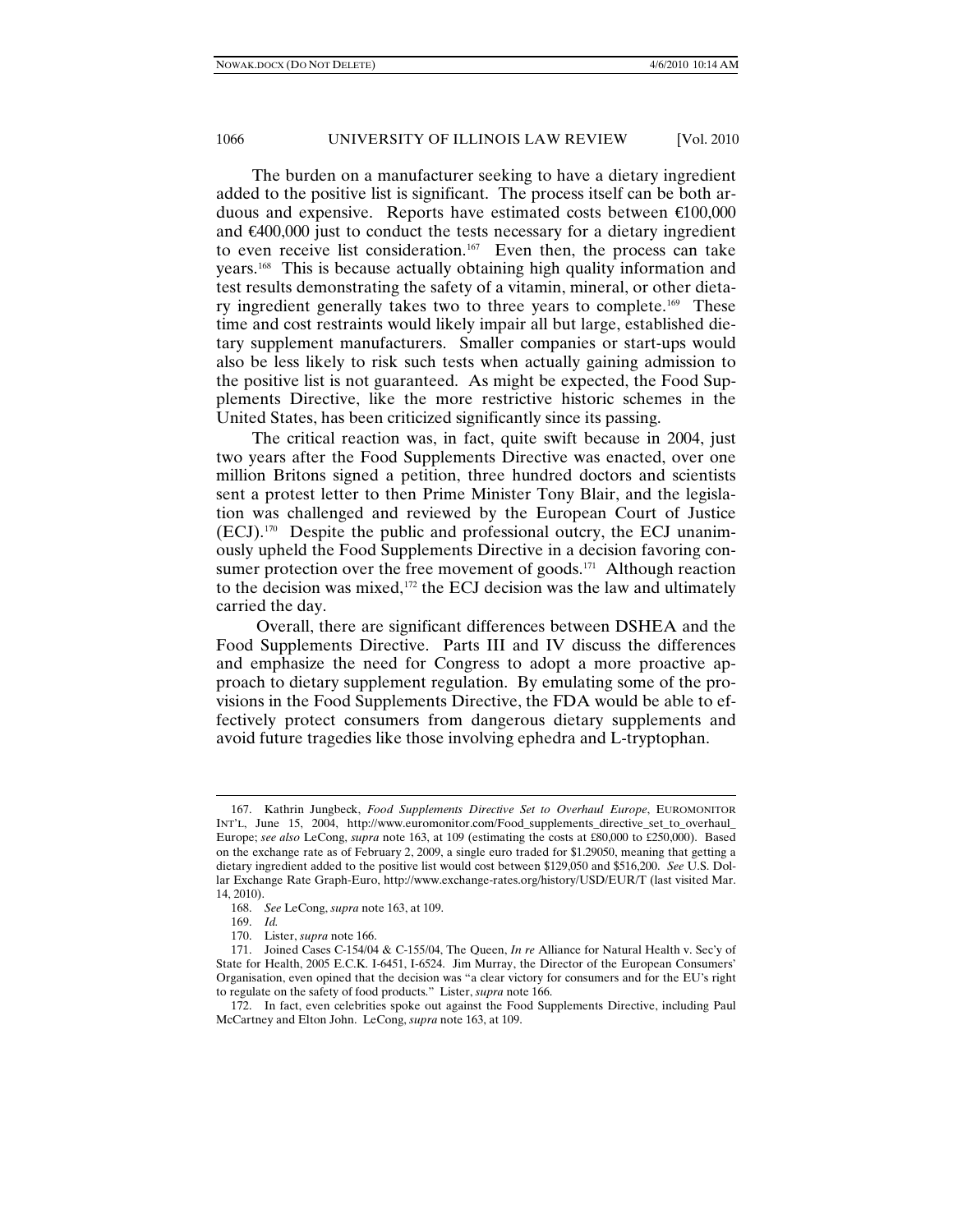The burden on a manufacturer seeking to have a dietary ingredient added to the positive list is significant. The process itself can be both arduous and expensive. Reports have estimated costs between €100,000 and €400,000 just to conduct the tests necessary for a dietary ingredient to even receive list consideration.[167] Even then, the process can take years.[168] This is because actually obtaining high quality information and test results demonstrating the safety of a vitamin, mineral, or other dietary ingredient generally takes two to three years to complete.[169] These time and cost restraints would likely impair all but large, established dietary supplement manufacturers. Smaller companies or start-ups would also be less likely to risk such tests when actually gaining admission to the positive list is not guaranteed. As might be expected, the Food Supplements Directive, like the more restrictive historic schemes in the United States, has been criticized significantly since its passing.

The critical reaction was, in fact, quite swift because in 2004, just two years after the Food Supplements Directive was enacted, over one million Britons signed a petition, three hundred doctors and scientists sent a protest letter to then Prime Minister Tony Blair, and the legislation was challenged and reviewed by the European Court of Justice (ECJ).[170] Despite the public and professional outcry, the ECJ unanimously upheld the Food Supplements Directive in a decision favoring consumer protection over the free movement of goods.[171] Although reaction to the decision was mixed,[172] the ECJ decision was the law and ultimately carried the day.

Overall, there are significant differences between DSHEA and the Food Supplements Directive. Parts III and IV discuss the differences and emphasize the need for Congress to adopt a more proactive approach to dietary supplement regulation. By emulating some of the provisions in the Food Supplements Directive, the FDA would be able to effectively protect consumers from dangerous dietary supplements and avoid future tragedies like those involving ephedra and L-tryptophan.

---

167. Kathrin Jungbeck, *Food Supplements Directive Set to Overhaul Europe*, EUROMONITOR INT'L, June 15, 2004, http://www.euromonitor.com/Food_supplements_directive_set_to_overhaul_Europe; *see also* LeCong, *supra* note 163, at 109 (estimating the costs at £80,000 to £250,000). Based on the exchange rate as of February 2, 2009, a single euro traded for $1.29050, meaning that getting a dietary ingredient added to the positive list would cost between $129,050 and $516,200. *See* U.S. Dollar Exchange Rate Graph-Euro, http://www.exchange-rates.org/history/USD/EUR/T (last visited Mar. 14, 2010).

168. *See* LeCong, *supra* note 163, at 109.

169. *Id.*

170. Lister, *supra* note 166.

171. Joined Cases C-154/04 & C-155/04, The Queen, *In re* Alliance for Natural Health v. Sec'y of State for Health, 2005 E.C.R. I-6451, I-6524. Jim Murray, the Director of the European Consumers' Organisation, even opined that the decision was "a clear victory for consumers and for the EU's right to regulate on the safety of food products." Lister, *supra* note 166.

172. In fact, even celebrities spoke out against the Food Supplements Directive, including Paul McCartney and Elton John. LeCong, *supra* note 163, at 109.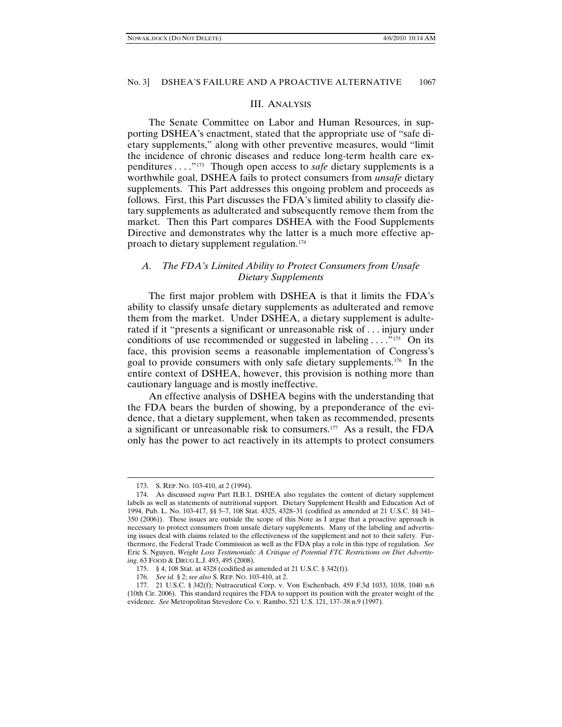## III. ANALYSIS

The Senate Committee on Labor and Human Resources, in supporting DSHEA's enactment, stated that the appropriate use of "safe dietary supplements," along with other preventive measures, would "limit the incidence of chronic diseases and reduce long-term health care expenditures . . . ."[173] Though open access to *safe* dietary supplements is a worthwhile goal, DSHEA fails to protect consumers from *unsafe* dietary supplements. This Part addresses this ongoing problem and proceeds as follows. First, this Part discusses the FDA's limited ability to classify dietary supplements as adulterated and subsequently remove them from the market. Then this Part compares DSHEA with the Food Supplements Directive and demonstrates why the latter is a much more effective approach to dietary supplement regulation.[174]

### *A. The FDA's Limited Ability to Protect Consumers from Unsafe Dietary Supplements*

The first major problem with DSHEA is that it limits the FDA's ability to classify unsafe dietary supplements as adulterated and remove them from the market. Under DSHEA, a dietary supplement is adulterated if it "presents a significant or unreasonable risk of . . . injury under conditions of use recommended or suggested in labeling . . . ."[175] On its face, this provision seems a reasonable implementation of Congress's goal to provide consumers with only safe dietary supplements.[176] In the entire context of DSHEA, however, this provision is nothing more than cautionary language and is mostly ineffective.

An effective analysis of DSHEA begins with the understanding that the FDA bears the burden of showing, by a preponderance of the evidence, that a dietary supplement, when taken as recommended, presents a significant or unreasonable risk to consumers.[177] As a result, the FDA only has the power to act reactively in its attempts to protect consumers

---

173. S. REP. NO. 103-410, at 2 (1994).

174. As discussed *supra* Part II.B.1, DSHEA also regulates the content of dietary supplement labels as well as statements of nutritional support. Dietary Supplement Health and Education Act of 1994, Pub. L. No. 103-417, §§ 5–7, 108 Stat. 4325, 4328–31 (codified as amended at 21 U.S.C. §§ 341–350 (2006)). These issues are outside the scope of this Note as I argue that a proactive approach is necessary to protect consumers from unsafe dietary supplements. Many of the labeling and advertising issues deal with claims related to the effectiveness of the supplement and not to their safety. Furthermore, the Federal Trade Commission as well as the FDA play a role in this type of regulation. *See* Eric S. Nguyen, *Weight Loss Testimonials: A Critique of Potential FTC Restrictions on Diet Advertising*, 63 FOOD & DRUG L.J. 493, 495 (2008).

175. § 4, 108 Stat. at 4328 (codified as amended at 21 U.S.C. § 342(f)).

176. *See id.* § 2; *see also* S. REP. NO. 103-410, at 2.

177. 21 U.S.C. § 342(f); Nutraceutical Corp. v. Von Eschenbach, 459 F.3d 1033, 1038, 1040 n.6 (10th Cir. 2006). This standard requires the FDA to support its position with the greater weight of the evidence. *See* Metropolitan Stevedore Co. v. Rambo, 521 U.S. 121, 137–38 n.9 (1997).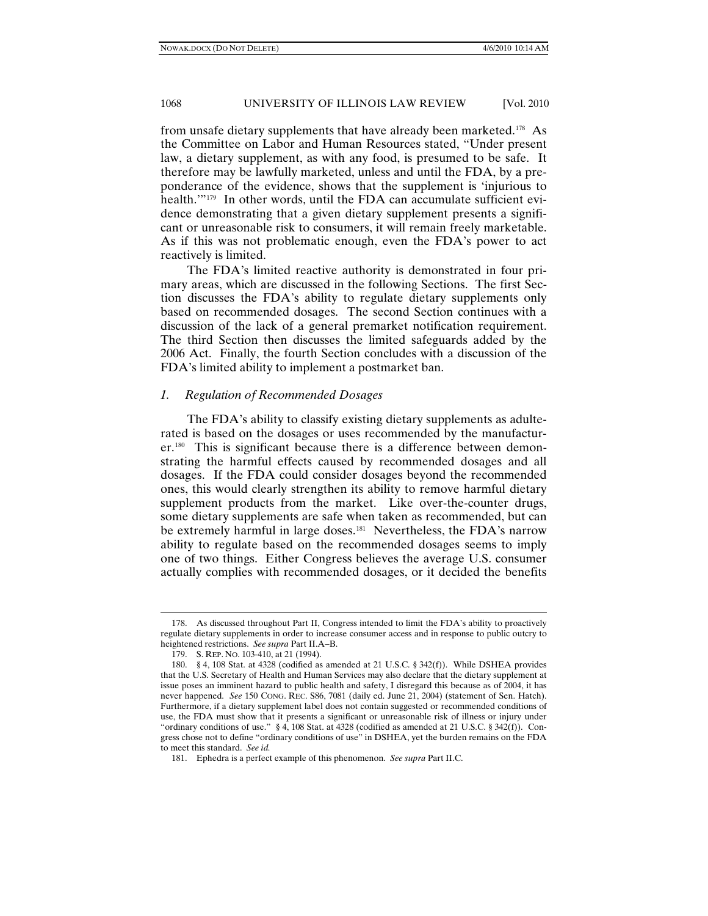from unsafe dietary supplements that have already been marketed.[178] As the Committee on Labor and Human Resources stated, "Under present law, a dietary supplement, as with any food, is presumed to be safe. It therefore may be lawfully marketed, unless and until the FDA, by a preponderance of the evidence, shows that the supplement is 'injurious to health.'"[179] In other words, until the FDA can accumulate sufficient evidence demonstrating that a given dietary supplement presents a significant or unreasonable risk to consumers, it will remain freely marketable. As if this was not problematic enough, even the FDA's power to act reactively is limited.

The FDA's limited reactive authority is demonstrated in four primary areas, which are discussed in the following Sections. The first Section discusses the FDA's ability to regulate dietary supplements only based on recommended dosages. The second Section continues with a discussion of the lack of a general premarket notification requirement. The third Section then discusses the limited safeguards added by the 2006 Act. Finally, the fourth Section concludes with a discussion of the FDA's limited ability to implement a postmarket ban.

### *1. Regulation of Recommended Dosages*

The FDA's ability to classify existing dietary supplements as adulterated is based on the dosages or uses recommended by the manufacturer.[180] This is significant because there is a difference between demonstrating the harmful effects caused by recommended dosages and all dosages. If the FDA could consider dosages beyond the recommended ones, this would clearly strengthen its ability to remove harmful dietary supplement products from the market. Like over-the-counter drugs, some dietary supplements are safe when taken as recommended, but can be extremely harmful in large doses.[181] Nevertheless, the FDA's narrow ability to regulate based on the recommended dosages seems to imply one of two things. Either Congress believes the average U.S. consumer actually complies with recommended dosages, or it decided the benefits

---

178. As discussed throughout Part II, Congress intended to limit the FDA's ability to proactively regulate dietary supplements in order to increase consumer access and in response to public outcry to heightened restrictions. *See supra* Part II.A–B.

179. S. REP. NO. 103-410, at 21 (1994).

180. § 4, 108 Stat. at 4328 (codified as amended at 21 U.S.C. § 342(f)). While DSHEA provides that the U.S. Secretary of Health and Human Services may also declare that the dietary supplement at issue poses an imminent hazard to public health and safety, I disregard this because as of 2004, it has never happened. *See* 150 CONG. REC. S86, 7081 (daily ed. June 21, 2004) (statement of Sen. Hatch). Furthermore, if a dietary supplement label does not contain suggested or recommended conditions of use, the FDA must show that it presents a significant or unreasonable risk of illness or injury under "ordinary conditions of use." § 4, 108 Stat. at 4328 (codified as amended at 21 U.S.C. § 342(f)). Congress chose not to define "ordinary conditions of use" in DSHEA, yet the burden remains on the FDA to meet this standard. *See id.*

181. Ephedra is a perfect example of this phenomenon. *See supra* Part II.C.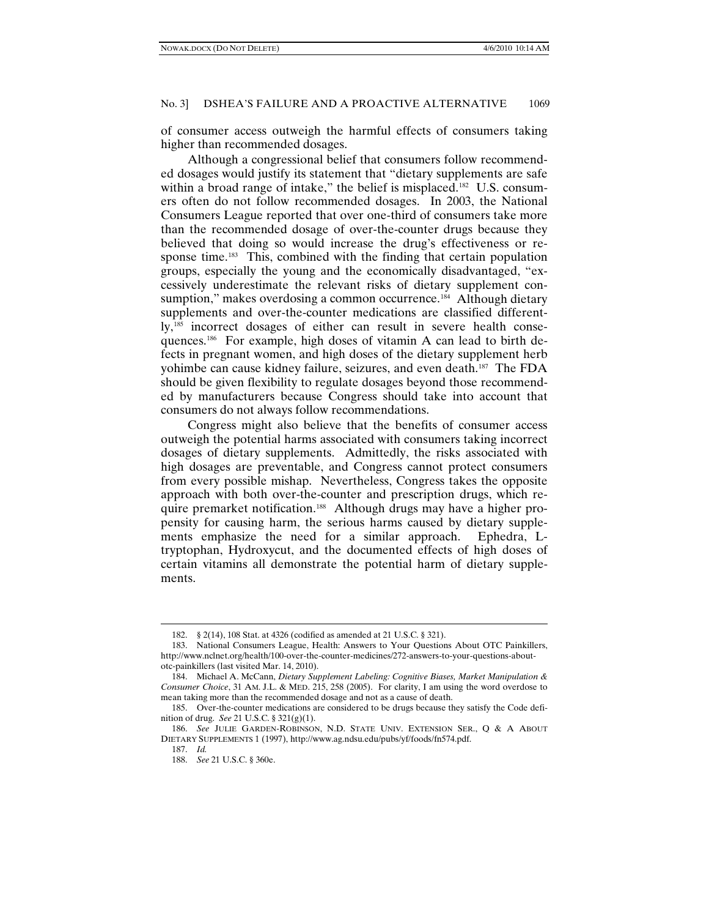of consumer access outweigh the harmful effects of consumers taking higher than recommended dosages.

Although a congressional belief that consumers follow recommended dosages would justify its statement that "dietary supplements are safe within a broad range of intake," the belief is misplaced.[182] U.S. consumers often do not follow recommended dosages. In 2003, the National Consumers League reported that over one-third of consumers take more than the recommended dosage of over-the-counter drugs because they believed that doing so would increase the drug's effectiveness or response time.[183] This, combined with the finding that certain population groups, especially the young and the economically disadvantaged, "excessively underestimate the relevant risks of dietary supplement consumption," makes overdosing a common occurrence.[184] Although dietary supplements and over-the-counter medications are classified differently,[185] incorrect dosages of either can result in severe health consequences.[186] For example, high doses of vitamin A can lead to birth defects in pregnant women, and high doses of the dietary supplement herb yohimbe can cause kidney failure, seizures, and even death.[187] The FDA should be given flexibility to regulate dosages beyond those recommended by manufacturers because Congress should take into account that consumers do not always follow recommendations.

Congress might also believe that the benefits of consumer access outweigh the potential harms associated with consumers taking incorrect dosages of dietary supplements. Admittedly, the risks associated with high dosages are preventable, and Congress cannot protect consumers from every possible mishap. Nevertheless, Congress takes the opposite approach with both over-the-counter and prescription drugs, which require premarket notification.[188] Although drugs may have a higher propensity for causing harm, the serious harms caused by dietary supplements emphasize the need for a similar approach. Ephedra, L-tryptophan, Hydroxycut, and the documented effects of high doses of certain vitamins all demonstrate the potential harm of dietary supplements.

---

182. § 2(14), 108 Stat. at 4326 (codified as amended at 21 U.S.C. § 321).

183. National Consumers League, Health: Answers to Your Questions About OTC Painkillers, http://www.nclnet.org/health/100-over-the-counter-medicines/272-answers-to-your-questions-about-otc-painkillers (last visited Mar. 14, 2010).

184. Michael A. McCann, *Dietary Supplement Labeling: Cognitive Biases, Market Manipulation & Consumer Choice*, 31 AM. J.L. & MED. 215, 258 (2005). For clarity, I am using the word overdose to mean taking more than the recommended dosage and not as a cause of death.

185. Over-the-counter medications are considered to be drugs because they satisfy the Code definition of drug. *See* 21 U.S.C. § 321(g)(1).

186. *See* JULIE GARDEN-ROBINSON, N.D. STATE UNIV. EXTENSION SER., Q & A ABOUT DIETARY SUPPLEMENTS 1 (1997), http://www.ag.ndsu.edu/pubs/yf/foods/fn574.pdf.

187. *Id.*

188. *See* 21 U.S.C. § 360e.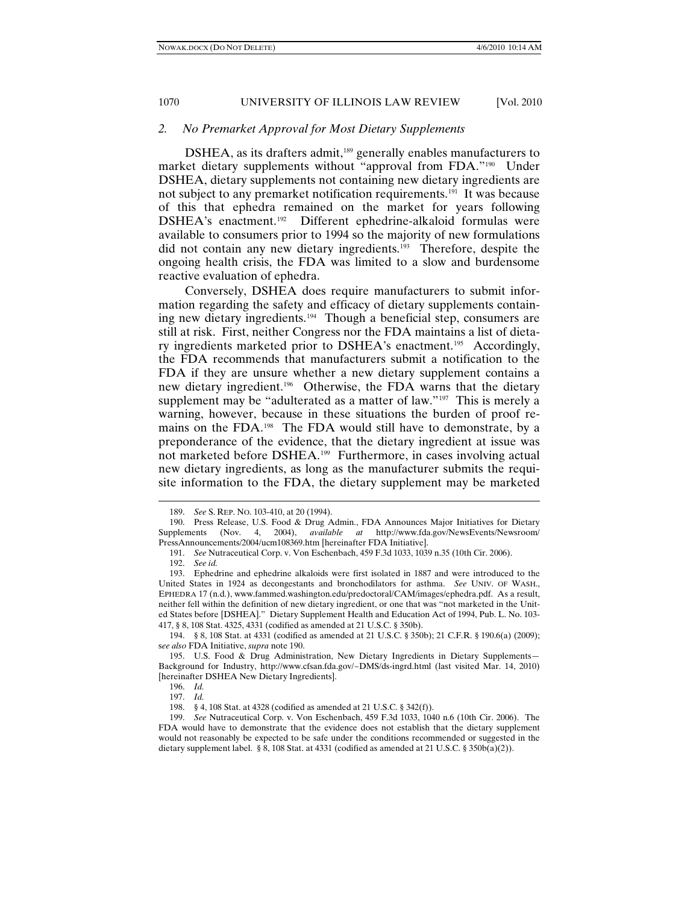### *2. No Premarket Approval for Most Dietary Supplements*

DSHEA, as its drafters admit,[189] generally enables manufacturers to market dietary supplements without "approval from FDA."[190] Under DSHEA, dietary supplements not containing new dietary ingredients are not subject to any premarket notification requirements.[191] It was because of this that ephedra remained on the market for years following DSHEA's enactment.[192] Different ephedrine-alkaloid formulas were available to consumers prior to 1994 so the majority of new formulations did not contain any new dietary ingredients.[193] Therefore, despite the ongoing health crisis, the FDA was limited to a slow and burdensome reactive evaluation of ephedra.

Conversely, DSHEA does require manufacturers to submit information regarding the safety and efficacy of dietary supplements containing new dietary ingredients.[194] Though a beneficial step, consumers are still at risk. First, neither Congress nor the FDA maintains a list of dietary ingredients marketed prior to DSHEA's enactment.[195] Accordingly, the FDA recommends that manufacturers submit a notification to the FDA if they are unsure whether a new dietary supplement contains a new dietary ingredient.[196] Otherwise, the FDA warns that the dietary supplement may be "adulterated as a matter of law."[197] This is merely a warning, however, because in these situations the burden of proof remains on the FDA.[198] The FDA would still have to demonstrate, by a preponderance of the evidence, that the dietary ingredient at issue was not marketed before DSHEA.[199] Furthermore, in cases involving actual new dietary ingredients, as long as the manufacturer submits the requisite information to the FDA, the dietary supplement may be marketed

---

189. *See* S. REP. NO. 103-410, at 20 (1994).

190. Press Release, U.S. Food & Drug Admin., FDA Announces Major Initiatives for Dietary Supplements (Nov. 4, 2004), *available at* http://www.fda.gov/NewsEvents/Newsroom/PressAnnouncements/2004/ucm108369.htm [hereinafter FDA Initiative].

191. *See* Nutraceutical Corp. v. Von Eschenbach, 459 F.3d 1033, 1039 n.35 (10th Cir. 2006).

192. *See id.*

193. Ephedrine and ephedrine alkaloids were first isolated in 1887 and were introduced to the United States in 1924 as decongestants and bronchodilators for asthma. *See* UNIV. OF WASH., EPHEDRA 17 (n.d.), www.fammed.washington.edu/predoctoral/CAM/images/ephedra.pdf. As a result, neither fell within the definition of new dietary ingredient, or one that was "not marketed in the United States before [DSHEA]." Dietary Supplement Health and Education Act of 1994, Pub. L. No. 103-417, § 8, 108 Stat. 4325, 4331 (codified as amended at 21 U.S.C. § 350b).

194. § 8, 108 Stat. at 4331 (codified as amended at 21 U.S.C. § 350b); 21 C.F.R. § 190.6(a) (2009); s*ee also* FDA Initiative, *supra* note 190.

195. U.S. Food & Drug Administration, New Dietary Ingredients in Dietary Supplements—Background for Industry, http://www.cfsan.fda.gov/~DMS/ds-ingrd.html (last visited Mar. 14, 2010) [hereinafter DSHEA New Dietary Ingredients].

196. *Id.*

197. *Id.*

198. § 4, 108 Stat. at 4328 (codified as amended at 21 U.S.C. § 342(f)).

199. *See* Nutraceutical Corp. v. Von Eschenbach, 459 F.3d 1033, 1040 n.6 (10th Cir. 2006). The FDA would have to demonstrate that the evidence does not establish that the dietary supplement would not reasonably be expected to be safe under the conditions recommended or suggested in the dietary supplement label. § 8, 108 Stat. at 4331 (codified as amended at 21 U.S.C. § 350b(a)(2)).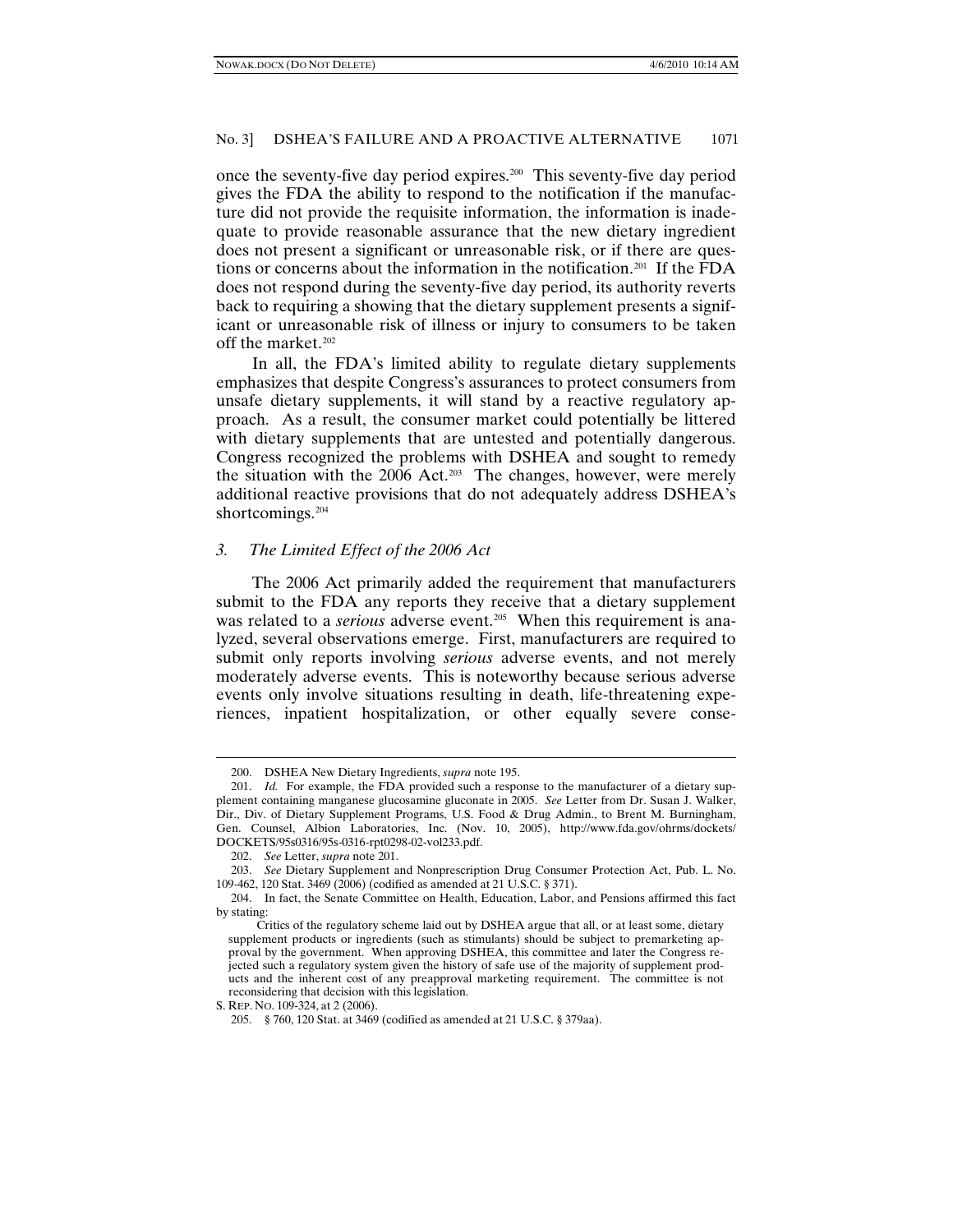once the seventy-five day period expires.[200] This seventy-five day period gives the FDA the ability to respond to the notification if the manufacture did not provide the requisite information, the information is inadequate to provide reasonable assurance that the new dietary ingredient does not present a significant or unreasonable risk, or if there are questions or concerns about the information in the notification.[201] If the FDA does not respond during the seventy-five day period, its authority reverts back to requiring a showing that the dietary supplement presents a significant or unreasonable risk of illness or injury to consumers to be taken off the market.[202]

In all, the FDA's limited ability to regulate dietary supplements emphasizes that despite Congress's assurances to protect consumers from unsafe dietary supplements, it will stand by a reactive regulatory approach. As a result, the consumer market could potentially be littered with dietary supplements that are untested and potentially dangerous. Congress recognized the problems with DSHEA and sought to remedy the situation with the 2006 Act.[203] The changes, however, were merely additional reactive provisions that do not adequately address DSHEA's shortcomings.[204]

### *3. The Limited Effect of the 2006 Act*

The 2006 Act primarily added the requirement that manufacturers submit to the FDA any reports they receive that a dietary supplement was related to a *serious* adverse event.[205] When this requirement is analyzed, several observations emerge. First, manufacturers are required to submit only reports involving *serious* adverse events, and not merely moderately adverse events. This is noteworthy because serious adverse events only involve situations resulting in death, life-threatening experiences, inpatient hospitalization, or other equally severe conse-

---

200. DSHEA New Dietary Ingredients, *supra* note 195.

201. *Id.* For example, the FDA provided such a response to the manufacturer of a dietary supplement containing manganese glucosamine gluconate in 2005. *See* Letter from Dr. Susan J. Walker, Dir., Div. of Dietary Supplement Programs, U.S. Food & Drug Admin., to Brent M. Burningham, Gen. Counsel, Albion Laboratories, Inc. (Nov. 10, 2005), http://www.fda.gov/ohrms/dockets/DOCKETS/95s0316/95s-0316-rpt0298-02-vol233.pdf.

202. *See* Letter, *supra* note 201.

203. *See* Dietary Supplement and Nonprescription Drug Consumer Protection Act, Pub. L. No. 109-462, 120 Stat. 3469 (2006) (codified as amended at 21 U.S.C. § 371).

204. In fact, the Senate Committee on Health, Education, Labor, and Pensions affirmed this fact by stating:

> Critics of the regulatory scheme laid out by DSHEA argue that all, or at least some, dietary supplement products or ingredients (such as stimulants) should be subject to premarketing approval by the government. When approving DSHEA, this committee and later the Congress rejected such a regulatory system given the history of safe use of the majority of supplement products and the inherent cost of any preapproval marketing requirement. The committee is not reconsidering that decision with this legislation.

S. REP. NO. 109-324, at 2 (2006).

205. § 760, 120 Stat. at 3469 (codified as amended at 21 U.S.C. § 379aa).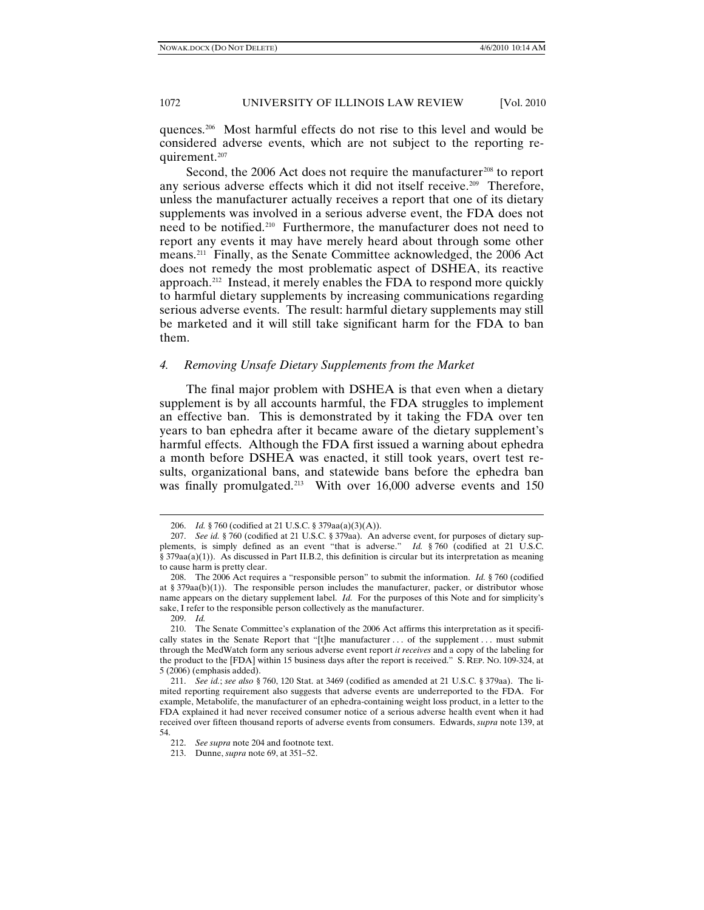quences.[206] Most harmful effects do not rise to this level and would be considered adverse events, which are not subject to the reporting requirement.[207]

Second, the 2006 Act does not require the manufacturer[208] to report any serious adverse effects which it did not itself receive.[209] Therefore, unless the manufacturer actually receives a report that one of its dietary supplements was involved in a serious adverse event, the FDA does not need to be notified.[210] Furthermore, the manufacturer does not need to report any events it may have merely heard about through some other means.[211] Finally, as the Senate Committee acknowledged, the 2006 Act does not remedy the most problematic aspect of DSHEA, its reactive approach.[212] Instead, it merely enables the FDA to respond more quickly to harmful dietary supplements by increasing communications regarding serious adverse events. The result: harmful dietary supplements may still be marketed and it will still take significant harm for the FDA to ban them.

### 4. *Removing Unsafe Dietary Supplements from the Market*

The final major problem with DSHEA is that even when a dietary supplement is by all accounts harmful, the FDA struggles to implement an effective ban. This is demonstrated by it taking the FDA over ten years to ban ephedra after it became aware of the dietary supplement's harmful effects. Although the FDA first issued a warning about ephedra a month before DSHEA was enacted, it still took years, overt test results, organizational bans, and statewide bans before the ephedra ban was finally promulgated.[213] With over 16,000 adverse events and 150

---

206. *Id.* § 760 (codified at 21 U.S.C. § 379aa(a)(3)(A)).

207. *See id.* § 760 (codified at 21 U.S.C. § 379aa). An adverse event, for purposes of dietary supplements, is simply defined as an event "that is adverse." *Id.* § 760 (codified at 21 U.S.C. § 379aa(a)(1)). As discussed in Part II.B.2, this definition is circular but its interpretation as meaning to cause harm is pretty clear.

208. The 2006 Act requires a "responsible person" to submit the information. *Id.* § 760 (codified at § 379aa(b)(1)). The responsible person includes the manufacturer, packer, or distributor whose name appears on the dietary supplement label. *Id.* For the purposes of this Note and for simplicity's sake, I refer to the responsible person collectively as the manufacturer.

209. *Id.*

210. The Senate Committee's explanation of the 2006 Act affirms this interpretation as it specifically states in the Senate Report that "[t]he manufacturer . . . of the supplement . . . must submit through the MedWatch form any serious adverse event report *it receives* and a copy of the labeling for the product to the [FDA] within 15 business days after the report is received." S. REP. NO. 109-324, at 5 (2006) (emphasis added).

211. *See id.*; *see also* § 760, 120 Stat. at 3469 (codified as amended at 21 U.S.C. § 379aa). The limited reporting requirement also suggests that adverse events are underreported to the FDA. For example, Metabolife, the manufacturer of an ephedra-containing weight loss product, in a letter to the FDA explained it had never received consumer notice of a serious adverse health event when it had received over fifteen thousand reports of adverse events from consumers. Edwards, *supra* note 139, at 54.

212. *See supra* note 204 and footnote text.

213. Dunne, *supra* note 69, at 351–52.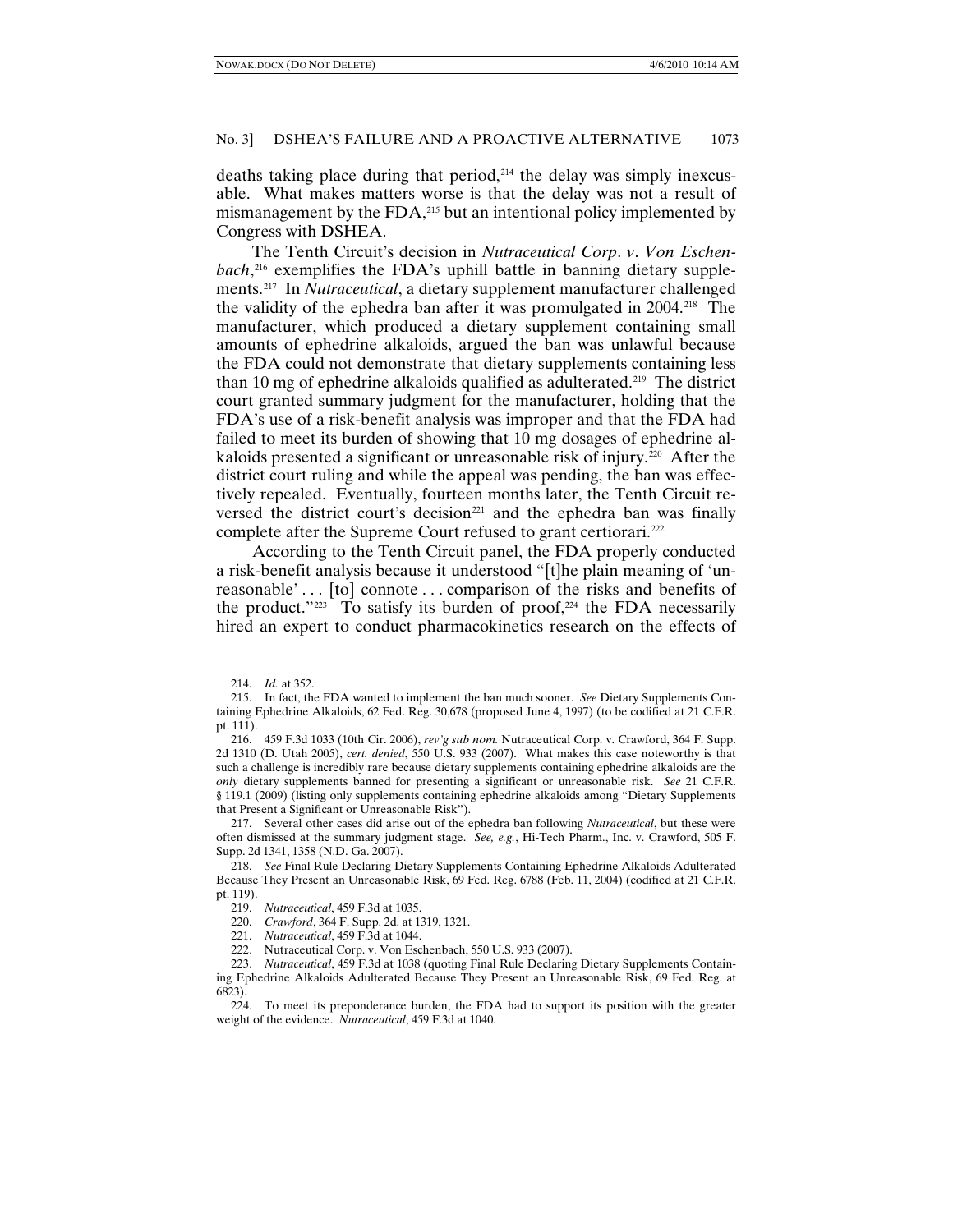deaths taking place during that period,[214] the delay was simply inexcusable. What makes matters worse is that the delay was not a result of mismanagement by the FDA,[215] but an intentional policy implemented by Congress with DSHEA.

The Tenth Circuit's decision in *Nutraceutical Corp. v. Von Eschenbach*,[216] exemplifies the FDA's uphill battle in banning dietary supplements.[217] In *Nutraceutical*, a dietary supplement manufacturer challenged the validity of the ephedra ban after it was promulgated in 2004.[218] The manufacturer, which produced a dietary supplement containing small amounts of ephedrine alkaloids, argued the ban was unlawful because the FDA could not demonstrate that dietary supplements containing less than 10 mg of ephedrine alkaloids qualified as adulterated.[219] The district court granted summary judgment for the manufacturer, holding that the FDA's use of a risk-benefit analysis was improper and that the FDA had failed to meet its burden of showing that 10 mg dosages of ephedrine alkaloids presented a significant or unreasonable risk of injury.[220] After the district court ruling and while the appeal was pending, the ban was effectively repealed. Eventually, fourteen months later, the Tenth Circuit reversed the district court's decision[221] and the ephedra ban was finally complete after the Supreme Court refused to grant certiorari.[222]

According to the Tenth Circuit panel, the FDA properly conducted a risk-benefit analysis because it understood "[t]he plain meaning of 'unreasonable' . . . [to] connote . . . comparison of the risks and benefits of the product."[223] To satisfy its burden of proof,[224] the FDA necessarily hired an expert to conduct pharmacokinetics research on the effects of

---

214. *Id.* at 352.

215. In fact, the FDA wanted to implement the ban much sooner. *See* Dietary Supplements Containing Ephedrine Alkaloids, 62 Fed. Reg. 30,678 (proposed June 4, 1997) (to be codified at 21 C.F.R. pt. 111).

216. 459 F.3d 1033 (10th Cir. 2006), *rev'g sub nom.* Nutraceutical Corp. v. Crawford, 364 F. Supp. 2d 1310 (D. Utah 2005), *cert. denied*, 550 U.S. 933 (2007). What makes this case noteworthy is that such a challenge is incredibly rare because dietary supplements containing ephedrine alkaloids are the *only* dietary supplements banned for presenting a significant or unreasonable risk. *See* 21 C.F.R. § 119.1 (2009) (listing only supplements containing ephedrine alkaloids among "Dietary Supplements that Present a Significant or Unreasonable Risk").

217. Several other cases did arise out of the ephedra ban following *Nutraceutical*, but these were often dismissed at the summary judgment stage. *See, e.g.*, Hi-Tech Pharm., Inc. v. Crawford, 505 F. Supp. 2d 1341, 1358 (N.D. Ga. 2007).

218. *See* Final Rule Declaring Dietary Supplements Containing Ephedrine Alkaloids Adulterated Because They Present an Unreasonable Risk, 69 Fed. Reg. 6788 (Feb. 11, 2004) (codified at 21 C.F.R. pt. 119).

219. *Nutraceutical*, 459 F.3d at 1035.

220. *Crawford*, 364 F. Supp. 2d. at 1319, 1321.

221. *Nutraceutical*, 459 F.3d at 1044.

222. Nutraceutical Corp. v. Von Eschenbach, 550 U.S. 933 (2007).

223. *Nutraceutical*, 459 F.3d at 1038 (quoting Final Rule Declaring Dietary Supplements Containing Ephedrine Alkaloids Adulterated Because They Present an Unreasonable Risk, 69 Fed. Reg. at 6823).

224. To meet its preponderance burden, the FDA had to support its position with the greater weight of the evidence. *Nutraceutical*, 459 F.3d at 1040.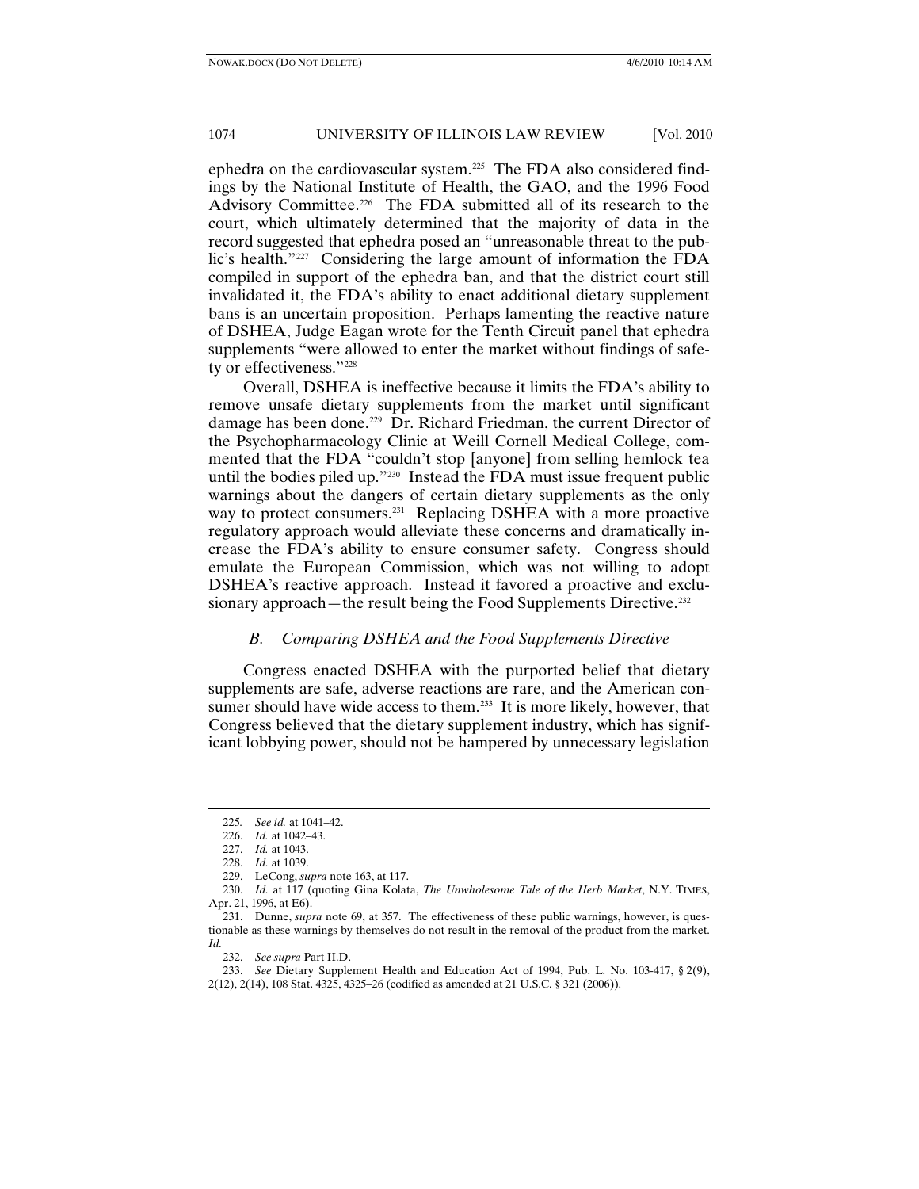ephedra on the cardiovascular system.[225] The FDA also considered findings by the National Institute of Health, the GAO, and the 1996 Food Advisory Committee.[226] The FDA submitted all of its research to the court, which ultimately determined that the majority of data in the record suggested that ephedra posed an "unreasonable threat to the public's health."[227] Considering the large amount of information the FDA compiled in support of the ephedra ban, and that the district court still invalidated it, the FDA's ability to enact additional dietary supplement bans is an uncertain proposition. Perhaps lamenting the reactive nature of DSHEA, Judge Eagan wrote for the Tenth Circuit panel that ephedra supplements "were allowed to enter the market without findings of safety or effectiveness."[228]

Overall, DSHEA is ineffective because it limits the FDA's ability to remove unsafe dietary supplements from the market until significant damage has been done.[229] Dr. Richard Friedman, the current Director of the Psychopharmacology Clinic at Weill Cornell Medical College, commented that the FDA "couldn't stop [anyone] from selling hemlock tea until the bodies piled up."[230] Instead the FDA must issue frequent public warnings about the dangers of certain dietary supplements as the only way to protect consumers.[231] Replacing DSHEA with a more proactive regulatory approach would alleviate these concerns and dramatically increase the FDA's ability to ensure consumer safety. Congress should emulate the European Commission, which was not willing to adopt DSHEA's reactive approach. Instead it favored a proactive and exclusionary approach—the result being the Food Supplements Directive.[232]

### *B. Comparing DSHEA and the Food Supplements Directive*

Congress enacted DSHEA with the purported belief that dietary supplements are safe, adverse reactions are rare, and the American consumer should have wide access to them.[233] It is more likely, however, that Congress believed that the dietary supplement industry, which has significant lobbying power, should not be hampered by unnecessary legislation

---

225. *See id.* at 1041–42.

226. *Id.* at 1042–43.

227. *Id.* at 1043.

228. *Id.* at 1039.

229. LeCong, *supra* note 163, at 117.

230. *Id.* at 117 (quoting Gina Kolata, *The Unwholesome Tale of the Herb Market*, N.Y. TIMES, Apr. 21, 1996, at E6).

231. Dunne, *supra* note 69, at 357. The effectiveness of these public warnings, however, is questionable as these warnings by themselves do not result in the removal of the product from the market. *Id.*

232. *See supra* Part II.D.

233. *See* Dietary Supplement Health and Education Act of 1994, Pub. L. No. 103-417, § 2(9), 2(12), 2(14), 108 Stat. 4325, 4325–26 (codified as amended at 21 U.S.C. § 321 (2006)).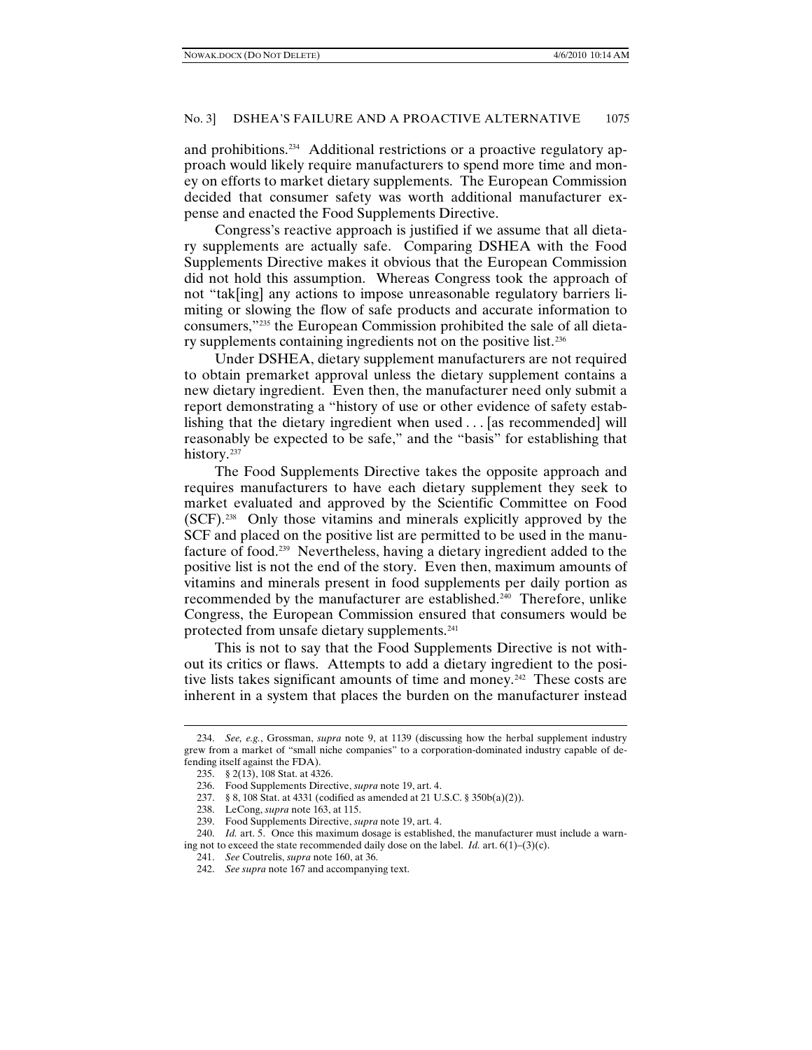and prohibitions.[234] Additional restrictions or a proactive regulatory approach would likely require manufacturers to spend more time and money on efforts to market dietary supplements. The European Commission decided that consumer safety was worth additional manufacturer expense and enacted the Food Supplements Directive.

Congress's reactive approach is justified if we assume that all dietary supplements are actually safe. Comparing DSHEA with the Food Supplements Directive makes it obvious that the European Commission did not hold this assumption. Whereas Congress took the approach of not "tak[ing] any actions to impose unreasonable regulatory barriers limiting or slowing the flow of safe products and accurate information to consumers,"[235] the European Commission prohibited the sale of all dietary supplements containing ingredients not on the positive list.[236]

Under DSHEA, dietary supplement manufacturers are not required to obtain premarket approval unless the dietary supplement contains a new dietary ingredient. Even then, the manufacturer need only submit a report demonstrating a "history of use or other evidence of safety establishing that the dietary ingredient when used . . . [as recommended] will reasonably be expected to be safe," and the "basis" for establishing that history.[237]

The Food Supplements Directive takes the opposite approach and requires manufacturers to have each dietary supplement they seek to market evaluated and approved by the Scientific Committee on Food (SCF).[238] Only those vitamins and minerals explicitly approved by the SCF and placed on the positive list are permitted to be used in the manufacture of food.[239] Nevertheless, having a dietary ingredient added to the positive list is not the end of the story. Even then, maximum amounts of vitamins and minerals present in food supplements per daily portion as recommended by the manufacturer are established.[240] Therefore, unlike Congress, the European Commission ensured that consumers would be protected from unsafe dietary supplements.[241]

This is not to say that the Food Supplements Directive is not without its critics or flaws. Attempts to add a dietary ingredient to the positive lists takes significant amounts of time and money.[242] These costs are inherent in a system that places the burden on the manufacturer instead

---

234. *See, e.g.*, Grossman, *supra* note 9, at 1139 (discussing how the herbal supplement industry grew from a market of "small niche companies" to a corporation-dominated industry capable of defending itself against the FDA).

235. § 2(13), 108 Stat. at 4326.

236. Food Supplements Directive, *supra* note 19, art. 4.

237. § 8, 108 Stat. at 4331 (codified as amended at 21 U.S.C. § 350b(a)(2)).

238. LeCong, *supra* note 163, at 115.

239. Food Supplements Directive, *supra* note 19, art. 4.

240. *Id.* art. 5. Once this maximum dosage is established, the manufacturer must include a warning not to exceed the state recommended daily dose on the label. *Id.* art. 6(1)–(3)(c).

241. *See* Coutrelis, *supra* note 160, at 36.

242. *See supra* note 167 and accompanying text.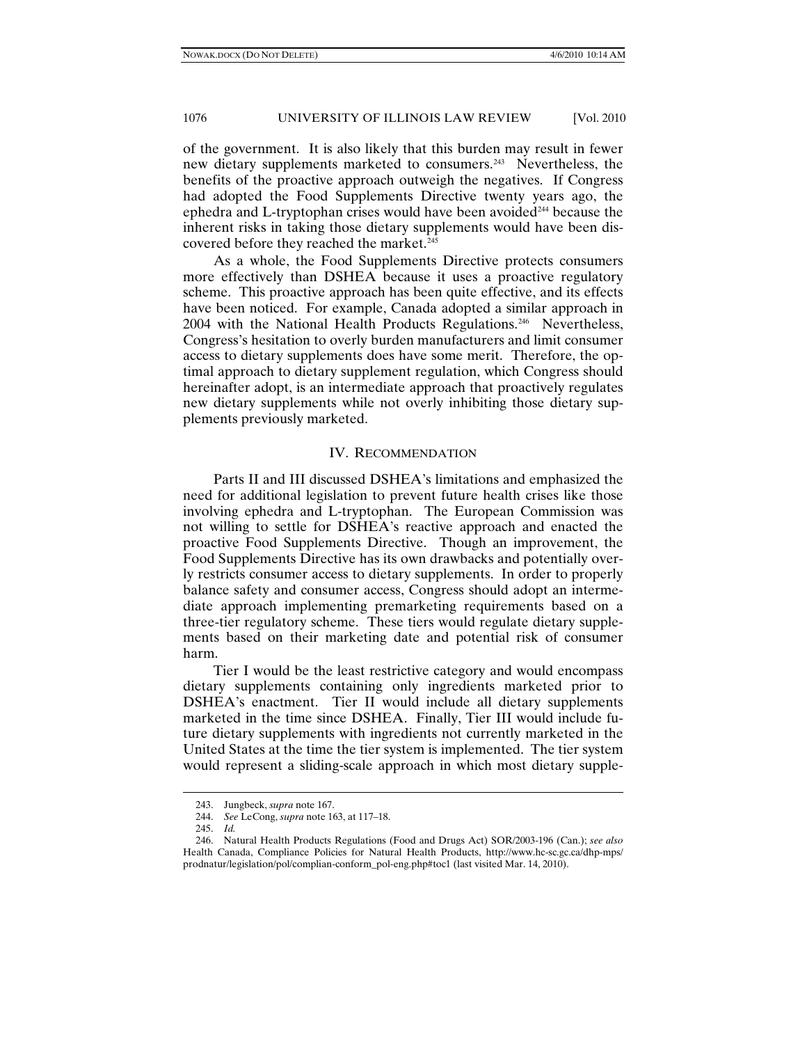of the government. It is also likely that this burden may result in fewer new dietary supplements marketed to consumers.[243] Nevertheless, the benefits of the proactive approach outweigh the negatives. If Congress had adopted the Food Supplements Directive twenty years ago, the ephedra and L-tryptophan crises would have been avoided[244] because the inherent risks in taking those dietary supplements would have been discovered before they reached the market.[245]

As a whole, the Food Supplements Directive protects consumers more effectively than DSHEA because it uses a proactive regulatory scheme. This proactive approach has been quite effective, and its effects have been noticed. For example, Canada adopted a similar approach in 2004 with the National Health Products Regulations.[246] Nevertheless, Congress's hesitation to overly burden manufacturers and limit consumer access to dietary supplements does have some merit. Therefore, the optimal approach to dietary supplement regulation, which Congress should hereinafter adopt, is an intermediate approach that proactively regulates new dietary supplements while not overly inhibiting those dietary supplements previously marketed.

## IV. Recommendation

Parts II and III discussed DSHEA's limitations and emphasized the need for additional legislation to prevent future health crises like those involving ephedra and L-tryptophan. The European Commission was not willing to settle for DSHEA's reactive approach and enacted the proactive Food Supplements Directive. Though an improvement, the Food Supplements Directive has its own drawbacks and potentially overly restricts consumer access to dietary supplements. In order to properly balance safety and consumer access, Congress should adopt an intermediate approach implementing premarketing requirements based on a three-tier regulatory scheme. These tiers would regulate dietary supplements based on their marketing date and potential risk of consumer harm.

Tier I would be the least restrictive category and would encompass dietary supplements containing only ingredients marketed prior to DSHEA's enactment. Tier II would include all dietary supplements marketed in the time since DSHEA. Finally, Tier III would include future dietary supplements with ingredients not currently marketed in the United States at the time the tier system is implemented. The tier system would represent a sliding-scale approach in which most dietary supple-

---

243. Jungbeck, *supra* note 167.

244. *See* LeCong, *supra* note 163, at 117–18.

245. *Id.*

246. Natural Health Products Regulations (Food and Drugs Act) SOR/2003-196 (Can.); *see also* Health Canada, Compliance Policies for Natural Health Products, http://www.hc-sc.gc.ca/dhp-mps/prodnatur/legislation/pol/complian-conform_pol-eng.php#toc1 (last visited Mar. 14, 2010).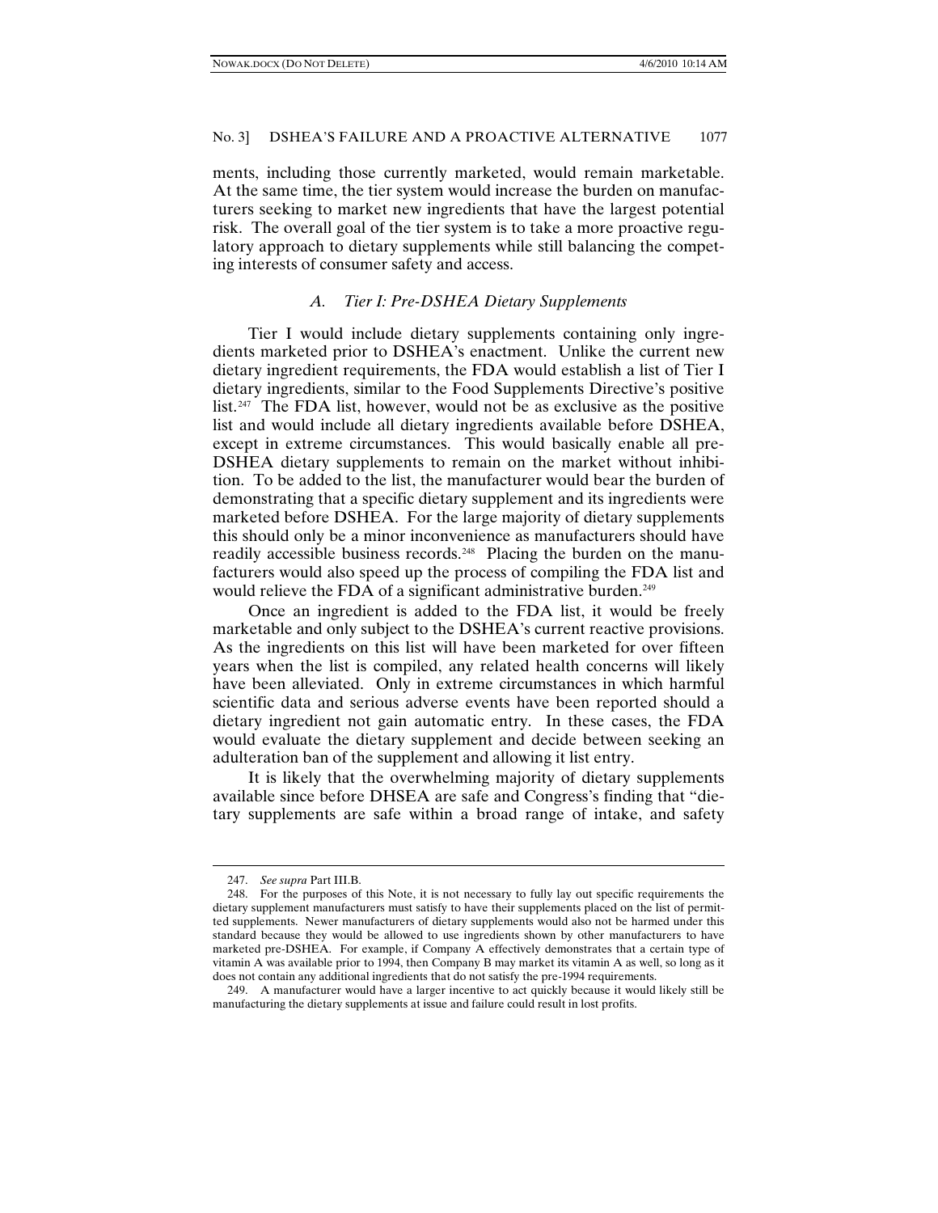ments, including those currently marketed, would remain marketable. At the same time, the tier system would increase the burden on manufacturers seeking to market new ingredients that have the largest potential risk. The overall goal of the tier system is to take a more proactive regulatory approach to dietary supplements while still balancing the competing interests of consumer safety and access.

### *A. Tier I: Pre-DSHEA Dietary Supplements*

Tier I would include dietary supplements containing only ingredients marketed prior to DSHEA's enactment. Unlike the current new dietary ingredient requirements, the FDA would establish a list of Tier I dietary ingredients, similar to the Food Supplements Directive's positive list.[247] The FDA list, however, would not be as exclusive as the positive list and would include all dietary ingredients available before DSHEA, except in extreme circumstances. This would basically enable all pre-DSHEA dietary supplements to remain on the market without inhibition. To be added to the list, the manufacturer would bear the burden of demonstrating that a specific dietary supplement and its ingredients were marketed before DSHEA. For the large majority of dietary supplements this should only be a minor inconvenience as manufacturers should have readily accessible business records.[248] Placing the burden on the manufacturers would also speed up the process of compiling the FDA list and would relieve the FDA of a significant administrative burden.[249]

Once an ingredient is added to the FDA list, it would be freely marketable and only subject to the DSHEA's current reactive provisions. As the ingredients on this list will have been marketed for over fifteen years when the list is compiled, any related health concerns will likely have been alleviated. Only in extreme circumstances in which harmful scientific data and serious adverse events have been reported should a dietary ingredient not gain automatic entry. In these cases, the FDA would evaluate the dietary supplement and decide between seeking an adulteration ban of the supplement and allowing it list entry.

It is likely that the overwhelming majority of dietary supplements available since before DHSEA are safe and Congress's finding that "dietary supplements are safe within a broad range of intake, and safety

---

247. *See supra* Part III.B.

248. For the purposes of this Note, it is not necessary to fully lay out specific requirements the dietary supplement manufacturers must satisfy to have their supplements placed on the list of permitted supplements. Newer manufacturers of dietary supplements would also not be harmed under this standard because they would be allowed to use ingredients shown by other manufacturers to have marketed pre-DSHEA. For example, if Company A effectively demonstrates that a certain type of vitamin A was available prior to 1994, then Company B may market its vitamin A as well, so long as it does not contain any additional ingredients that do not satisfy the pre-1994 requirements.

249. A manufacturer would have a larger incentive to act quickly because it would likely still be manufacturing the dietary supplements at issue and failure could result in lost profits.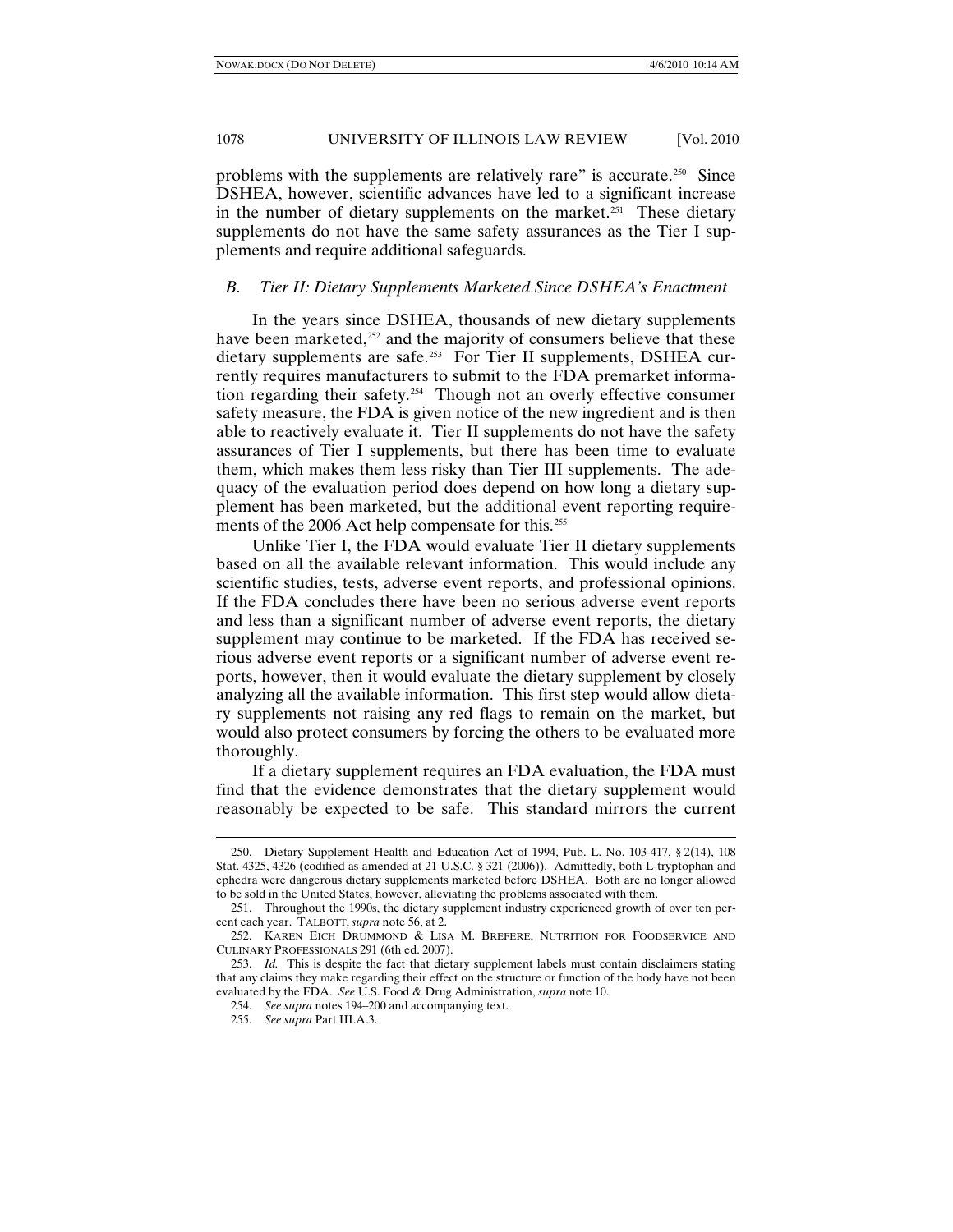problems with the supplements are relatively rare" is accurate.[250] Since DSHEA, however, scientific advances have led to a significant increase in the number of dietary supplements on the market.[251] These dietary supplements do not have the same safety assurances as the Tier I supplements and require additional safeguards.

### *B. Tier II: Dietary Supplements Marketed Since DSHEA's Enactment*

In the years since DSHEA, thousands of new dietary supplements have been marketed,[252] and the majority of consumers believe that these dietary supplements are safe.[253] For Tier II supplements, DSHEA currently requires manufacturers to submit to the FDA premarket information regarding their safety.[254] Though not an overly effective consumer safety measure, the FDA is given notice of the new ingredient and is then able to reactively evaluate it. Tier II supplements do not have the safety assurances of Tier I supplements, but there has been time to evaluate them, which makes them less risky than Tier III supplements. The adequacy of the evaluation period does depend on how long a dietary supplement has been marketed, but the additional event reporting requirements of the 2006 Act help compensate for this.[255]

Unlike Tier I, the FDA would evaluate Tier II dietary supplements based on all the available relevant information. This would include any scientific studies, tests, adverse event reports, and professional opinions. If the FDA concludes there have been no serious adverse event reports and less than a significant number of adverse event reports, the dietary supplement may continue to be marketed. If the FDA has received serious adverse event reports or a significant number of adverse event reports, however, then it would evaluate the dietary supplement by closely analyzing all the available information. This first step would allow dietary supplements not raising any red flags to remain on the market, but would also protect consumers by forcing the others to be evaluated more thoroughly.

If a dietary supplement requires an FDA evaluation, the FDA must find that the evidence demonstrates that the dietary supplement would reasonably be expected to be safe. This standard mirrors the current

---

250. Dietary Supplement Health and Education Act of 1994, Pub. L. No. 103-417, § 2(14), 108 Stat. 4325, 4326 (codified as amended at 21 U.S.C. § 321 (2006)). Admittedly, both L-tryptophan and ephedra were dangerous dietary supplements marketed before DSHEA. Both are no longer allowed to be sold in the United States, however, alleviating the problems associated with them.

251. Throughout the 1990s, the dietary supplement industry experienced growth of over ten percent each year. TALBOTT, *supra* note 56, at 2.

252. KAREN EICH DRUMMOND & LISA M. BREFERE, NUTRITION FOR FOODSERVICE AND CULINARY PROFESSIONALS 291 (6th ed. 2007).

253. *Id.* This is despite the fact that dietary supplement labels must contain disclaimers stating that any claims they make regarding their effect on the structure or function of the body have not been evaluated by the FDA. *See* U.S. Food & Drug Administration, *supra* note 10.

254. *See supra* notes 194–200 and accompanying text.

255. *See supra* Part III.A.3.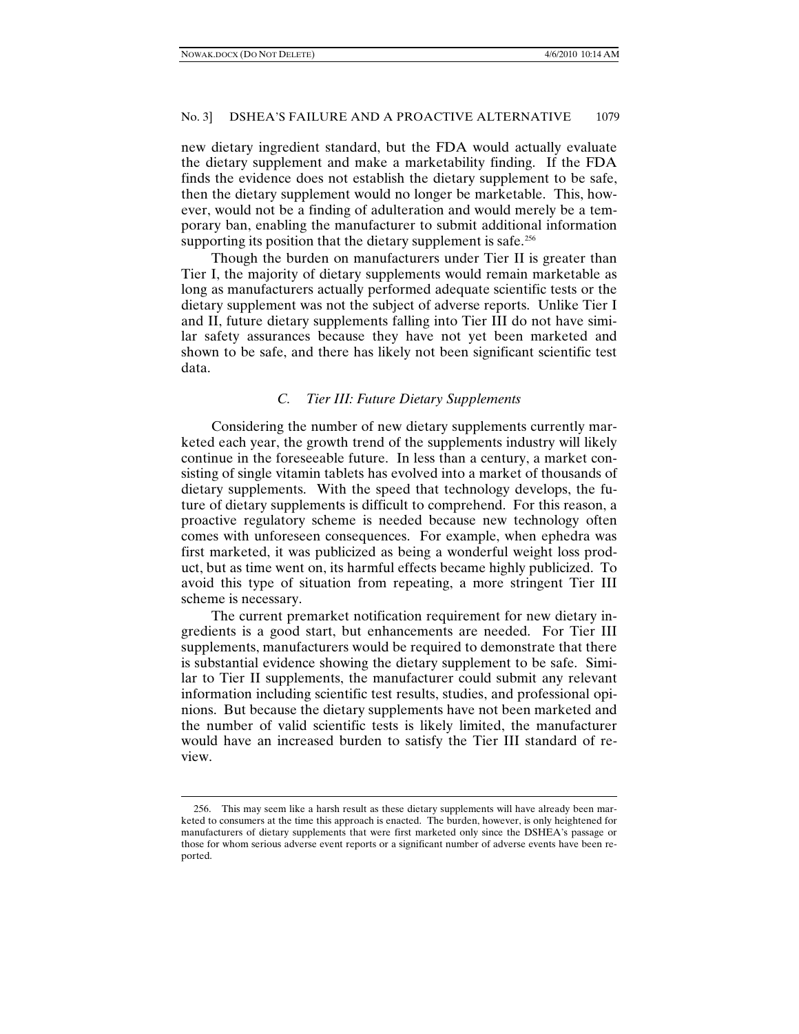new dietary ingredient standard, but the FDA would actually evaluate the dietary supplement and make a marketability finding. If the FDA finds the evidence does not establish the dietary supplement to be safe, then the dietary supplement would no longer be marketable. This, however, would not be a finding of adulteration and would merely be a temporary ban, enabling the manufacturer to submit additional information supporting its position that the dietary supplement is safe.[256]

Though the burden on manufacturers under Tier II is greater than Tier I, the majority of dietary supplements would remain marketable as long as manufacturers actually performed adequate scientific tests or the dietary supplement was not the subject of adverse reports. Unlike Tier I and II, future dietary supplements falling into Tier III do not have similar safety assurances because they have not yet been marketed and shown to be safe, and there has likely not been significant scientific test data.

### *C. Tier III: Future Dietary Supplements*

Considering the number of new dietary supplements currently marketed each year, the growth trend of the supplements industry will likely continue in the foreseeable future. In less than a century, a market consisting of single vitamin tablets has evolved into a market of thousands of dietary supplements. With the speed that technology develops, the future of dietary supplements is difficult to comprehend. For this reason, a proactive regulatory scheme is needed because new technology often comes with unforeseen consequences. For example, when ephedra was first marketed, it was publicized as being a wonderful weight loss product, but as time went on, its harmful effects became highly publicized. To avoid this type of situation from repeating, a more stringent Tier III scheme is necessary.

The current premarket notification requirement for new dietary ingredients is a good start, but enhancements are needed. For Tier III supplements, manufacturers would be required to demonstrate that there is substantial evidence showing the dietary supplement to be safe. Similar to Tier II supplements, the manufacturer could submit any relevant information including scientific test results, studies, and professional opinions. But because the dietary supplements have not been marketed and the number of valid scientific tests is likely limited, the manufacturer would have an increased burden to satisfy the Tier III standard of review.

---

256. This may seem like a harsh result as these dietary supplements will have already been marketed to consumers at the time this approach is enacted. The burden, however, is only heightened for manufacturers of dietary supplements that were first marketed only since the DSHEA's passage or those for whom serious adverse event reports or a significant number of adverse events have been reported.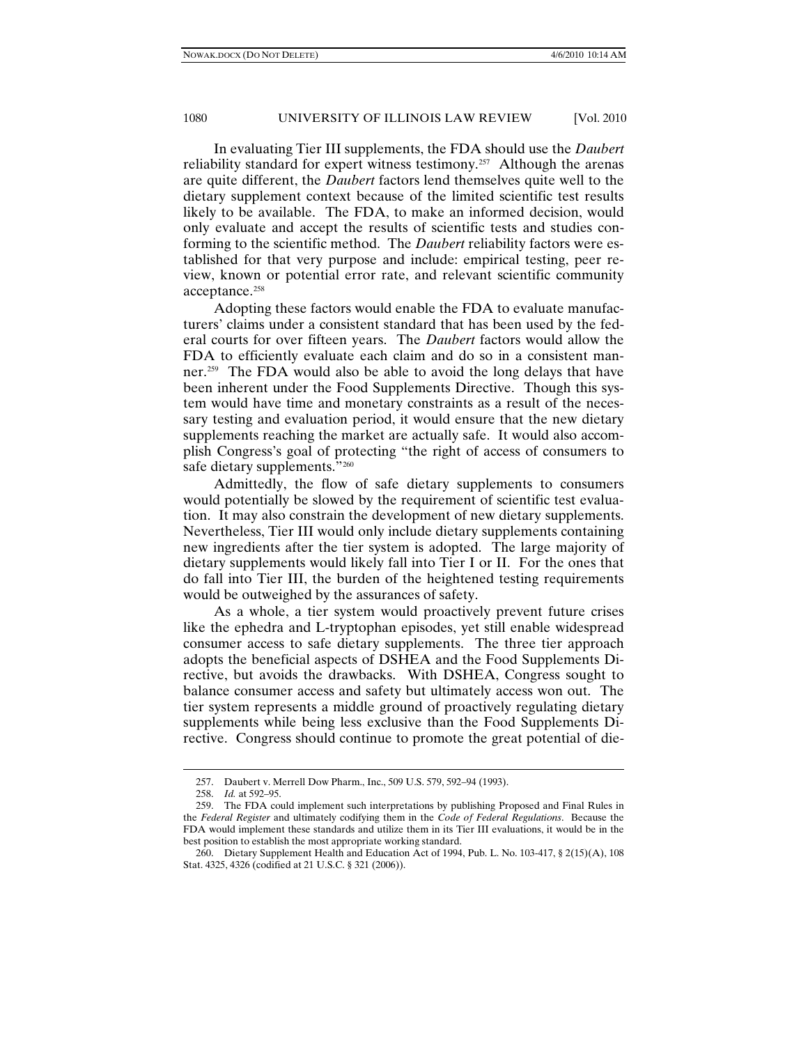In evaluating Tier III supplements, the FDA should use the *Daubert* reliability standard for expert witness testimony.[257] Although the arenas are quite different, the *Daubert* factors lend themselves quite well to the dietary supplement context because of the limited scientific test results likely to be available. The FDA, to make an informed decision, would only evaluate and accept the results of scientific tests and studies conforming to the scientific method. The *Daubert* reliability factors were established for that very purpose and include: empirical testing, peer review, known or potential error rate, and relevant scientific community acceptance.[258]

Adopting these factors would enable the FDA to evaluate manufacturers' claims under a consistent standard that has been used by the federal courts for over fifteen years. The *Daubert* factors would allow the FDA to efficiently evaluate each claim and do so in a consistent manner.[259] The FDA would also be able to avoid the long delays that have been inherent under the Food Supplements Directive. Though this system would have time and monetary constraints as a result of the necessary testing and evaluation period, it would ensure that the new dietary supplements reaching the market are actually safe. It would also accomplish Congress's goal of protecting "the right of access of consumers to safe dietary supplements."[260]

Admittedly, the flow of safe dietary supplements to consumers would potentially be slowed by the requirement of scientific test evaluation. It may also constrain the development of new dietary supplements. Nevertheless, Tier III would only include dietary supplements containing new ingredients after the tier system is adopted. The large majority of dietary supplements would likely fall into Tier I or II. For the ones that do fall into Tier III, the burden of the heightened testing requirements would be outweighed by the assurances of safety.

As a whole, a tier system would proactively prevent future crises like the ephedra and L-tryptophan episodes, yet still enable widespread consumer access to safe dietary supplements. The three tier approach adopts the beneficial aspects of DSHEA and the Food Supplements Directive, but avoids the drawbacks. With DSHEA, Congress sought to balance consumer access and safety but ultimately access won out. The tier system represents a middle ground of proactively regulating dietary supplements while being less exclusive than the Food Supplements Directive. Congress should continue to promote the great potential of die-

---

257. Daubert v. Merrell Dow Pharm., Inc., 509 U.S. 579, 592–94 (1993).

258. *Id.* at 592–95.

259. The FDA could implement such interpretations by publishing Proposed and Final Rules in the *Federal Register* and ultimately codifying them in the *Code of Federal Regulations*. Because the FDA would implement these standards and utilize them in its Tier III evaluations, it would be in the best position to establish the most appropriate working standard.

260. Dietary Supplement Health and Education Act of 1994, Pub. L. No. 103-417, § 2(15)(A), 108 Stat. 4325, 4326 (codified at 21 U.S.C. § 321 (2006)).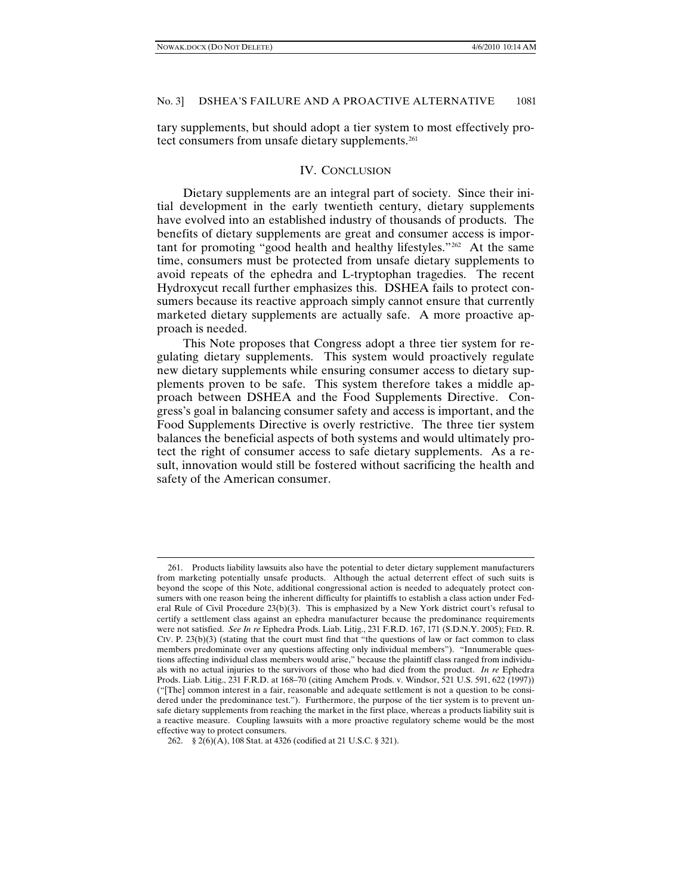tary supplements, but should adopt a tier system to most effectively protect consumers from unsafe dietary supplements.[261]

## IV. Conclusion

Dietary supplements are an integral part of society. Since their initial development in the early twentieth century, dietary supplements have evolved into an established industry of thousands of products. The benefits of dietary supplements are great and consumer access is important for promoting "good health and healthy lifestyles."[262] At the same time, consumers must be protected from unsafe dietary supplements to avoid repeats of the ephedra and L-tryptophan tragedies. The recent Hydroxycut recall further emphasizes this. DSHEA fails to protect consumers because its reactive approach simply cannot ensure that currently marketed dietary supplements are actually safe. A more proactive approach is needed.

This Note proposes that Congress adopt a three tier system for regulating dietary supplements. This system would proactively regulate new dietary supplements while ensuring consumer access to dietary supplements proven to be safe. This system therefore takes a middle approach between DSHEA and the Food Supplements Directive. Congress's goal in balancing consumer safety and access is important, and the Food Supplements Directive is overly restrictive. The three tier system balances the beneficial aspects of both systems and would ultimately protect the right of consumer access to safe dietary supplements. As a result, innovation would still be fostered without sacrificing the health and safety of the American consumer.

---

261. Products liability lawsuits also have the potential to deter dietary supplement manufacturers from marketing potentially unsafe products. Although the actual deterrent effect of such suits is beyond the scope of this Note, additional congressional action is needed to adequately protect consumers with one reason being the inherent difficulty for plaintiffs to establish a class action under Federal Rule of Civil Procedure 23(b)(3). This is emphasized by a New York district court's refusal to certify a settlement class against an ephedra manufacturer because the predominance requirements were not satisfied. *See In re* Ephedra Prods. Liab. Litig., 231 F.R.D. 167, 171 (S.D.N.Y. 2005); Fed. R. Civ. P. 23(b)(3) (stating that the court must find that "the questions of law or fact common to class members predominate over any questions affecting only individual members"). "Innumerable questions affecting individual class members would arise," because the plaintiff class ranged from individuals with no actual injuries to the survivors of those who had died from the product. *In re* Ephedra Prods. Liab. Litig., 231 F.R.D. at 168–70 (citing Amchem Prods. v. Windsor, 521 U.S. 591, 622 (1997)) ("[The] common interest in a fair, reasonable and adequate settlement is not a question to be considered under the predominance test."). Furthermore, the purpose of the tier system is to prevent unsafe dietary supplements from reaching the market in the first place, whereas a products liability suit is a reactive measure. Coupling lawsuits with a more proactive regulatory scheme would be the most effective way to protect consumers.

262. § 2(6)(A), 108 Stat. at 4326 (codified at 21 U.S.C. § 321).